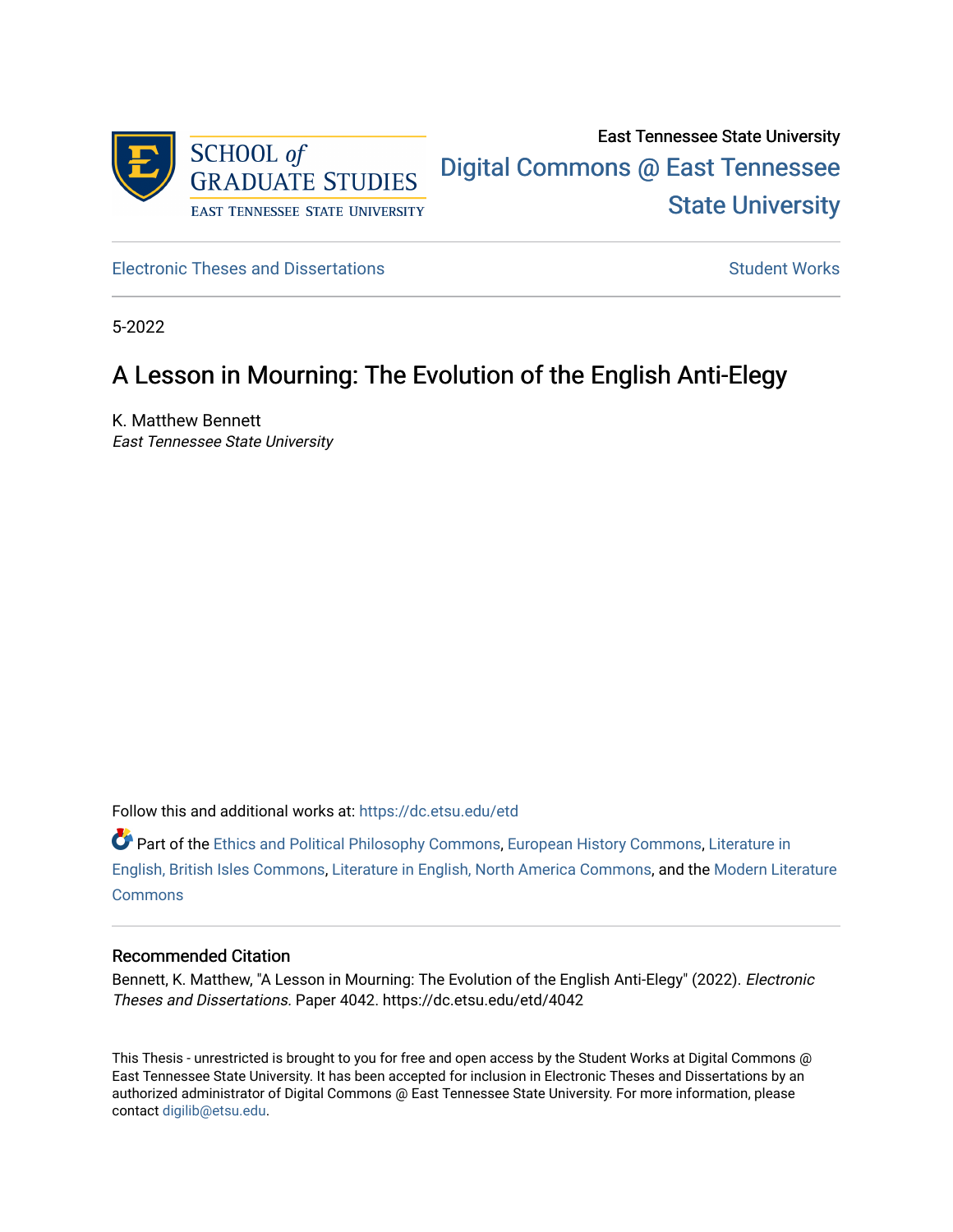East Tennessee State University

Digital Commons @ East Tennessee State University

Electronic Theses and Dissertations

Student Works

5-2022

# A Lesson in Mourning: The Evolution of the English Anti-Elegy

K. Matthew Bennett
*East Tennessee State University*

Follow this and additional works at: https://dc.etsu.edu/etd

Part of the Ethics and Political Philosophy Commons, European History Commons, Literature in English, British Isles Commons, Literature in English, North America Commons, and the Modern Literature Commons

## Recommended Citation

Bennett, K. Matthew, "A Lesson in Mourning: The Evolution of the English Anti-Elegy" (2022). *Electronic Theses and Dissertations.* Paper 4042. https://dc.etsu.edu/etd/4042

This Thesis - unrestricted is brought to you for free and open access by the Student Works at Digital Commons @ East Tennessee State University. It has been accepted for inclusion in Electronic Theses and Dissertations by an authorized administrator of Digital Commons @ East Tennessee State University. For more information, please contact digilib@etsu.edu.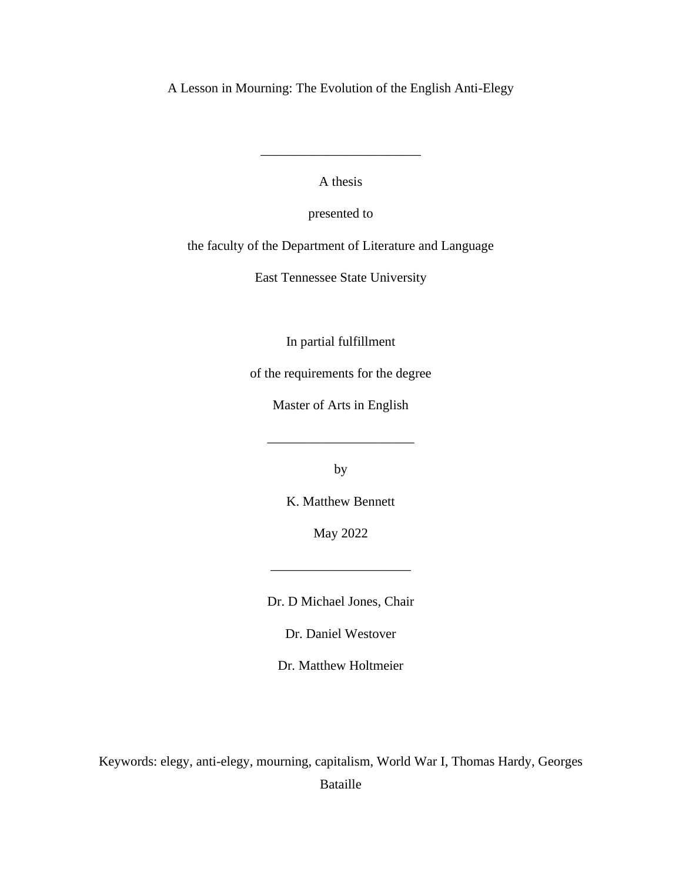# A Lesson in Mourning: The Evolution of the English Anti-Elegy

---

A thesis

presented to

the faculty of the Department of Literature and Language

East Tennessee State University

In partial fulfillment

of the requirements for the degree

Master of Arts in English

---

by

K. Matthew Bennett

May 2022

---

Dr. D Michael Jones, Chair

Dr. Daniel Westover

Dr. Matthew Holtmeier

Keywords: elegy, anti-elegy, mourning, capitalism, World War I, Thomas Hardy, Georges Bataille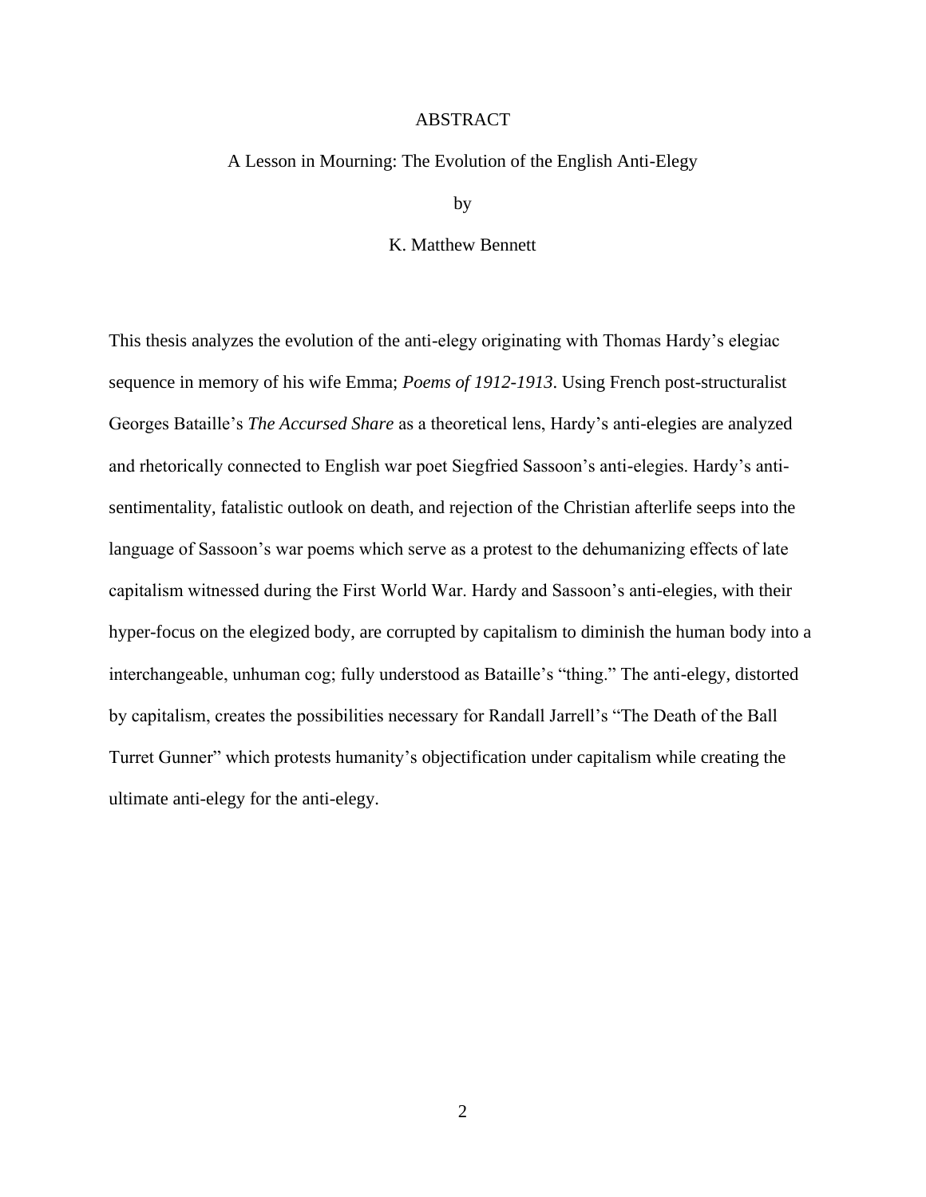# ABSTRACT

A Lesson in Mourning: The Evolution of the English Anti-Elegy

by

K. Matthew Bennett

This thesis analyzes the evolution of the anti-elegy originating with Thomas Hardy's elegiac sequence in memory of his wife Emma; *Poems of 1912-1913*. Using French post-structuralist Georges Bataille's *The Accursed Share* as a theoretical lens, Hardy's anti-elegies are analyzed and rhetorically connected to English war poet Siegfried Sassoon's anti-elegies. Hardy's anti-sentimentality, fatalistic outlook on death, and rejection of the Christian afterlife seeps into the language of Sassoon's war poems which serve as a protest to the dehumanizing effects of late capitalism witnessed during the First World War. Hardy and Sassoon's anti-elegies, with their hyper-focus on the elegized body, are corrupted by capitalism to diminish the human body into a interchangeable, unhuman cog; fully understood as Bataille's "thing." The anti-elegy, distorted by capitalism, creates the possibilities necessary for Randall Jarrell's "The Death of the Ball Turret Gunner" which protests humanity's objectification under capitalism while creating the ultimate anti-elegy for the anti-elegy.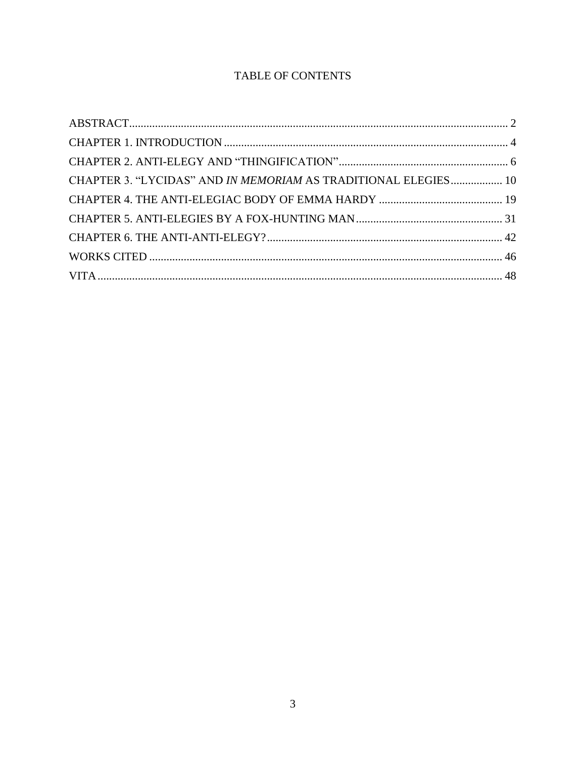# TABLE OF CONTENTS

ABSTRACT .......... 2

CHAPTER 1. INTRODUCTION .......... 4

CHAPTER 2. ANTI-ELEGY AND "THINGIFICATION" .......... 6

CHAPTER 3. "LYCIDAS" AND *IN MEMORIAM* AS TRADITIONAL ELEGIES .......... 10

CHAPTER 4. THE ANTI-ELEGIAC BODY OF EMMA HARDY .......... 19

CHAPTER 5. ANTI-ELEGIES BY A FOX-HUNTING MAN .......... 31

CHAPTER 6. THE ANTI-ANTI-ELEGY? .......... 42

WORKS CITED .......... 46

VITA .......... 48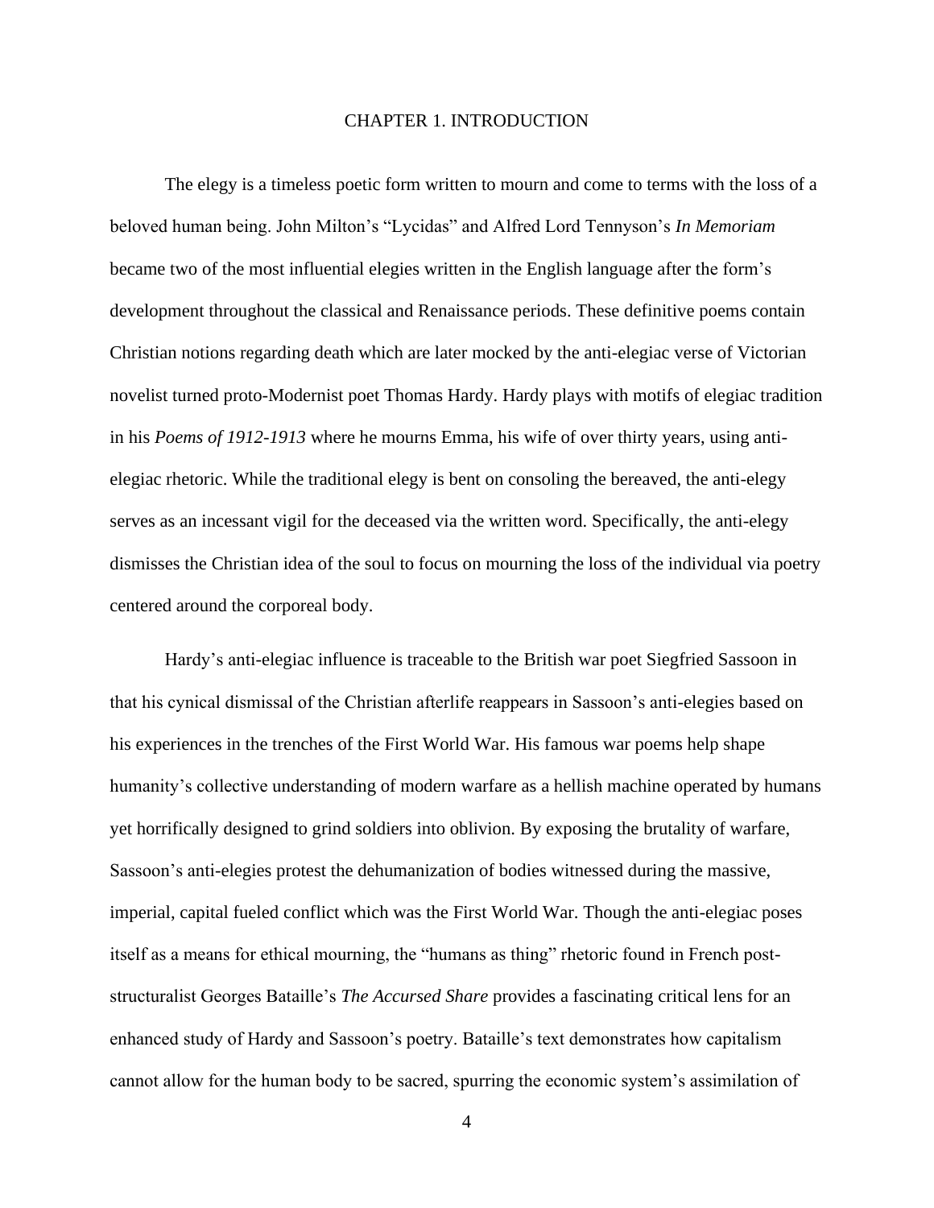# CHAPTER 1. INTRODUCTION

The elegy is a timeless poetic form written to mourn and come to terms with the loss of a beloved human being. John Milton's "Lycidas" and Alfred Lord Tennyson's *In Memoriam* became two of the most influential elegies written in the English language after the form's development throughout the classical and Renaissance periods. These definitive poems contain Christian notions regarding death which are later mocked by the anti-elegiac verse of Victorian novelist turned proto-Modernist poet Thomas Hardy. Hardy plays with motifs of elegiac tradition in his *Poems of 1912-1913* where he mourns Emma, his wife of over thirty years, using anti-elegiac rhetoric. While the traditional elegy is bent on consoling the bereaved, the anti-elegy serves as an incessant vigil for the deceased via the written word. Specifically, the anti-elegy dismisses the Christian idea of the soul to focus on mourning the loss of the individual via poetry centered around the corporeal body.

Hardy's anti-elegiac influence is traceable to the British war poet Siegfried Sassoon in that his cynical dismissal of the Christian afterlife reappears in Sassoon's anti-elegies based on his experiences in the trenches of the First World War. His famous war poems help shape humanity's collective understanding of modern warfare as a hellish machine operated by humans yet horrifically designed to grind soldiers into oblivion. By exposing the brutality of warfare, Sassoon's anti-elegies protest the dehumanization of bodies witnessed during the massive, imperial, capital fueled conflict which was the First World War. Though the anti-elegiac poses itself as a means for ethical mourning, the "humans as thing" rhetoric found in French post-structuralist Georges Bataille's *The Accursed Share* provides a fascinating critical lens for an enhanced study of Hardy and Sassoon's poetry. Bataille's text demonstrates how capitalism cannot allow for the human body to be sacred, spurring the economic system's assimilation of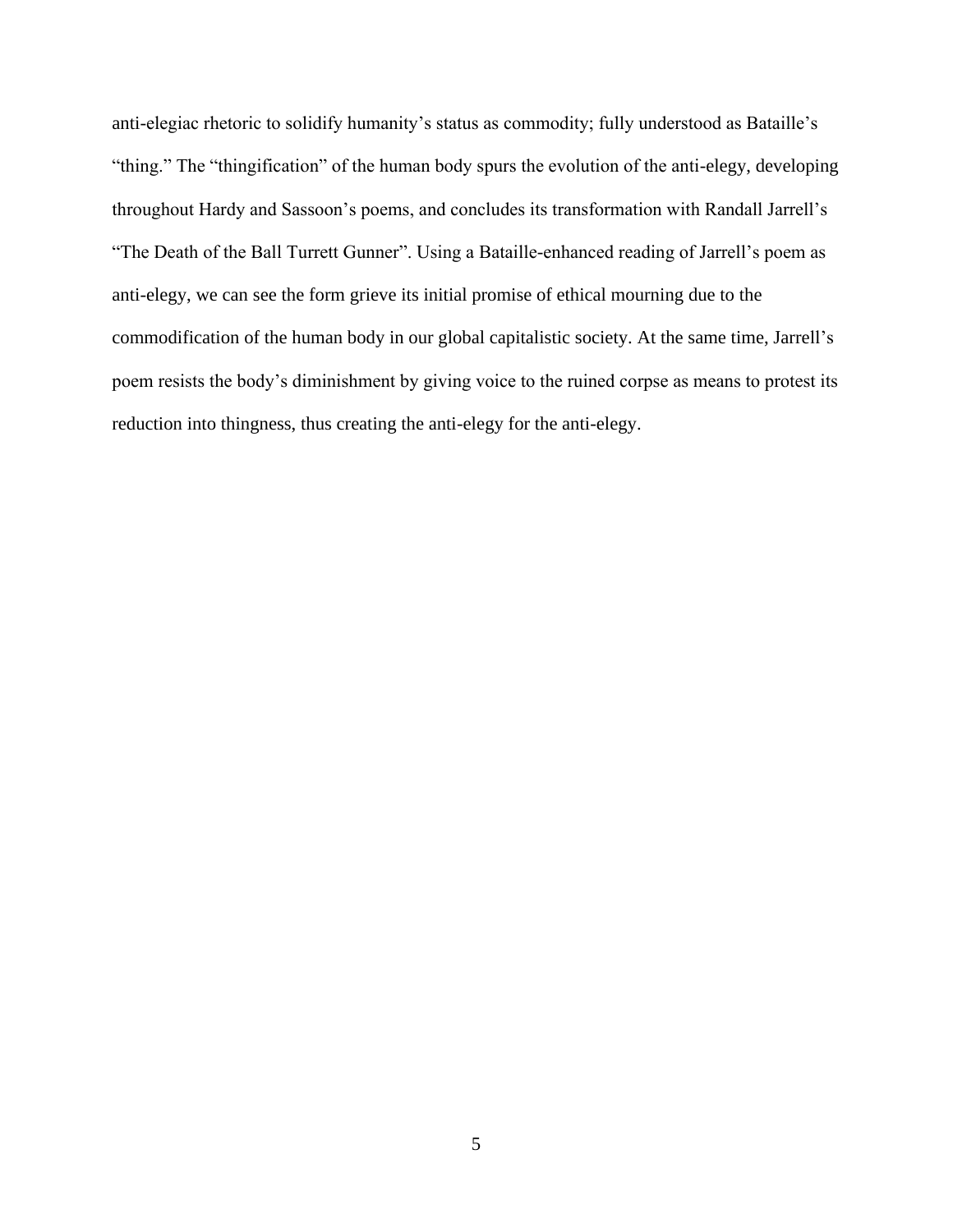anti-elegiac rhetoric to solidify humanity's status as commodity; fully understood as Bataille's "thing." The "thingification" of the human body spurs the evolution of the anti-elegy, developing throughout Hardy and Sassoon's poems, and concludes its transformation with Randall Jarrell's "The Death of the Ball Turrett Gunner". Using a Bataille-enhanced reading of Jarrell's poem as anti-elegy, we can see the form grieve its initial promise of ethical mourning due to the commodification of the human body in our global capitalistic society. At the same time, Jarrell's poem resists the body's diminishment by giving voice to the ruined corpse as means to protest its reduction into thingness, thus creating the anti-elegy for the anti-elegy.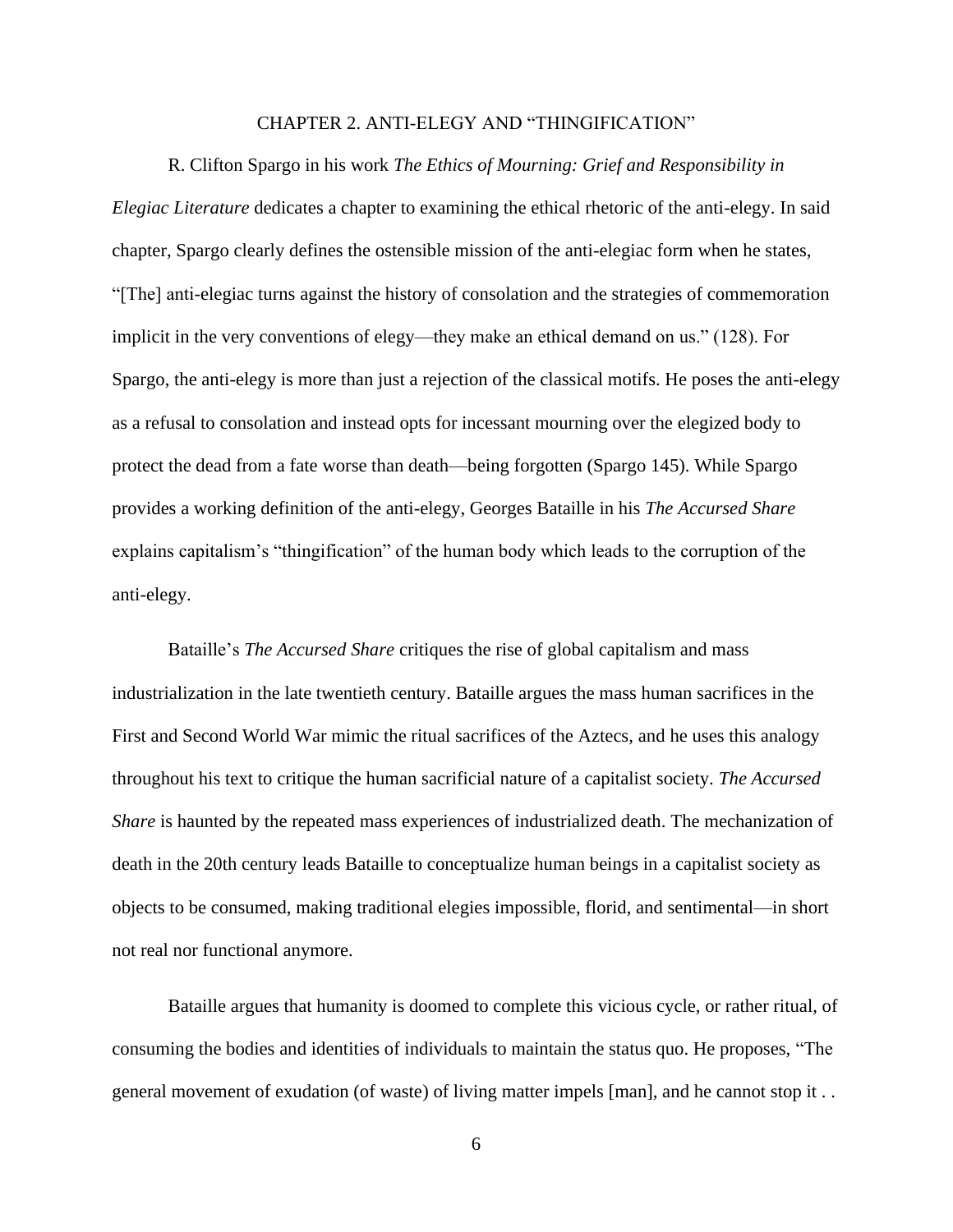# CHAPTER 2. ANTI-ELEGY AND "THINGIFICATION"

R. Clifton Spargo in his work *The Ethics of Mourning: Grief and Responsibility in Elegiac Literature* dedicates a chapter to examining the ethical rhetoric of the anti-elegy. In said chapter, Spargo clearly defines the ostensible mission of the anti-elegiac form when he states, "[The] anti-elegiac turns against the history of consolation and the strategies of commemoration implicit in the very conventions of elegy—they make an ethical demand on us." (128). For Spargo, the anti-elegy is more than just a rejection of the classical motifs. He poses the anti-elegy as a refusal to consolation and instead opts for incessant mourning over the elegized body to protect the dead from a fate worse than death—being forgotten (Spargo 145). While Spargo provides a working definition of the anti-elegy, Georges Bataille in his *The Accursed Share* explains capitalism's "thingification" of the human body which leads to the corruption of the anti-elegy.

Bataille's *The Accursed Share* critiques the rise of global capitalism and mass industrialization in the late twentieth century. Bataille argues the mass human sacrifices in the First and Second World War mimic the ritual sacrifices of the Aztecs, and he uses this analogy throughout his text to critique the human sacrificial nature of a capitalist society. *The Accursed Share* is haunted by the repeated mass experiences of industrialized death. The mechanization of death in the 20th century leads Bataille to conceptualize human beings in a capitalist society as objects to be consumed, making traditional elegies impossible, florid, and sentimental—in short not real nor functional anymore.

Bataille argues that humanity is doomed to complete this vicious cycle, or rather ritual, of consuming the bodies and identities of individuals to maintain the status quo. He proposes, "The general movement of exudation (of waste) of living matter impels [man], and he cannot stop it . .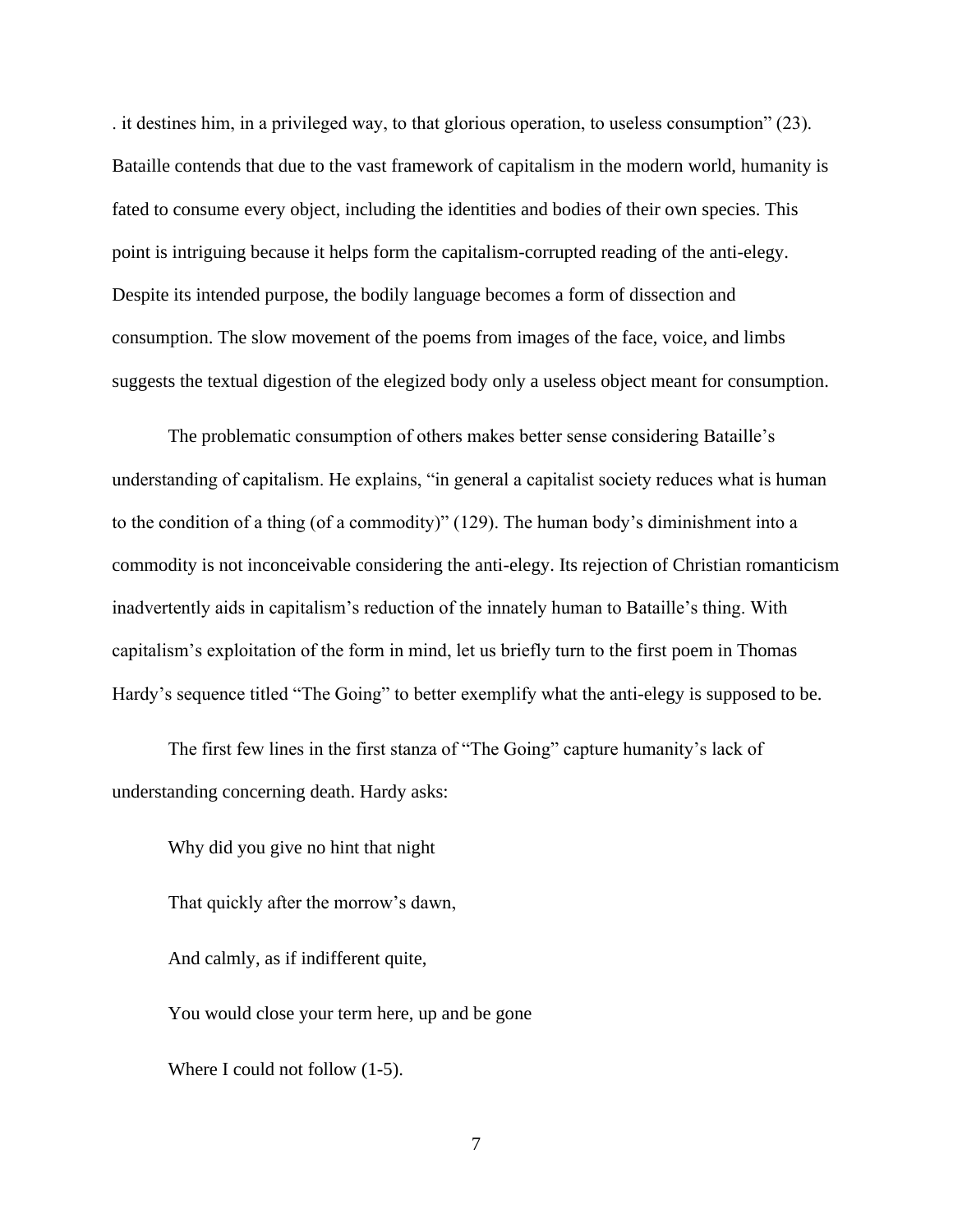. it destines him, in a privileged way, to that glorious operation, to useless consumption" (23). Bataille contends that due to the vast framework of capitalism in the modern world, humanity is fated to consume every object, including the identities and bodies of their own species. This point is intriguing because it helps form the capitalism-corrupted reading of the anti-elegy. Despite its intended purpose, the bodily language becomes a form of dissection and consumption. The slow movement of the poems from images of the face, voice, and limbs suggests the textual digestion of the elegized body only a useless object meant for consumption.

The problematic consumption of others makes better sense considering Bataille's understanding of capitalism. He explains, "in general a capitalist society reduces what is human to the condition of a thing (of a commodity)" (129). The human body's diminishment into a commodity is not inconceivable considering the anti-elegy. Its rejection of Christian romanticism inadvertently aids in capitalism's reduction of the innately human to Bataille's thing. With capitalism's exploitation of the form in mind, let us briefly turn to the first poem in Thomas Hardy's sequence titled "The Going" to better exemplify what the anti-elegy is supposed to be.

The first few lines in the first stanza of "The Going" capture humanity's lack of understanding concerning death. Hardy asks:

> Why did you give no hint that night
>
> That quickly after the morrow's dawn,
>
> And calmly, as if indifferent quite,
>
> You would close your term here, up and be gone
>
> Where I could not follow (1-5).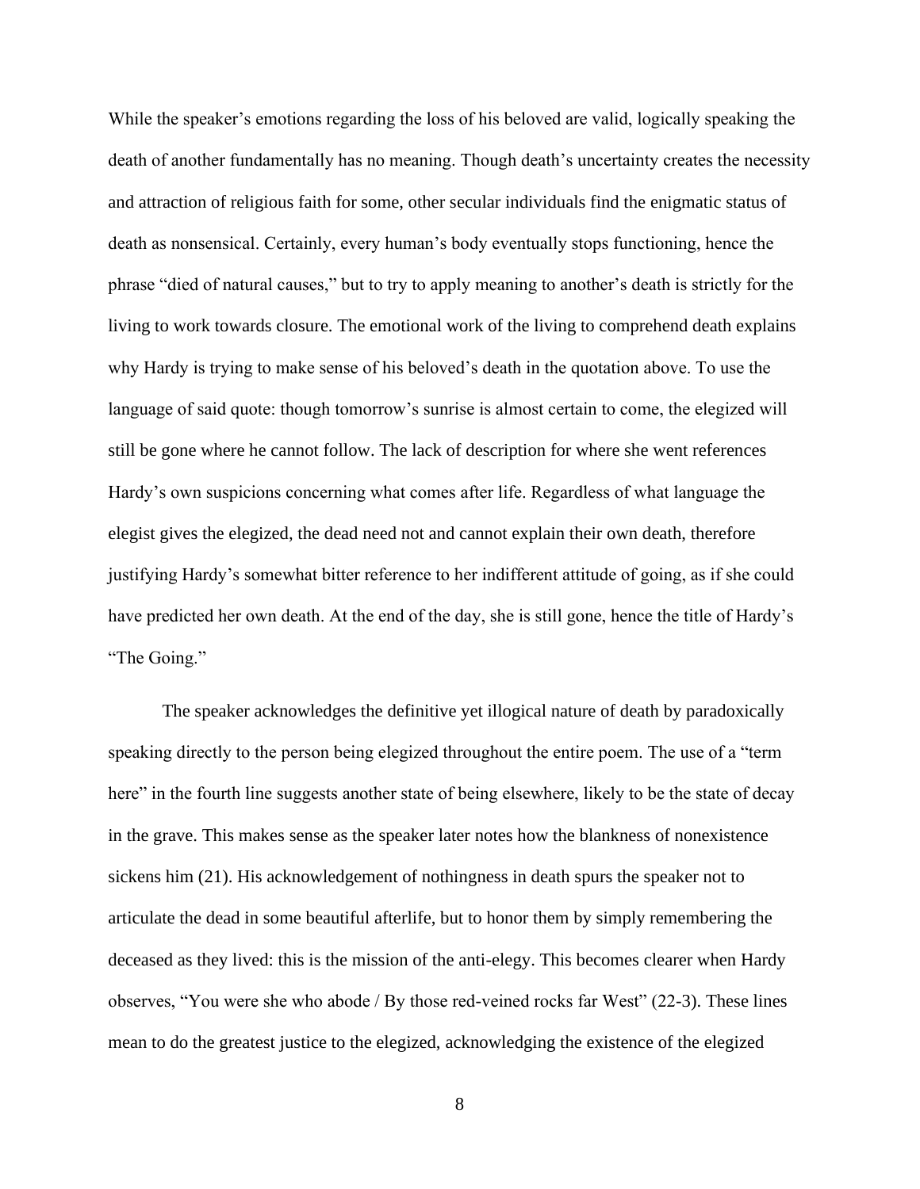While the speaker's emotions regarding the loss of his beloved are valid, logically speaking the death of another fundamentally has no meaning. Though death's uncertainty creates the necessity and attraction of religious faith for some, other secular individuals find the enigmatic status of death as nonsensical. Certainly, every human's body eventually stops functioning, hence the phrase "died of natural causes," but to try to apply meaning to another's death is strictly for the living to work towards closure. The emotional work of the living to comprehend death explains why Hardy is trying to make sense of his beloved's death in the quotation above. To use the language of said quote: though tomorrow's sunrise is almost certain to come, the elegized will still be gone where he cannot follow. The lack of description for where she went references Hardy's own suspicions concerning what comes after life. Regardless of what language the elegist gives the elegized, the dead need not and cannot explain their own death, therefore justifying Hardy's somewhat bitter reference to her indifferent attitude of going, as if she could have predicted her own death. At the end of the day, she is still gone, hence the title of Hardy's "The Going."

The speaker acknowledges the definitive yet illogical nature of death by paradoxically speaking directly to the person being elegized throughout the entire poem. The use of a "term here" in the fourth line suggests another state of being elsewhere, likely to be the state of decay in the grave. This makes sense as the speaker later notes how the blankness of nonexistence sickens him (21). His acknowledgement of nothingness in death spurs the speaker not to articulate the dead in some beautiful afterlife, but to honor them by simply remembering the deceased as they lived: this is the mission of the anti-elegy. This becomes clearer when Hardy observes, "You were she who abode / By those red-veined rocks far West" (22-3). These lines mean to do the greatest justice to the elegized, acknowledging the existence of the elegized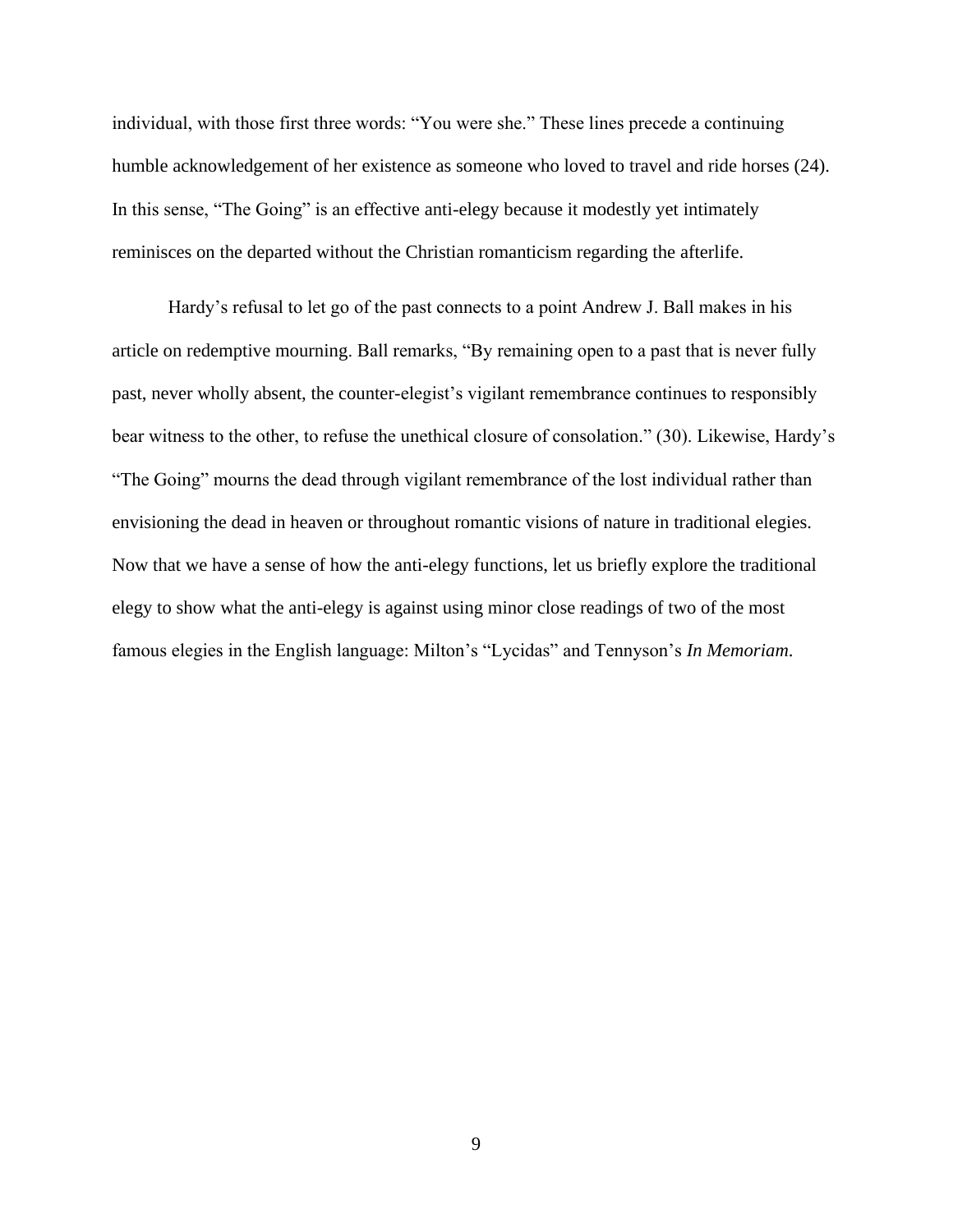individual, with those first three words: “You were she.” These lines precede a continuing humble acknowledgement of her existence as someone who loved to travel and ride horses (24). In this sense, “The Going” is an effective anti-elegy because it modestly yet intimately reminisces on the departed without the Christian romanticism regarding the afterlife.

Hardy’s refusal to let go of the past connects to a point Andrew J. Ball makes in his article on redemptive mourning. Ball remarks, “By remaining open to a past that is never fully past, never wholly absent, the counter-elegist’s vigilant remembrance continues to responsibly bear witness to the other, to refuse the unethical closure of consolation.” (30). Likewise, Hardy’s “The Going” mourns the dead through vigilant remembrance of the lost individual rather than envisioning the dead in heaven or throughout romantic visions of nature in traditional elegies. Now that we have a sense of how the anti-elegy functions, let us briefly explore the traditional elegy to show what the anti-elegy is against using minor close readings of two of the most famous elegies in the English language: Milton’s “Lycidas” and Tennyson’s *In Memoriam*.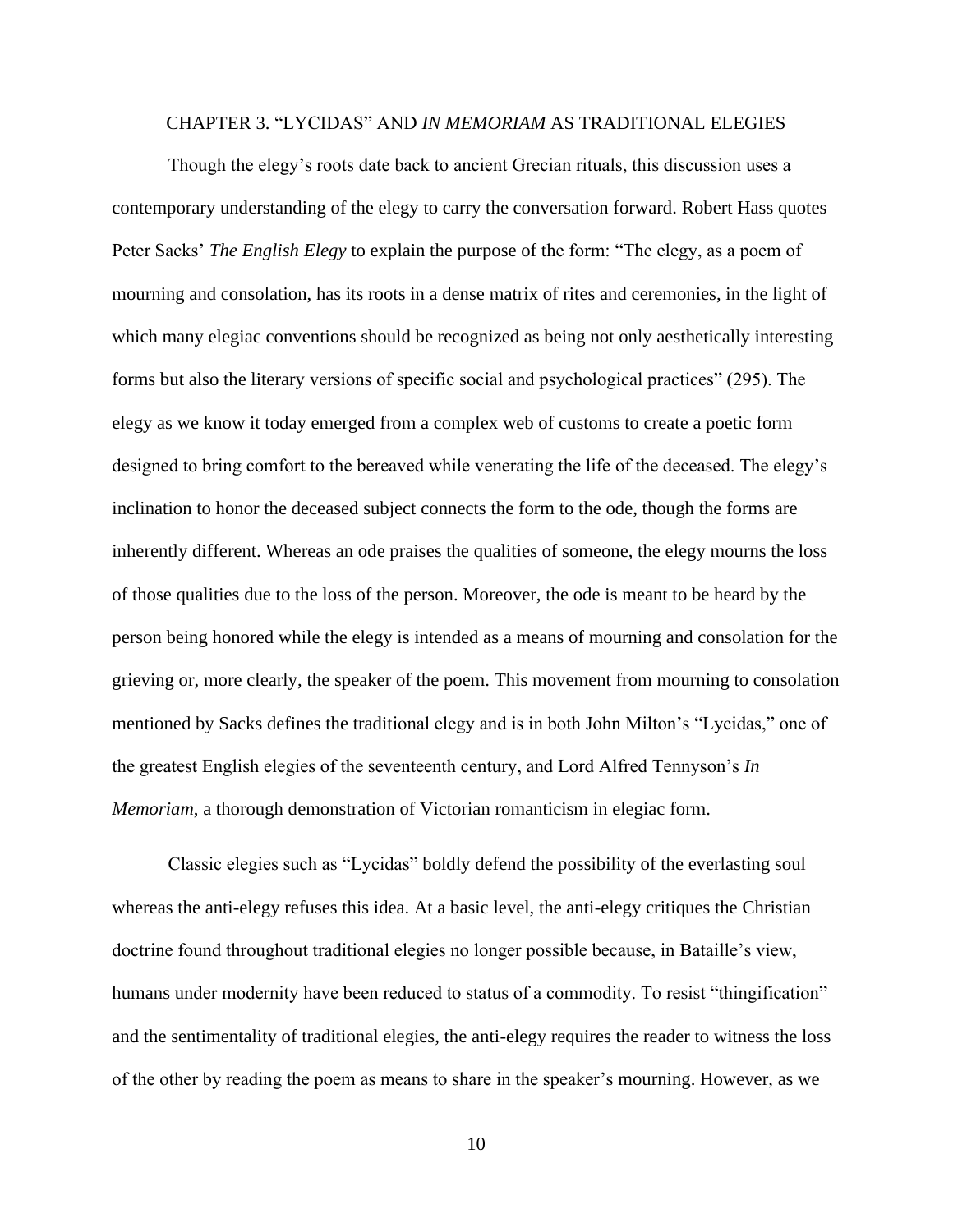## CHAPTER 3. "LYCIDAS" AND *IN MEMORIAM* AS TRADITIONAL ELEGIES

Though the elegy's roots date back to ancient Grecian rituals, this discussion uses a contemporary understanding of the elegy to carry the conversation forward. Robert Hass quotes Peter Sacks' *The English Elegy* to explain the purpose of the form: "The elegy, as a poem of mourning and consolation, has its roots in a dense matrix of rites and ceremonies, in the light of which many elegiac conventions should be recognized as being not only aesthetically interesting forms but also the literary versions of specific social and psychological practices" (295). The elegy as we know it today emerged from a complex web of customs to create a poetic form designed to bring comfort to the bereaved while venerating the life of the deceased. The elegy's inclination to honor the deceased subject connects the form to the ode, though the forms are inherently different. Whereas an ode praises the qualities of someone, the elegy mourns the loss of those qualities due to the loss of the person. Moreover, the ode is meant to be heard by the person being honored while the elegy is intended as a means of mourning and consolation for the grieving or, more clearly, the speaker of the poem. This movement from mourning to consolation mentioned by Sacks defines the traditional elegy and is in both John Milton's "Lycidas," one of the greatest English elegies of the seventeenth century, and Lord Alfred Tennyson's *In Memoriam*, a thorough demonstration of Victorian romanticism in elegiac form.

Classic elegies such as "Lycidas" boldly defend the possibility of the everlasting soul whereas the anti-elegy refuses this idea. At a basic level, the anti-elegy critiques the Christian doctrine found throughout traditional elegies no longer possible because, in Bataille's view, humans under modernity have been reduced to status of a commodity. To resist "thingification" and the sentimentality of traditional elegies, the anti-elegy requires the reader to witness the loss of the other by reading the poem as means to share in the speaker's mourning. However, as we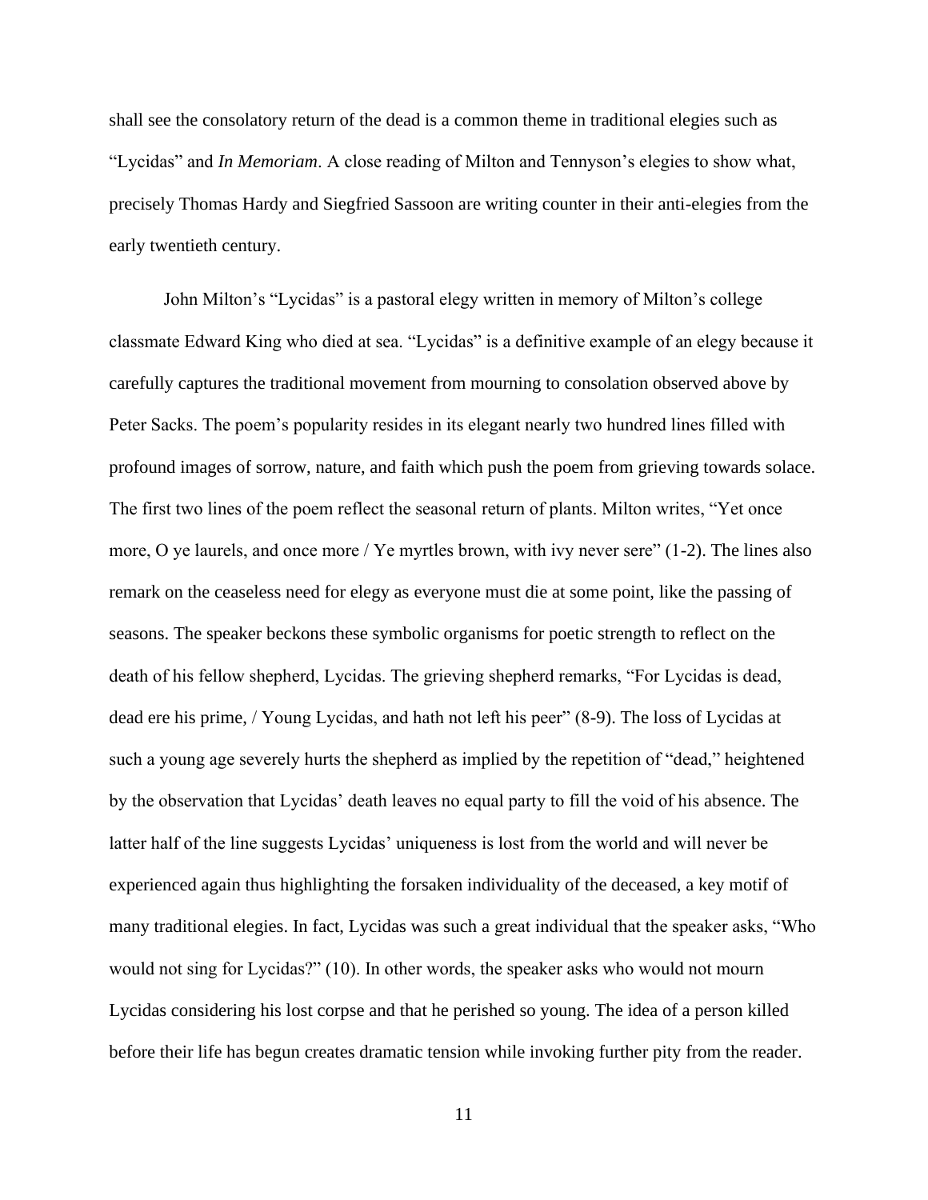shall see the consolatory return of the dead is a common theme in traditional elegies such as "Lycidas" and *In Memoriam*. A close reading of Milton and Tennyson's elegies to show what, precisely Thomas Hardy and Siegfried Sassoon are writing counter in their anti-elegies from the early twentieth century.

John Milton's "Lycidas" is a pastoral elegy written in memory of Milton's college classmate Edward King who died at sea. "Lycidas" is a definitive example of an elegy because it carefully captures the traditional movement from mourning to consolation observed above by Peter Sacks. The poem's popularity resides in its elegant nearly two hundred lines filled with profound images of sorrow, nature, and faith which push the poem from grieving towards solace. The first two lines of the poem reflect the seasonal return of plants. Milton writes, "Yet once more, O ye laurels, and once more / Ye myrtles brown, with ivy never sere" (1-2). The lines also remark on the ceaseless need for elegy as everyone must die at some point, like the passing of seasons. The speaker beckons these symbolic organisms for poetic strength to reflect on the death of his fellow shepherd, Lycidas. The grieving shepherd remarks, "For Lycidas is dead, dead ere his prime, / Young Lycidas, and hath not left his peer" (8-9). The loss of Lycidas at such a young age severely hurts the shepherd as implied by the repetition of "dead," heightened by the observation that Lycidas' death leaves no equal party to fill the void of his absence. The latter half of the line suggests Lycidas' uniqueness is lost from the world and will never be experienced again thus highlighting the forsaken individuality of the deceased, a key motif of many traditional elegies. In fact, Lycidas was such a great individual that the speaker asks, "Who would not sing for Lycidas?" (10). In other words, the speaker asks who would not mourn Lycidas considering his lost corpse and that he perished so young. The idea of a person killed before their life has begun creates dramatic tension while invoking further pity from the reader.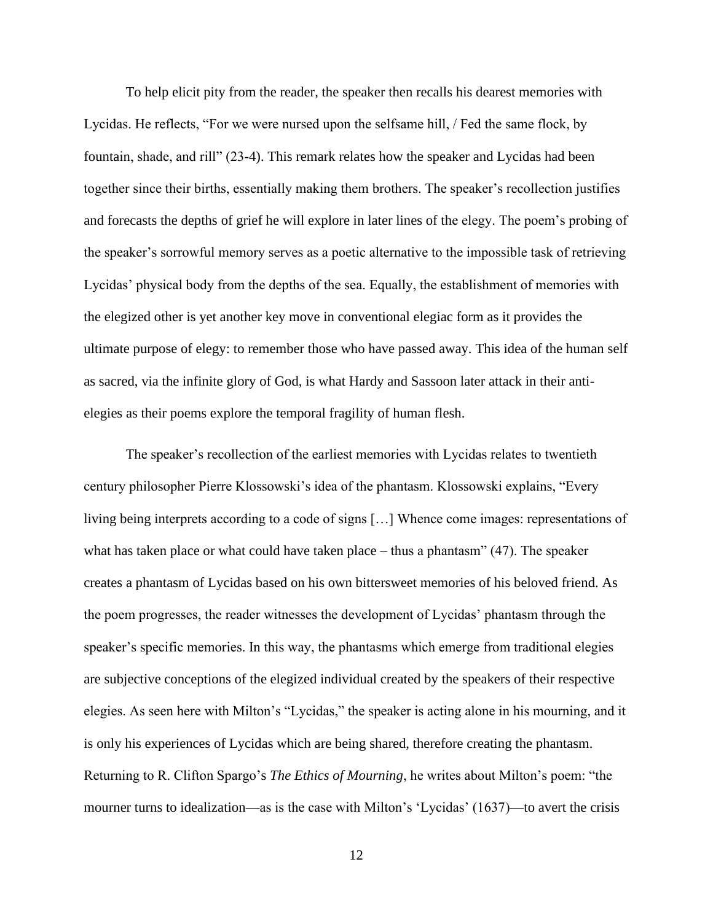To help elicit pity from the reader, the speaker then recalls his dearest memories with Lycidas. He reflects, "For we were nursed upon the selfsame hill, / Fed the same flock, by fountain, shade, and rill" (23-4). This remark relates how the speaker and Lycidas had been together since their births, essentially making them brothers. The speaker's recollection justifies and forecasts the depths of grief he will explore in later lines of the elegy. The poem's probing of the speaker's sorrowful memory serves as a poetic alternative to the impossible task of retrieving Lycidas' physical body from the depths of the sea. Equally, the establishment of memories with the elegized other is yet another key move in conventional elegiac form as it provides the ultimate purpose of elegy: to remember those who have passed away. This idea of the human self as sacred, via the infinite glory of God, is what Hardy and Sassoon later attack in their anti-elegies as their poems explore the temporal fragility of human flesh.

The speaker's recollection of the earliest memories with Lycidas relates to twentieth century philosopher Pierre Klossowski's idea of the phantasm. Klossowski explains, "Every living being interprets according to a code of signs […] Whence come images: representations of what has taken place or what could have taken place – thus a phantasm" (47). The speaker creates a phantasm of Lycidas based on his own bittersweet memories of his beloved friend. As the poem progresses, the reader witnesses the development of Lycidas' phantasm through the speaker's specific memories. In this way, the phantasms which emerge from traditional elegies are subjective conceptions of the elegized individual created by the speakers of their respective elegies. As seen here with Milton's "Lycidas," the speaker is acting alone in his mourning, and it is only his experiences of Lycidas which are being shared, therefore creating the phantasm. Returning to R. Clifton Spargo's *The Ethics of Mourning*, he writes about Milton's poem: "the mourner turns to idealization—as is the case with Milton's 'Lycidas' (1637)—to avert the crisis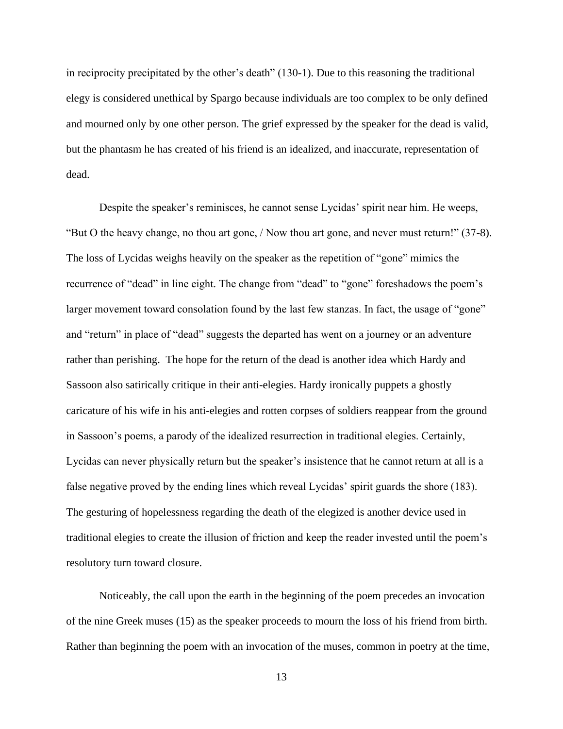in reciprocity precipitated by the other's death" (130-1). Due to this reasoning the traditional elegy is considered unethical by Spargo because individuals are too complex to be only defined and mourned only by one other person. The grief expressed by the speaker for the dead is valid, but the phantasm he has created of his friend is an idealized, and inaccurate, representation of dead.

Despite the speaker's reminisces, he cannot sense Lycidas' spirit near him. He weeps, "But O the heavy change, no thou art gone, / Now thou art gone, and never must return!" (37-8). The loss of Lycidas weighs heavily on the speaker as the repetition of "gone" mimics the recurrence of "dead" in line eight. The change from "dead" to "gone" foreshadows the poem's larger movement toward consolation found by the last few stanzas. In fact, the usage of "gone" and "return" in place of "dead" suggests the departed has went on a journey or an adventure rather than perishing. The hope for the return of the dead is another idea which Hardy and Sassoon also satirically critique in their anti-elegies. Hardy ironically puppets a ghostly caricature of his wife in his anti-elegies and rotten corpses of soldiers reappear from the ground in Sassoon's poems, a parody of the idealized resurrection in traditional elegies. Certainly, Lycidas can never physically return but the speaker's insistence that he cannot return at all is a false negative proved by the ending lines which reveal Lycidas' spirit guards the shore (183). The gesturing of hopelessness regarding the death of the elegized is another device used in traditional elegies to create the illusion of friction and keep the reader invested until the poem's resolutory turn toward closure.

Noticeably, the call upon the earth in the beginning of the poem precedes an invocation of the nine Greek muses (15) as the speaker proceeds to mourn the loss of his friend from birth. Rather than beginning the poem with an invocation of the muses, common in poetry at the time,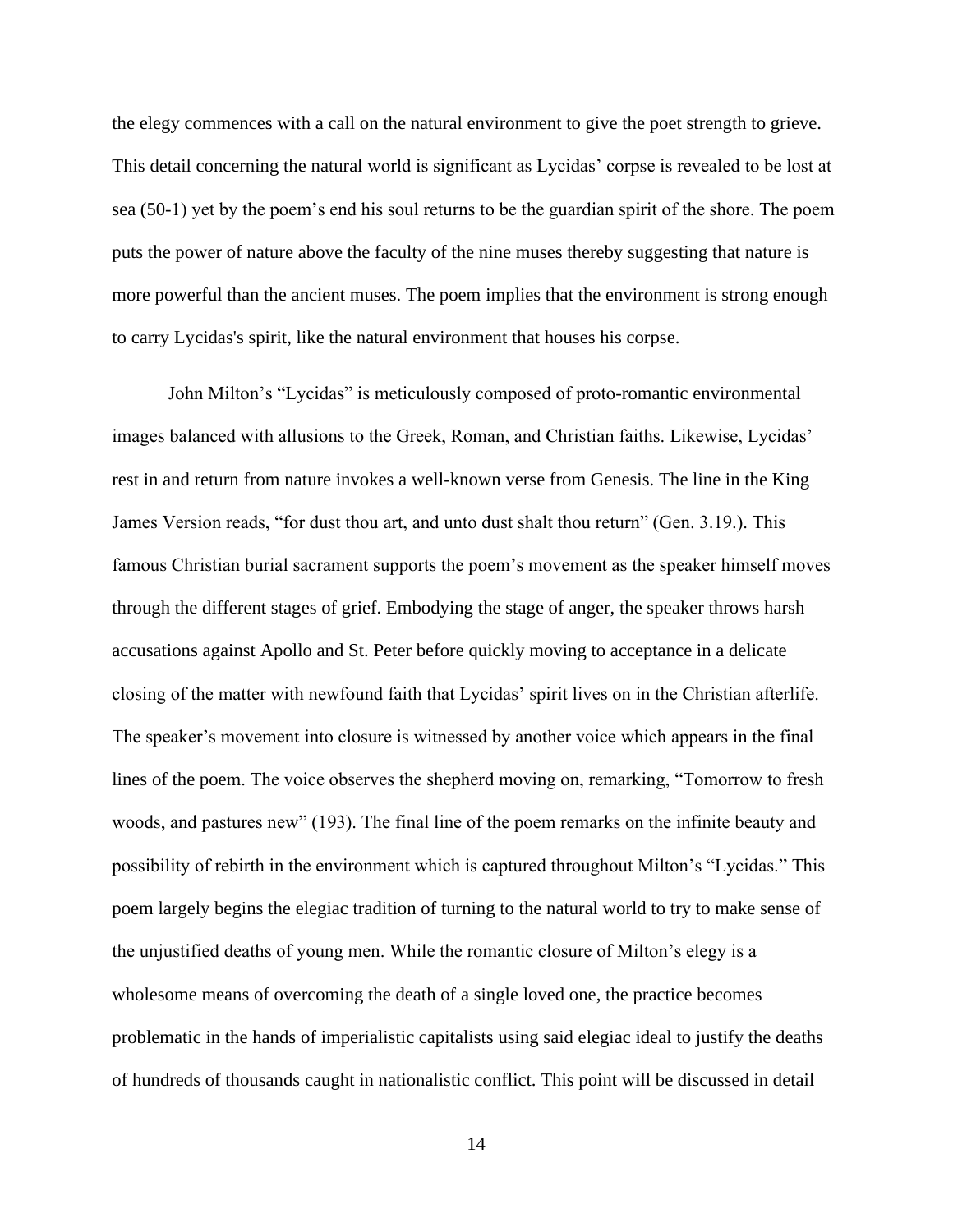the elegy commences with a call on the natural environment to give the poet strength to grieve. This detail concerning the natural world is significant as Lycidas' corpse is revealed to be lost at sea (50-1) yet by the poem's end his soul returns to be the guardian spirit of the shore. The poem puts the power of nature above the faculty of the nine muses thereby suggesting that nature is more powerful than the ancient muses. The poem implies that the environment is strong enough to carry Lycidas's spirit, like the natural environment that houses his corpse.

John Milton's "Lycidas" is meticulously composed of proto-romantic environmental images balanced with allusions to the Greek, Roman, and Christian faiths. Likewise, Lycidas' rest in and return from nature invokes a well-known verse from Genesis. The line in the King James Version reads, "for dust thou art, and unto dust shalt thou return" (Gen. 3.19.). This famous Christian burial sacrament supports the poem's movement as the speaker himself moves through the different stages of grief. Embodying the stage of anger, the speaker throws harsh accusations against Apollo and St. Peter before quickly moving to acceptance in a delicate closing of the matter with newfound faith that Lycidas' spirit lives on in the Christian afterlife. The speaker's movement into closure is witnessed by another voice which appears in the final lines of the poem. The voice observes the shepherd moving on, remarking, "Tomorrow to fresh woods, and pastures new" (193). The final line of the poem remarks on the infinite beauty and possibility of rebirth in the environment which is captured throughout Milton's "Lycidas." This poem largely begins the elegiac tradition of turning to the natural world to try to make sense of the unjustified deaths of young men. While the romantic closure of Milton's elegy is a wholesome means of overcoming the death of a single loved one, the practice becomes problematic in the hands of imperialistic capitalists using said elegiac ideal to justify the deaths of hundreds of thousands caught in nationalistic conflict. This point will be discussed in detail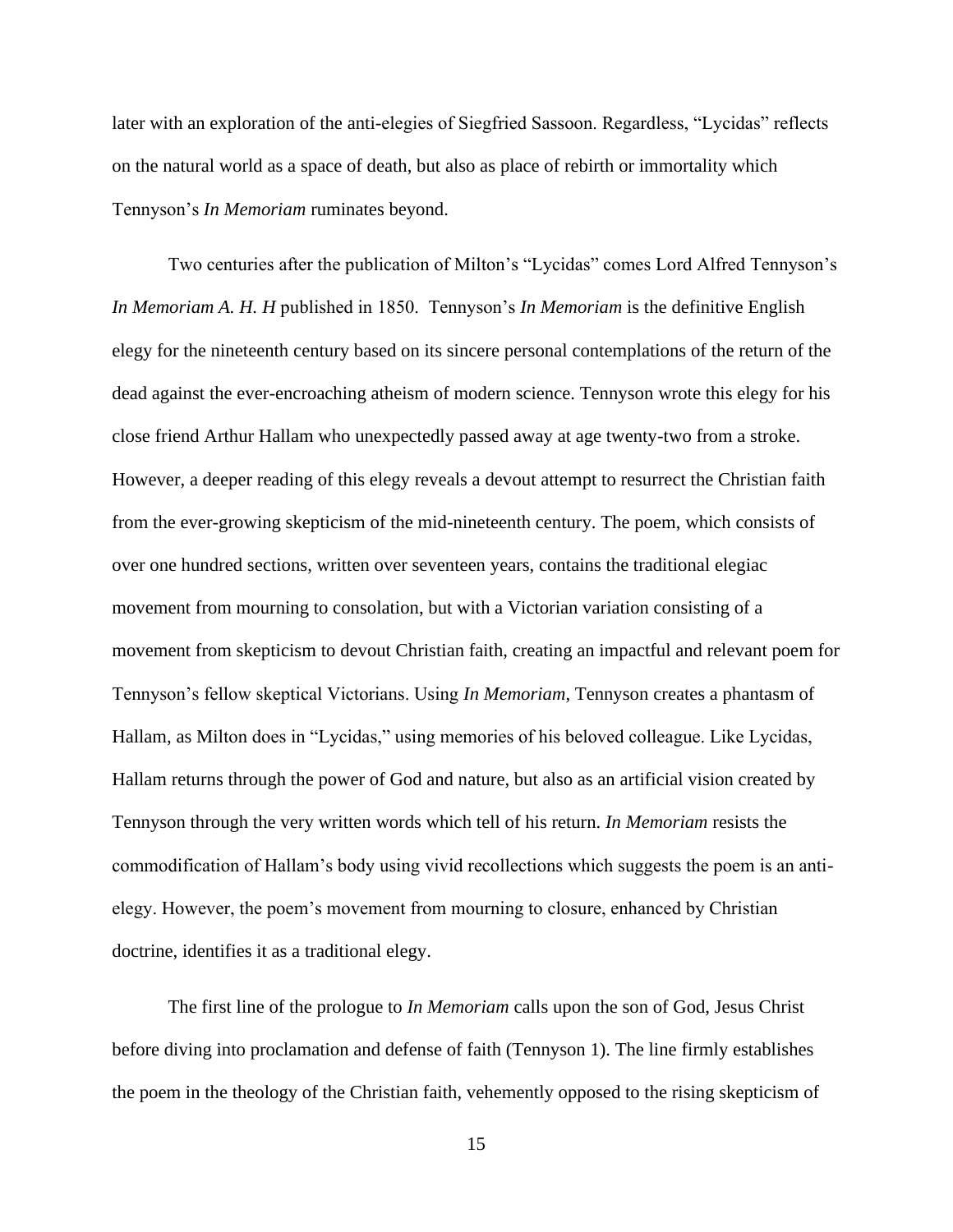later with an exploration of the anti-elegies of Siegfried Sassoon. Regardless, "Lycidas" reflects on the natural world as a space of death, but also as place of rebirth or immortality which Tennyson's *In Memoriam* ruminates beyond.

Two centuries after the publication of Milton's "Lycidas" comes Lord Alfred Tennyson's *In Memoriam A. H. H* published in 1850. Tennyson's *In Memoriam* is the definitive English elegy for the nineteenth century based on its sincere personal contemplations of the return of the dead against the ever-encroaching atheism of modern science. Tennyson wrote this elegy for his close friend Arthur Hallam who unexpectedly passed away at age twenty-two from a stroke. However, a deeper reading of this elegy reveals a devout attempt to resurrect the Christian faith from the ever-growing skepticism of the mid-nineteenth century. The poem, which consists of over one hundred sections, written over seventeen years, contains the traditional elegiac movement from mourning to consolation, but with a Victorian variation consisting of a movement from skepticism to devout Christian faith, creating an impactful and relevant poem for Tennyson's fellow skeptical Victorians. Using *In Memoriam*, Tennyson creates a phantasm of Hallam, as Milton does in "Lycidas," using memories of his beloved colleague. Like Lycidas, Hallam returns through the power of God and nature, but also as an artificial vision created by Tennyson through the very written words which tell of his return. *In Memoriam* resists the commodification of Hallam's body using vivid recollections which suggests the poem is an anti-elegy. However, the poem's movement from mourning to closure, enhanced by Christian doctrine, identifies it as a traditional elegy.

The first line of the prologue to *In Memoriam* calls upon the son of God, Jesus Christ before diving into proclamation and defense of faith (Tennyson 1). The line firmly establishes the poem in the theology of the Christian faith, vehemently opposed to the rising skepticism of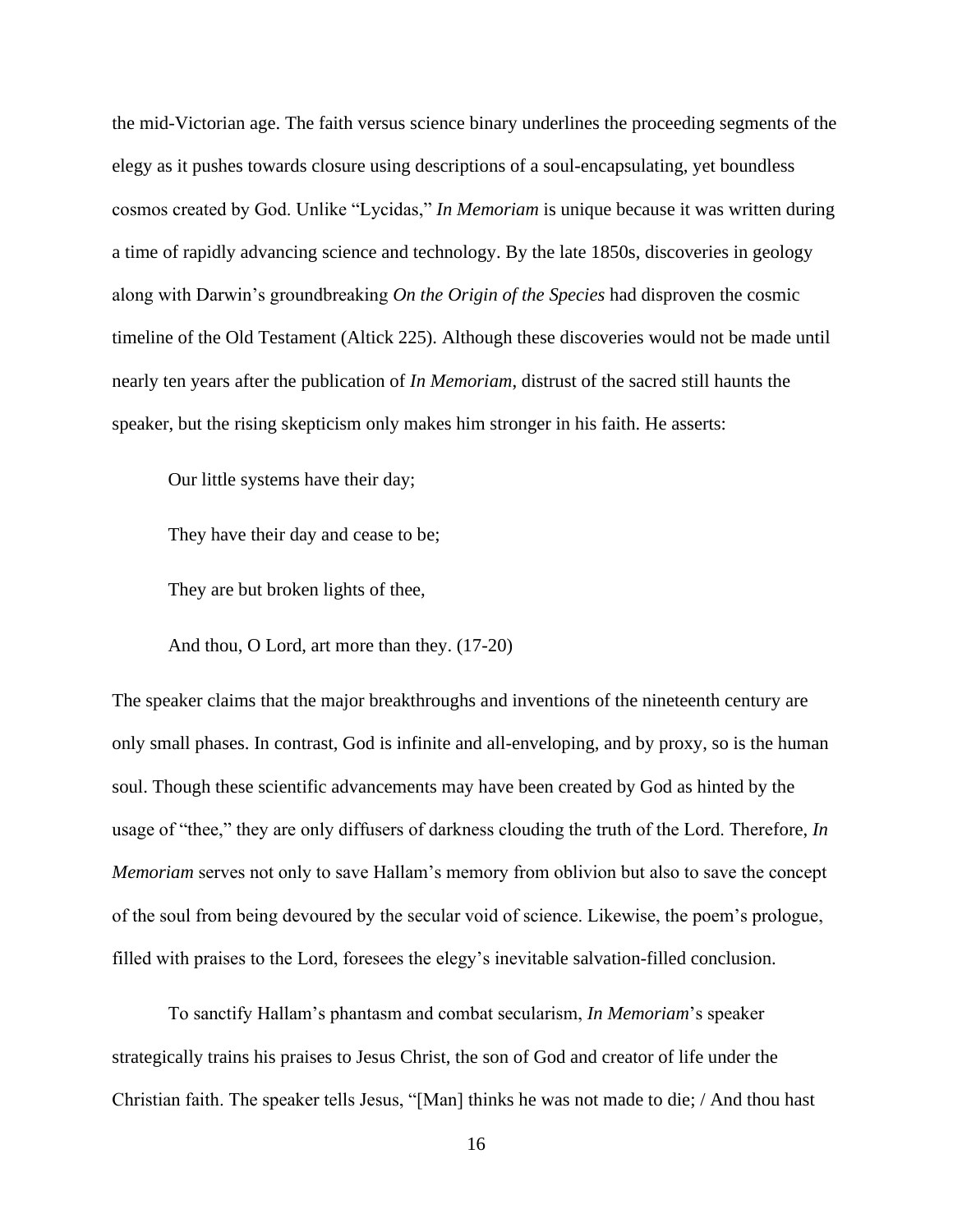the mid-Victorian age. The faith versus science binary underlines the proceeding segments of the elegy as it pushes towards closure using descriptions of a soul-encapsulating, yet boundless cosmos created by God. Unlike "Lycidas," *In Memoriam* is unique because it was written during a time of rapidly advancing science and technology. By the late 1850s, discoveries in geology along with Darwin's groundbreaking *On the Origin of the Species* had disproven the cosmic timeline of the Old Testament (Altick 225). Although these discoveries would not be made until nearly ten years after the publication of *In Memoriam*, distrust of the sacred still haunts the speaker, but the rising skepticism only makes him stronger in his faith. He asserts:

> Our little systems have their day;
>
> They have their day and cease to be;
>
> They are but broken lights of thee,
>
> And thou, O Lord, art more than they. (17-20)

The speaker claims that the major breakthroughs and inventions of the nineteenth century are only small phases. In contrast, God is infinite and all-enveloping, and by proxy, so is the human soul. Though these scientific advancements may have been created by God as hinted by the usage of "thee," they are only diffusers of darkness clouding the truth of the Lord. Therefore, *In Memoriam* serves not only to save Hallam's memory from oblivion but also to save the concept of the soul from being devoured by the secular void of science. Likewise, the poem's prologue, filled with praises to the Lord, foresees the elegy's inevitable salvation-filled conclusion.

To sanctify Hallam's phantasm and combat secularism, *In Memoriam*'s speaker strategically trains his praises to Jesus Christ, the son of God and creator of life under the Christian faith. The speaker tells Jesus, "[Man] thinks he was not made to die; / And thou hast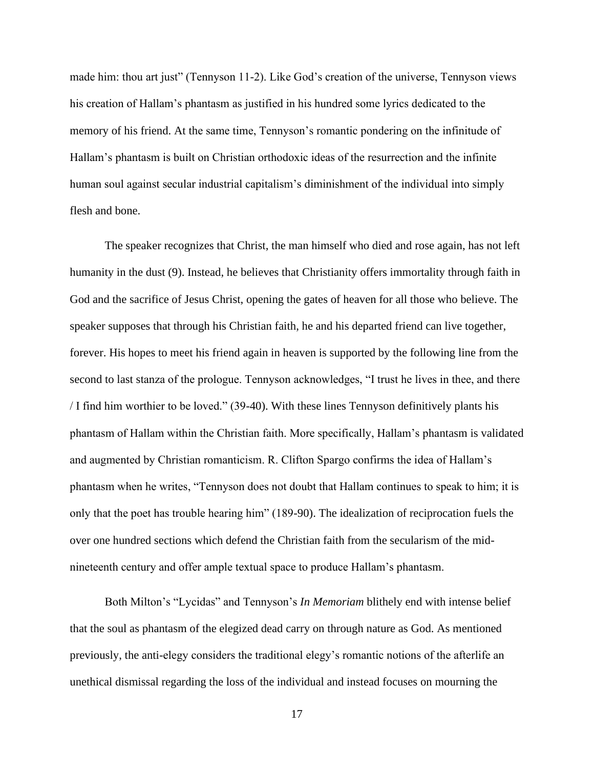made him: thou art just" (Tennyson 11-2). Like God's creation of the universe, Tennyson views his creation of Hallam's phantasm as justified in his hundred some lyrics dedicated to the memory of his friend. At the same time, Tennyson's romantic pondering on the infinitude of Hallam's phantasm is built on Christian orthodoxic ideas of the resurrection and the infinite human soul against secular industrial capitalism's diminishment of the individual into simply flesh and bone.

The speaker recognizes that Christ, the man himself who died and rose again, has not left humanity in the dust (9). Instead, he believes that Christianity offers immortality through faith in God and the sacrifice of Jesus Christ, opening the gates of heaven for all those who believe. The speaker supposes that through his Christian faith, he and his departed friend can live together, forever. His hopes to meet his friend again in heaven is supported by the following line from the second to last stanza of the prologue. Tennyson acknowledges, "I trust he lives in thee, and there / I find him worthier to be loved." (39-40). With these lines Tennyson definitively plants his phantasm of Hallam within the Christian faith. More specifically, Hallam's phantasm is validated and augmented by Christian romanticism. R. Clifton Spargo confirms the idea of Hallam's phantasm when he writes, "Tennyson does not doubt that Hallam continues to speak to him; it is only that the poet has trouble hearing him" (189-90). The idealization of reciprocation fuels the over one hundred sections which defend the Christian faith from the secularism of the mid-nineteenth century and offer ample textual space to produce Hallam's phantasm.

Both Milton's "Lycidas" and Tennyson's *In Memoriam* blithely end with intense belief that the soul as phantasm of the elegized dead carry on through nature as God. As mentioned previously, the anti-elegy considers the traditional elegy's romantic notions of the afterlife an unethical dismissal regarding the loss of the individual and instead focuses on mourning the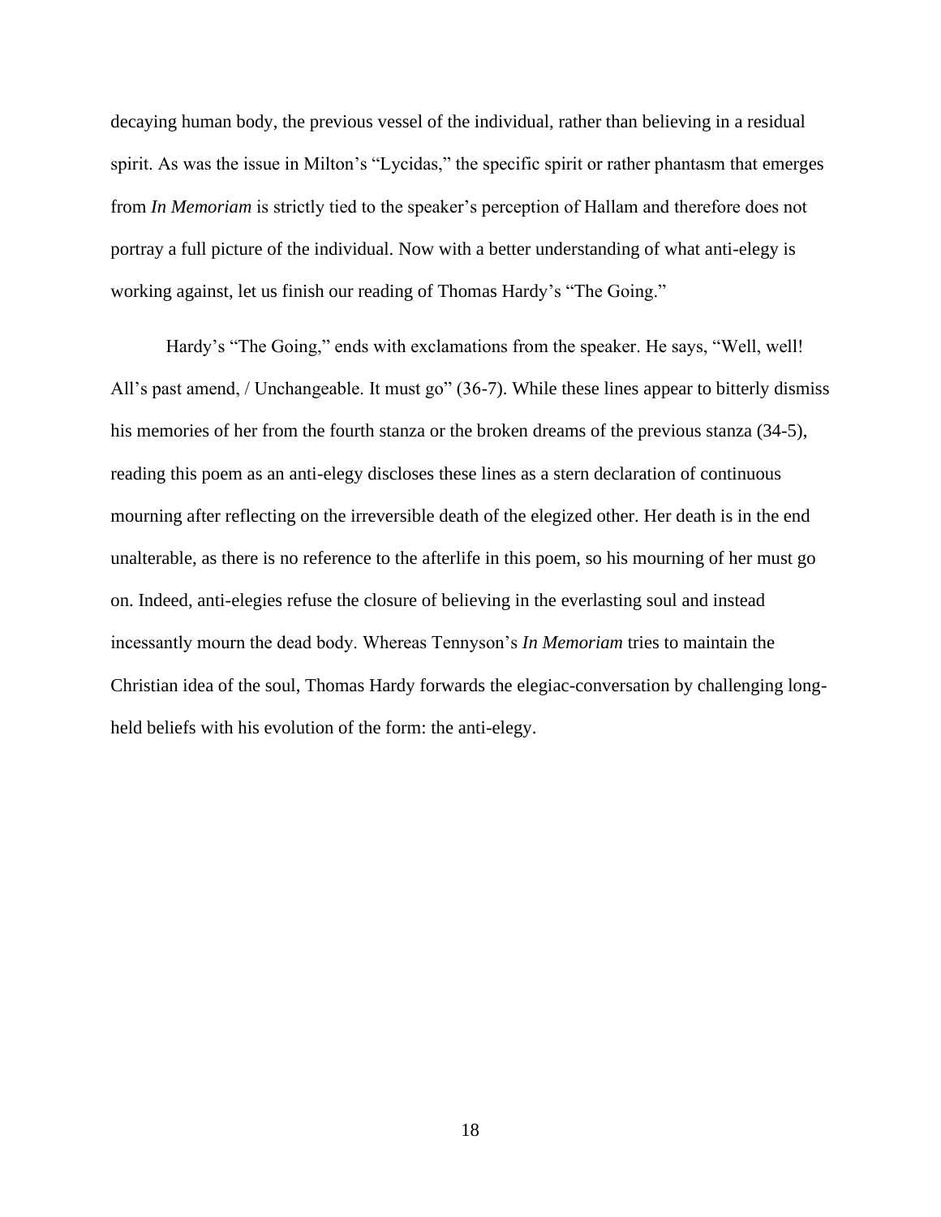decaying human body, the previous vessel of the individual, rather than believing in a residual spirit. As was the issue in Milton's "Lycidas," the specific spirit or rather phantasm that emerges from *In Memoriam* is strictly tied to the speaker's perception of Hallam and therefore does not portray a full picture of the individual. Now with a better understanding of what anti-elegy is working against, let us finish our reading of Thomas Hardy's "The Going."

Hardy's "The Going," ends with exclamations from the speaker. He says, "Well, well! All's past amend, / Unchangeable. It must go" (36-7). While these lines appear to bitterly dismiss his memories of her from the fourth stanza or the broken dreams of the previous stanza (34-5), reading this poem as an anti-elegy discloses these lines as a stern declaration of continuous mourning after reflecting on the irreversible death of the elegized other. Her death is in the end unalterable, as there is no reference to the afterlife in this poem, so his mourning of her must go on. Indeed, anti-elegies refuse the closure of believing in the everlasting soul and instead incessantly mourn the dead body. Whereas Tennyson's *In Memoriam* tries to maintain the Christian idea of the soul, Thomas Hardy forwards the elegiac-conversation by challenging long-held beliefs with his evolution of the form: the anti-elegy.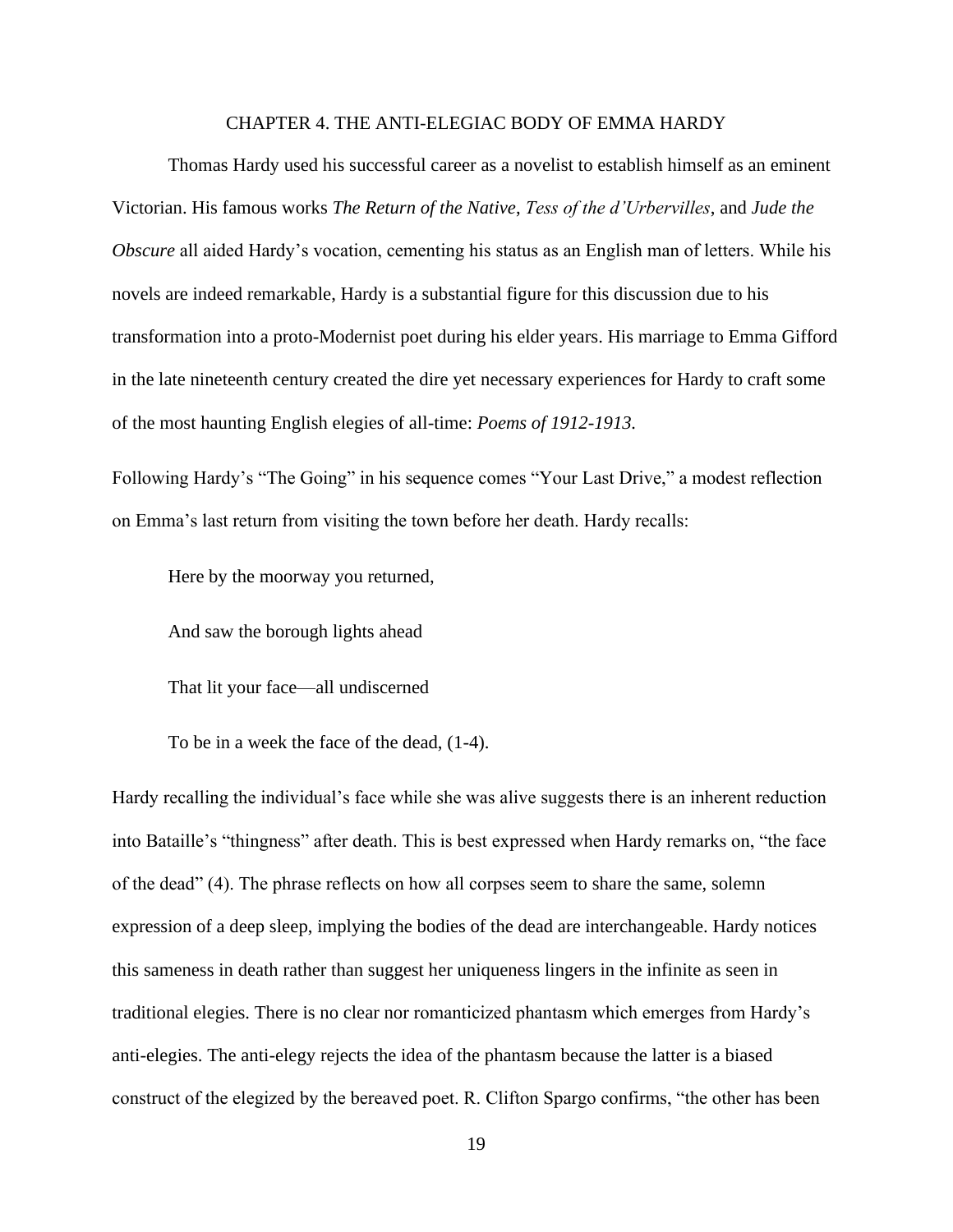# CHAPTER 4. THE ANTI-ELEGIAC BODY OF EMMA HARDY

Thomas Hardy used his successful career as a novelist to establish himself as an eminent Victorian. His famous works *The Return of the Native*, *Tess of the d'Urbervilles*, and *Jude the Obscure* all aided Hardy's vocation, cementing his status as an English man of letters. While his novels are indeed remarkable, Hardy is a substantial figure for this discussion due to his transformation into a proto-Modernist poet during his elder years. His marriage to Emma Gifford in the late nineteenth century created the dire yet necessary experiences for Hardy to craft some of the most haunting English elegies of all-time: *Poems of 1912-1913.*

Following Hardy's "The Going" in his sequence comes "Your Last Drive," a modest reflection on Emma's last return from visiting the town before her death. Hardy recalls:

> Here by the moorway you returned,
>
> And saw the borough lights ahead
>
> That lit your face—all undiscerned
>
> To be in a week the face of the dead, (1-4).

Hardy recalling the individual's face while she was alive suggests there is an inherent reduction into Bataille's "thingness" after death. This is best expressed when Hardy remarks on, "the face of the dead" (4). The phrase reflects on how all corpses seem to share the same, solemn expression of a deep sleep, implying the bodies of the dead are interchangeable. Hardy notices this sameness in death rather than suggest her uniqueness lingers in the infinite as seen in traditional elegies. There is no clear nor romanticized phantasm which emerges from Hardy's anti-elegies. The anti-elegy rejects the idea of the phantasm because the latter is a biased construct of the elegized by the bereaved poet. R. Clifton Spargo confirms, "the other has been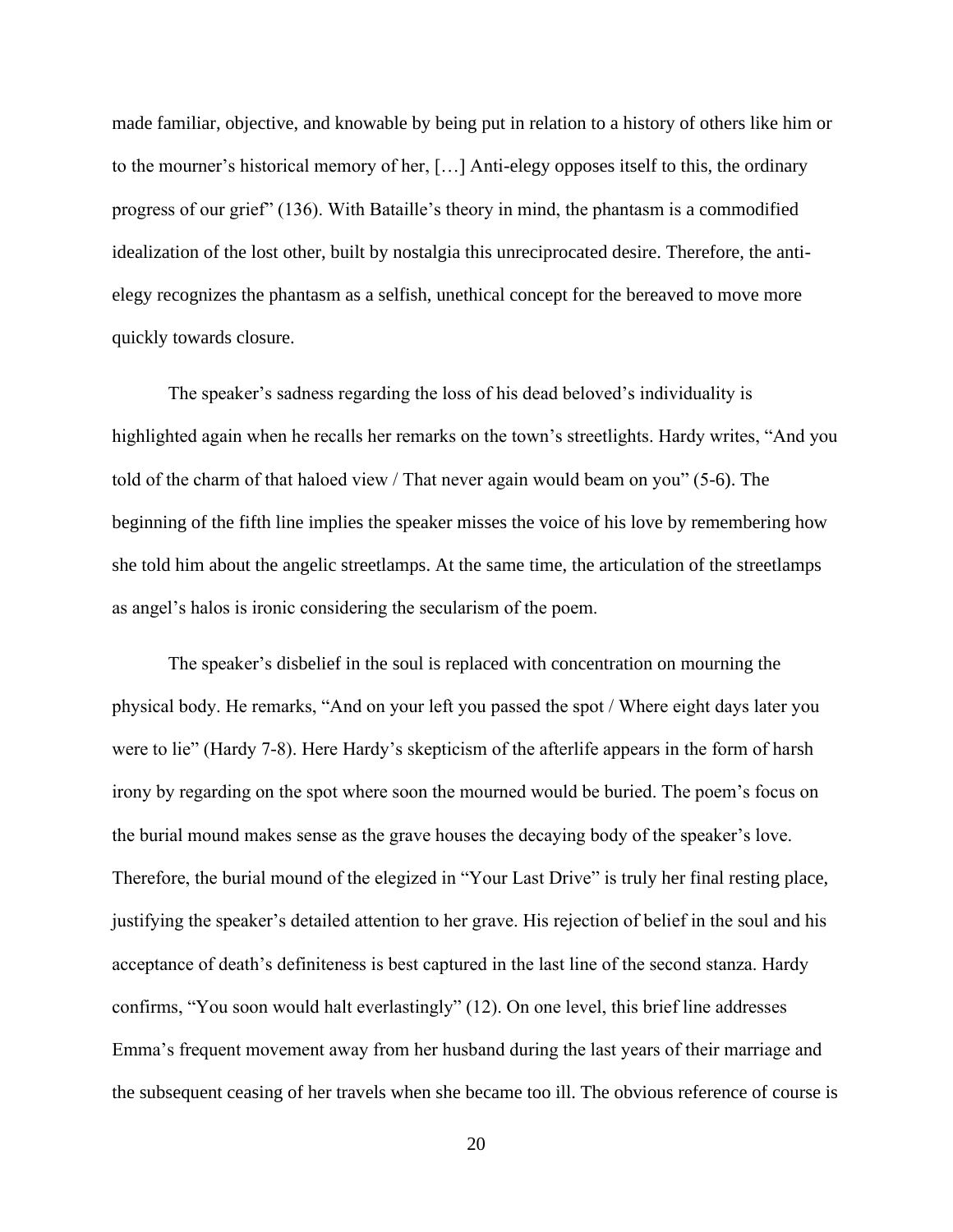made familiar, objective, and knowable by being put in relation to a history of others like him or to the mourner's historical memory of her, […] Anti-elegy opposes itself to this, the ordinary progress of our grief" (136). With Bataille's theory in mind, the phantasm is a commodified idealization of the lost other, built by nostalgia this unreciprocated desire. Therefore, the anti-elegy recognizes the phantasm as a selfish, unethical concept for the bereaved to move more quickly towards closure.

The speaker's sadness regarding the loss of his dead beloved's individuality is highlighted again when he recalls her remarks on the town's streetlights. Hardy writes, "And you told of the charm of that haloed view / That never again would beam on you" (5-6). The beginning of the fifth line implies the speaker misses the voice of his love by remembering how she told him about the angelic streetlamps. At the same time, the articulation of the streetlamps as angel's halos is ironic considering the secularism of the poem.

The speaker's disbelief in the soul is replaced with concentration on mourning the physical body. He remarks, "And on your left you passed the spot / Where eight days later you were to lie" (Hardy 7-8). Here Hardy's skepticism of the afterlife appears in the form of harsh irony by regarding on the spot where soon the mourned would be buried. The poem's focus on the burial mound makes sense as the grave houses the decaying body of the speaker's love. Therefore, the burial mound of the elegized in "Your Last Drive" is truly her final resting place, justifying the speaker's detailed attention to her grave. His rejection of belief in the soul and his acceptance of death's definiteness is best captured in the last line of the second stanza. Hardy confirms, "You soon would halt everlastingly" (12). On one level, this brief line addresses Emma's frequent movement away from her husband during the last years of their marriage and the subsequent ceasing of her travels when she became too ill. The obvious reference of course is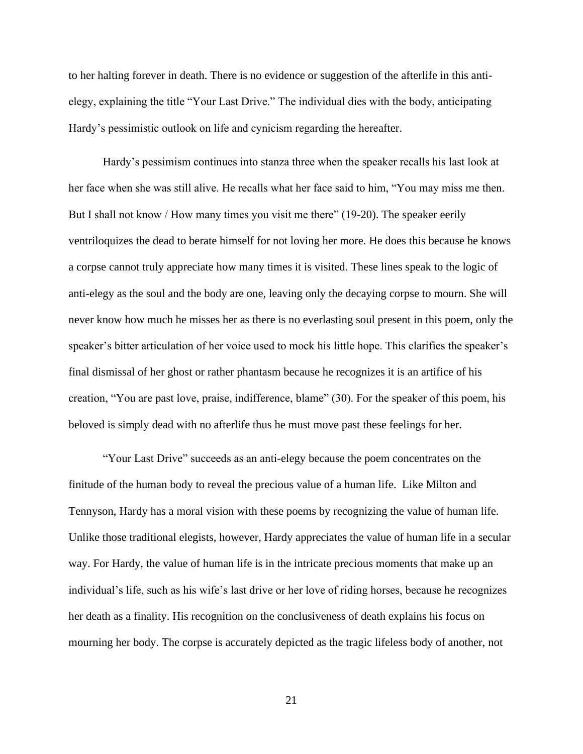to her halting forever in death. There is no evidence or suggestion of the afterlife in this anti-elegy, explaining the title "Your Last Drive." The individual dies with the body, anticipating Hardy's pessimistic outlook on life and cynicism regarding the hereafter.

Hardy's pessimism continues into stanza three when the speaker recalls his last look at her face when she was still alive. He recalls what her face said to him, "You may miss me then. But I shall not know / How many times you visit me there" (19-20). The speaker eerily ventriloquizes the dead to berate himself for not loving her more. He does this because he knows a corpse cannot truly appreciate how many times it is visited. These lines speak to the logic of anti-elegy as the soul and the body are one, leaving only the decaying corpse to mourn. She will never know how much he misses her as there is no everlasting soul present in this poem, only the speaker's bitter articulation of her voice used to mock his little hope. This clarifies the speaker's final dismissal of her ghost or rather phantasm because he recognizes it is an artifice of his creation, "You are past love, praise, indifference, blame" (30). For the speaker of this poem, his beloved is simply dead with no afterlife thus he must move past these feelings for her.

"Your Last Drive" succeeds as an anti-elegy because the poem concentrates on the finitude of the human body to reveal the precious value of a human life. Like Milton and Tennyson, Hardy has a moral vision with these poems by recognizing the value of human life. Unlike those traditional elegists, however, Hardy appreciates the value of human life in a secular way. For Hardy, the value of human life is in the intricate precious moments that make up an individual's life, such as his wife's last drive or her love of riding horses, because he recognizes her death as a finality. His recognition on the conclusiveness of death explains his focus on mourning her body. The corpse is accurately depicted as the tragic lifeless body of another, not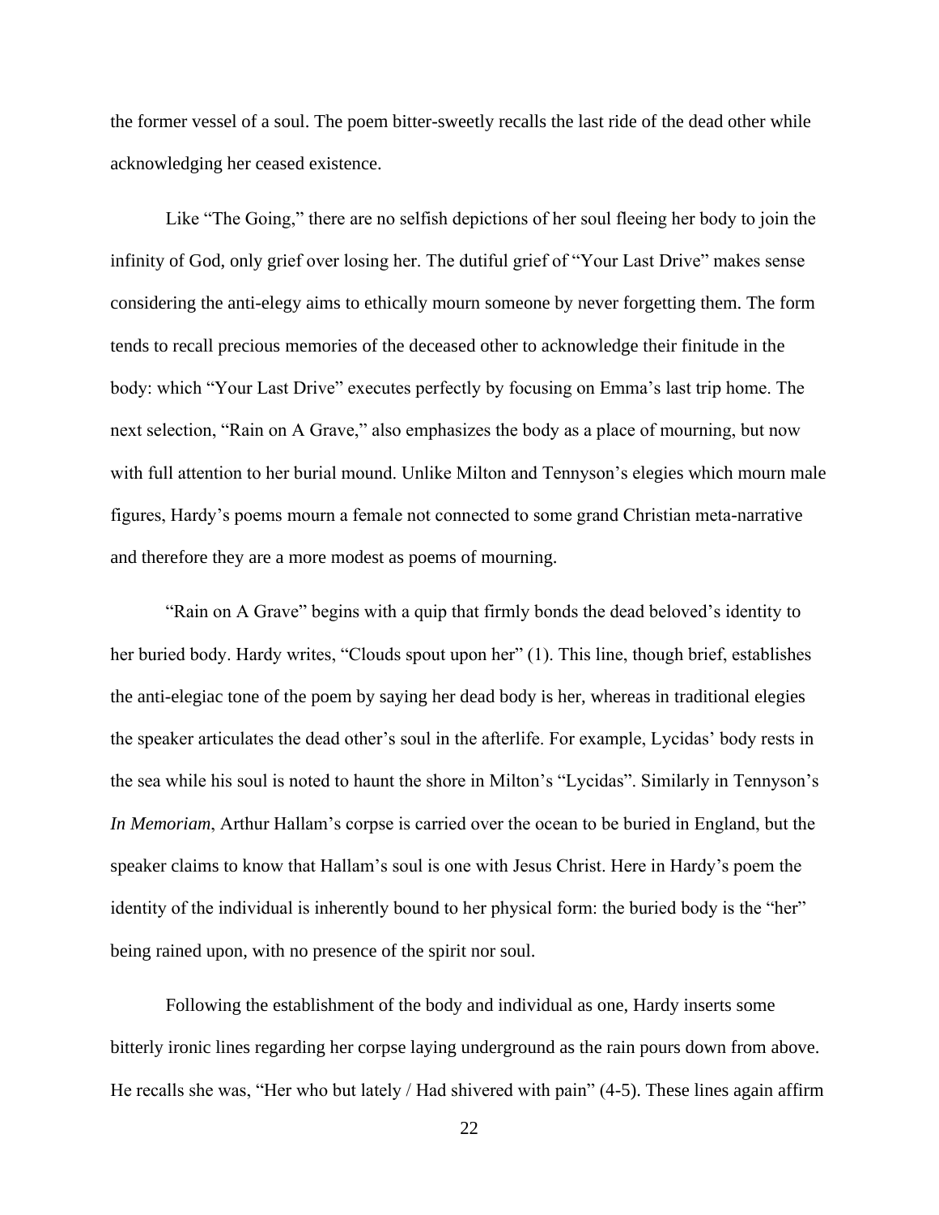the former vessel of a soul. The poem bitter-sweetly recalls the last ride of the dead other while acknowledging her ceased existence.

Like "The Going," there are no selfish depictions of her soul fleeing her body to join the infinity of God, only grief over losing her. The dutiful grief of "Your Last Drive" makes sense considering the anti-elegy aims to ethically mourn someone by never forgetting them. The form tends to recall precious memories of the deceased other to acknowledge their finitude in the body: which "Your Last Drive" executes perfectly by focusing on Emma's last trip home. The next selection, "Rain on A Grave," also emphasizes the body as a place of mourning, but now with full attention to her burial mound. Unlike Milton and Tennyson's elegies which mourn male figures, Hardy's poems mourn a female not connected to some grand Christian meta-narrative and therefore they are a more modest as poems of mourning.

"Rain on A Grave" begins with a quip that firmly bonds the dead beloved's identity to her buried body. Hardy writes, "Clouds spout upon her" (1). This line, though brief, establishes the anti-elegiac tone of the poem by saying her dead body is her, whereas in traditional elegies the speaker articulates the dead other's soul in the afterlife. For example, Lycidas' body rests in the sea while his soul is noted to haunt the shore in Milton's "Lycidas". Similarly in Tennyson's *In Memoriam*, Arthur Hallam's corpse is carried over the ocean to be buried in England, but the speaker claims to know that Hallam's soul is one with Jesus Christ. Here in Hardy's poem the identity of the individual is inherently bound to her physical form: the buried body is the "her" being rained upon, with no presence of the spirit nor soul.

Following the establishment of the body and individual as one, Hardy inserts some bitterly ironic lines regarding her corpse laying underground as the rain pours down from above. He recalls she was, "Her who but lately / Had shivered with pain" (4-5). These lines again affirm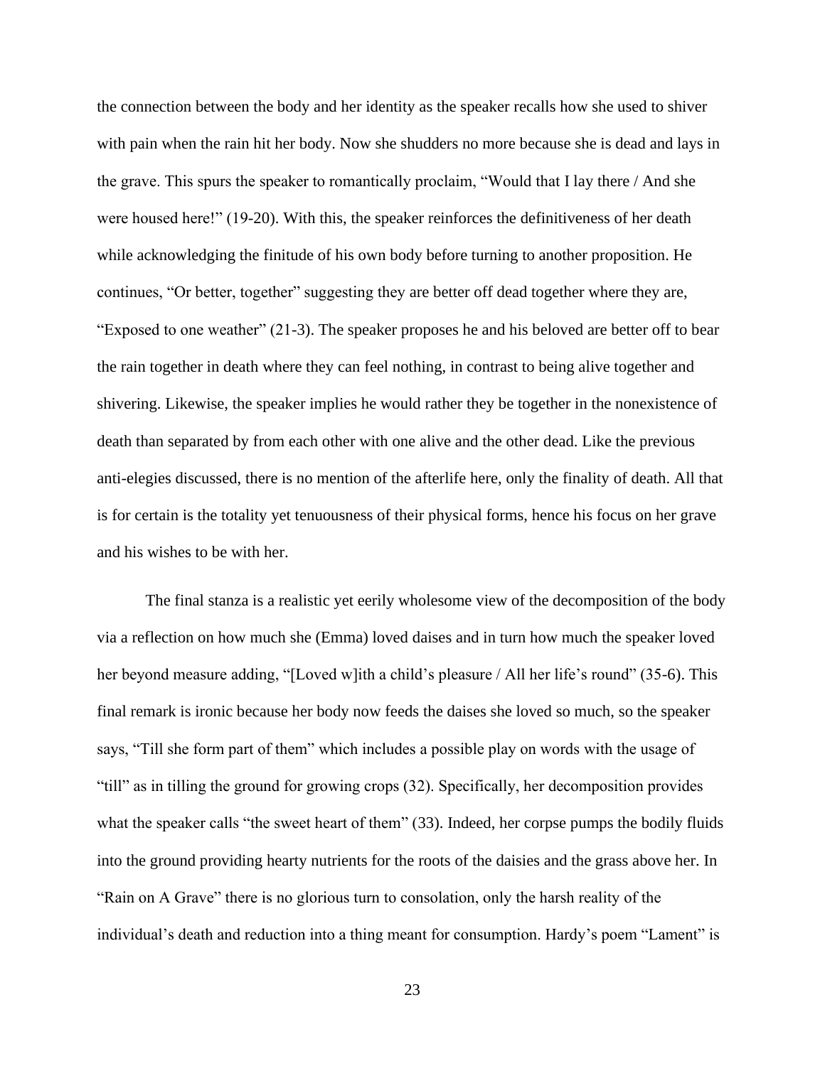the connection between the body and her identity as the speaker recalls how she used to shiver with pain when the rain hit her body. Now she shudders no more because she is dead and lays in the grave. This spurs the speaker to romantically proclaim, "Would that I lay there / And she were housed here!" (19-20). With this, the speaker reinforces the definitiveness of her death while acknowledging the finitude of his own body before turning to another proposition. He continues, "Or better, together" suggesting they are better off dead together where they are, "Exposed to one weather" (21-3). The speaker proposes he and his beloved are better off to bear the rain together in death where they can feel nothing, in contrast to being alive together and shivering. Likewise, the speaker implies he would rather they be together in the nonexistence of death than separated by from each other with one alive and the other dead. Like the previous anti-elegies discussed, there is no mention of the afterlife here, only the finality of death. All that is for certain is the totality yet tenuousness of their physical forms, hence his focus on her grave and his wishes to be with her.

The final stanza is a realistic yet eerily wholesome view of the decomposition of the body via a reflection on how much she (Emma) loved daises and in turn how much the speaker loved her beyond measure adding, "[Loved w]ith a child's pleasure / All her life's round" (35-6). This final remark is ironic because her body now feeds the daises she loved so much, so the speaker says, "Till she form part of them" which includes a possible play on words with the usage of "till" as in tilling the ground for growing crops (32). Specifically, her decomposition provides what the speaker calls "the sweet heart of them" (33). Indeed, her corpse pumps the bodily fluids into the ground providing hearty nutrients for the roots of the daisies and the grass above her. In "Rain on A Grave" there is no glorious turn to consolation, only the harsh reality of the individual's death and reduction into a thing meant for consumption. Hardy's poem "Lament" is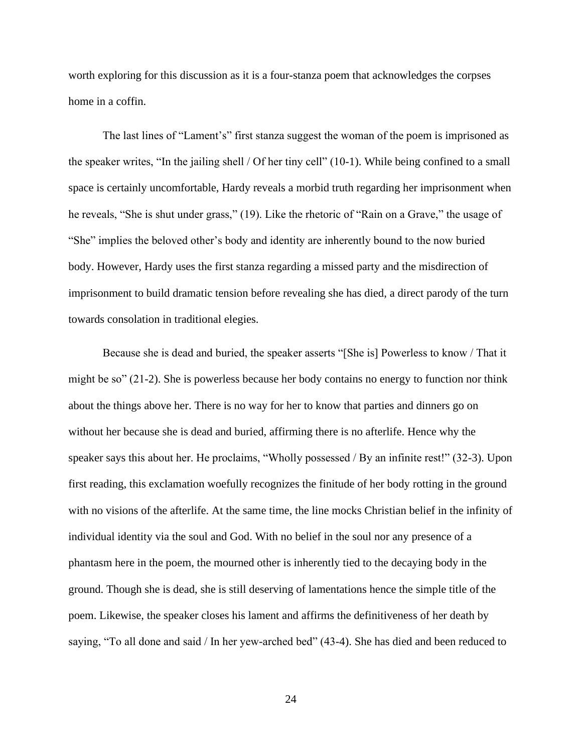worth exploring for this discussion as it is a four-stanza poem that acknowledges the corpses home in a coffin.

The last lines of "Lament's" first stanza suggest the woman of the poem is imprisoned as the speaker writes, "In the jailing shell / Of her tiny cell" (10-1). While being confined to a small space is certainly uncomfortable, Hardy reveals a morbid truth regarding her imprisonment when he reveals, "She is shut under grass," (19). Like the rhetoric of "Rain on a Grave," the usage of "She" implies the beloved other's body and identity are inherently bound to the now buried body. However, Hardy uses the first stanza regarding a missed party and the misdirection of imprisonment to build dramatic tension before revealing she has died, a direct parody of the turn towards consolation in traditional elegies.

Because she is dead and buried, the speaker asserts "[She is] Powerless to know / That it might be so" (21-2). She is powerless because her body contains no energy to function nor think about the things above her. There is no way for her to know that parties and dinners go on without her because she is dead and buried, affirming there is no afterlife. Hence why the speaker says this about her. He proclaims, "Wholly possessed / By an infinite rest!" (32-3). Upon first reading, this exclamation woefully recognizes the finitude of her body rotting in the ground with no visions of the afterlife. At the same time, the line mocks Christian belief in the infinity of individual identity via the soul and God. With no belief in the soul nor any presence of a phantasm here in the poem, the mourned other is inherently tied to the decaying body in the ground. Though she is dead, she is still deserving of lamentations hence the simple title of the poem. Likewise, the speaker closes his lament and affirms the definitiveness of her death by saying, "To all done and said / In her yew-arched bed" (43-4). She has died and been reduced to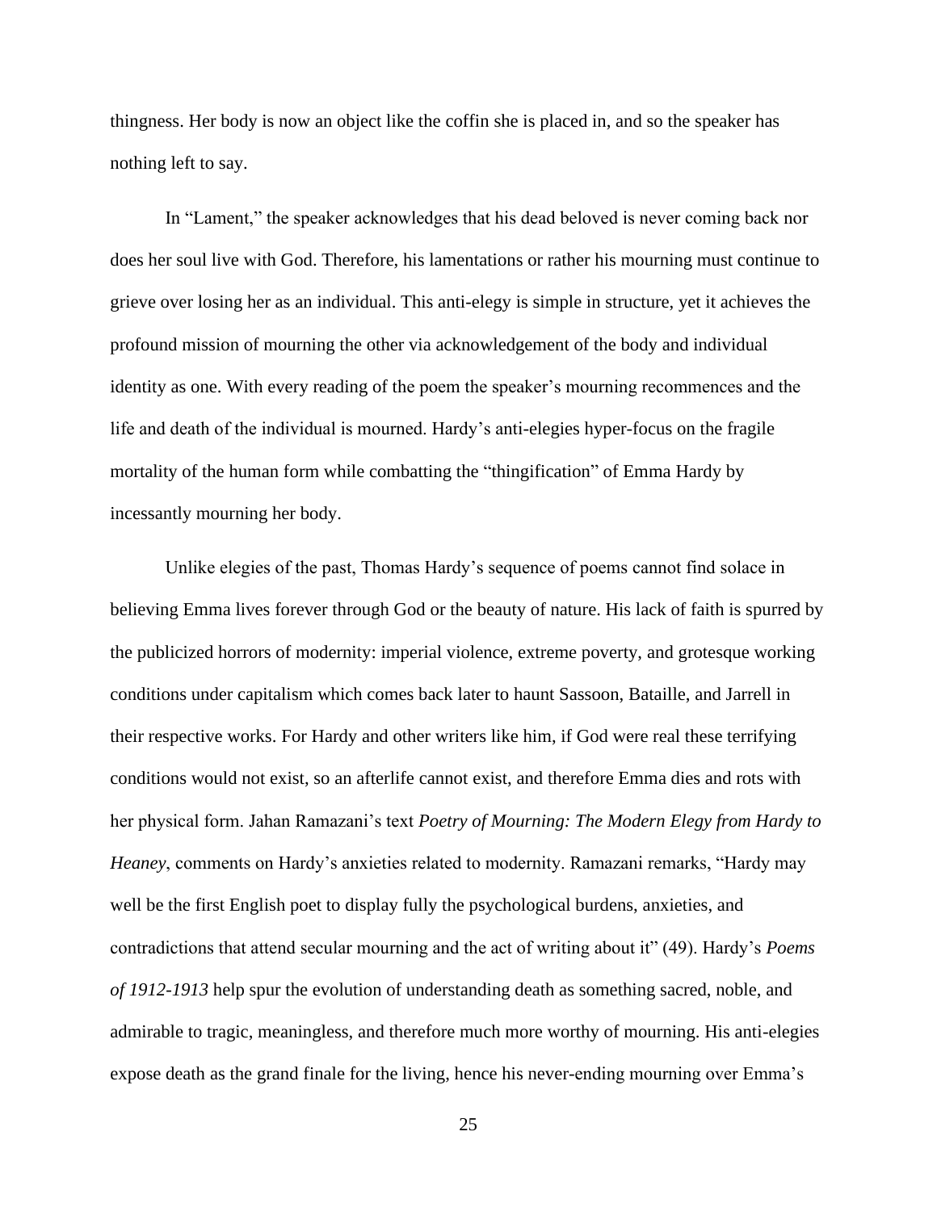thingness. Her body is now an object like the coffin she is placed in, and so the speaker has nothing left to say.

In "Lament," the speaker acknowledges that his dead beloved is never coming back nor does her soul live with God. Therefore, his lamentations or rather his mourning must continue to grieve over losing her as an individual. This anti-elegy is simple in structure, yet it achieves the profound mission of mourning the other via acknowledgement of the body and individual identity as one. With every reading of the poem the speaker's mourning recommences and the life and death of the individual is mourned. Hardy's anti-elegies hyper-focus on the fragile mortality of the human form while combatting the "thingification" of Emma Hardy by incessantly mourning her body.

Unlike elegies of the past, Thomas Hardy's sequence of poems cannot find solace in believing Emma lives forever through God or the beauty of nature. His lack of faith is spurred by the publicized horrors of modernity: imperial violence, extreme poverty, and grotesque working conditions under capitalism which comes back later to haunt Sassoon, Bataille, and Jarrell in their respective works. For Hardy and other writers like him, if God were real these terrifying conditions would not exist, so an afterlife cannot exist, and therefore Emma dies and rots with her physical form. Jahan Ramazani's text *Poetry of Mourning: The Modern Elegy from Hardy to Heaney*, comments on Hardy's anxieties related to modernity. Ramazani remarks, "Hardy may well be the first English poet to display fully the psychological burdens, anxieties, and contradictions that attend secular mourning and the act of writing about it" (49). Hardy's *Poems of 1912-1913* help spur the evolution of understanding death as something sacred, noble, and admirable to tragic, meaningless, and therefore much more worthy of mourning. His anti-elegies expose death as the grand finale for the living, hence his never-ending mourning over Emma's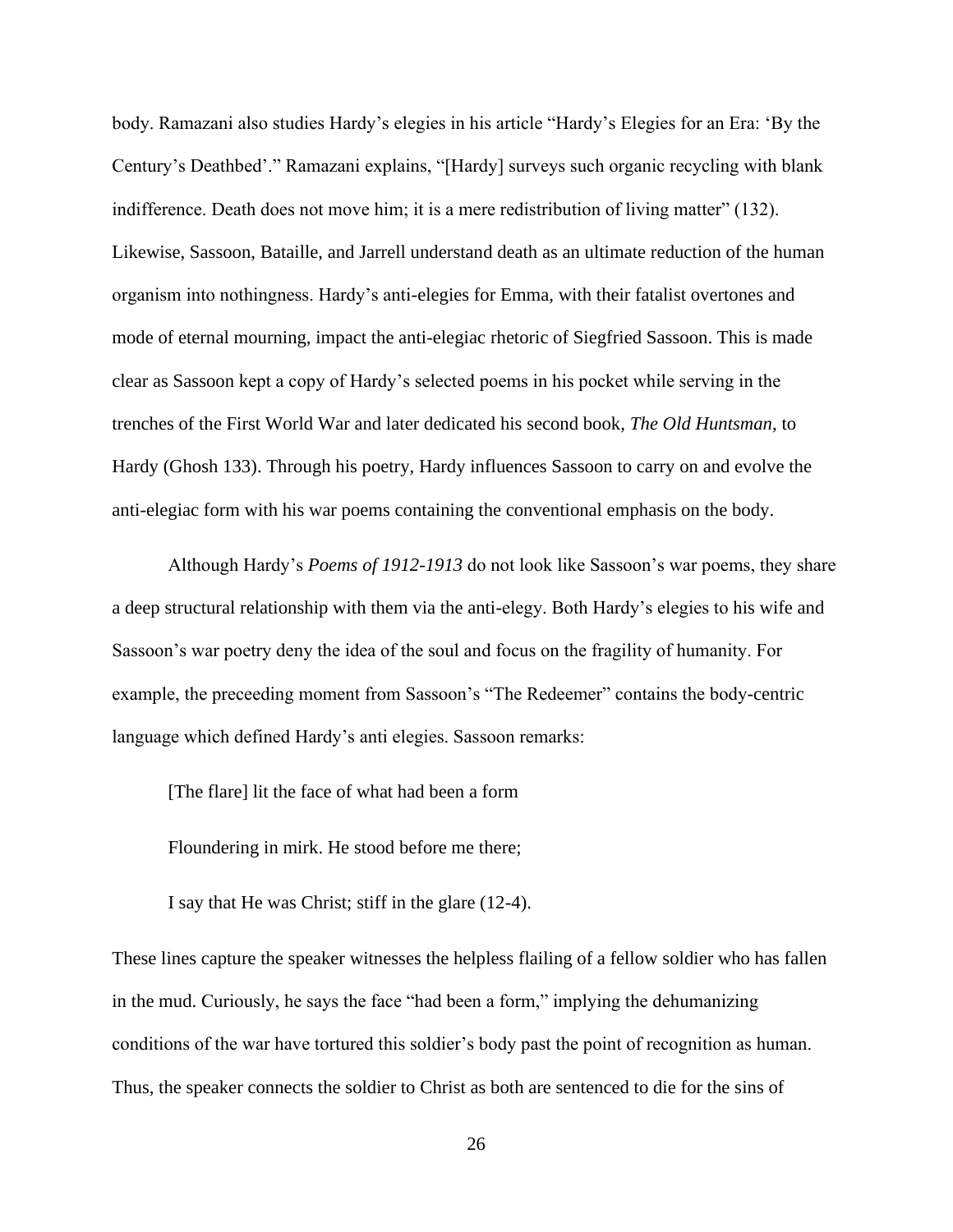body. Ramazani also studies Hardy's elegies in his article "Hardy's Elegies for an Era: 'By the Century's Deathbed'." Ramazani explains, "[Hardy] surveys such organic recycling with blank indifference. Death does not move him; it is a mere redistribution of living matter" (132). Likewise, Sassoon, Bataille, and Jarrell understand death as an ultimate reduction of the human organism into nothingness. Hardy's anti-elegies for Emma, with their fatalist overtones and mode of eternal mourning, impact the anti-elegiac rhetoric of Siegfried Sassoon. This is made clear as Sassoon kept a copy of Hardy's selected poems in his pocket while serving in the trenches of the First World War and later dedicated his second book, *The Old Huntsman*, to Hardy (Ghosh 133). Through his poetry, Hardy influences Sassoon to carry on and evolve the anti-elegiac form with his war poems containing the conventional emphasis on the body.

Although Hardy's *Poems of 1912-1913* do not look like Sassoon's war poems, they share a deep structural relationship with them via the anti-elegy. Both Hardy's elegies to his wife and Sassoon's war poetry deny the idea of the soul and focus on the fragility of humanity. For example, the preceeding moment from Sassoon's "The Redeemer" contains the body-centric language which defined Hardy's anti elegies. Sassoon remarks:

> [The flare] lit the face of what had been a form
>
> Floundering in mirk. He stood before me there;
>
> I say that He was Christ; stiff in the glare (12-4).

These lines capture the speaker witnesses the helpless flailing of a fellow soldier who has fallen in the mud. Curiously, he says the face "had been a form," implying the dehumanizing conditions of the war have tortured this soldier's body past the point of recognition as human. Thus, the speaker connects the soldier to Christ as both are sentenced to die for the sins of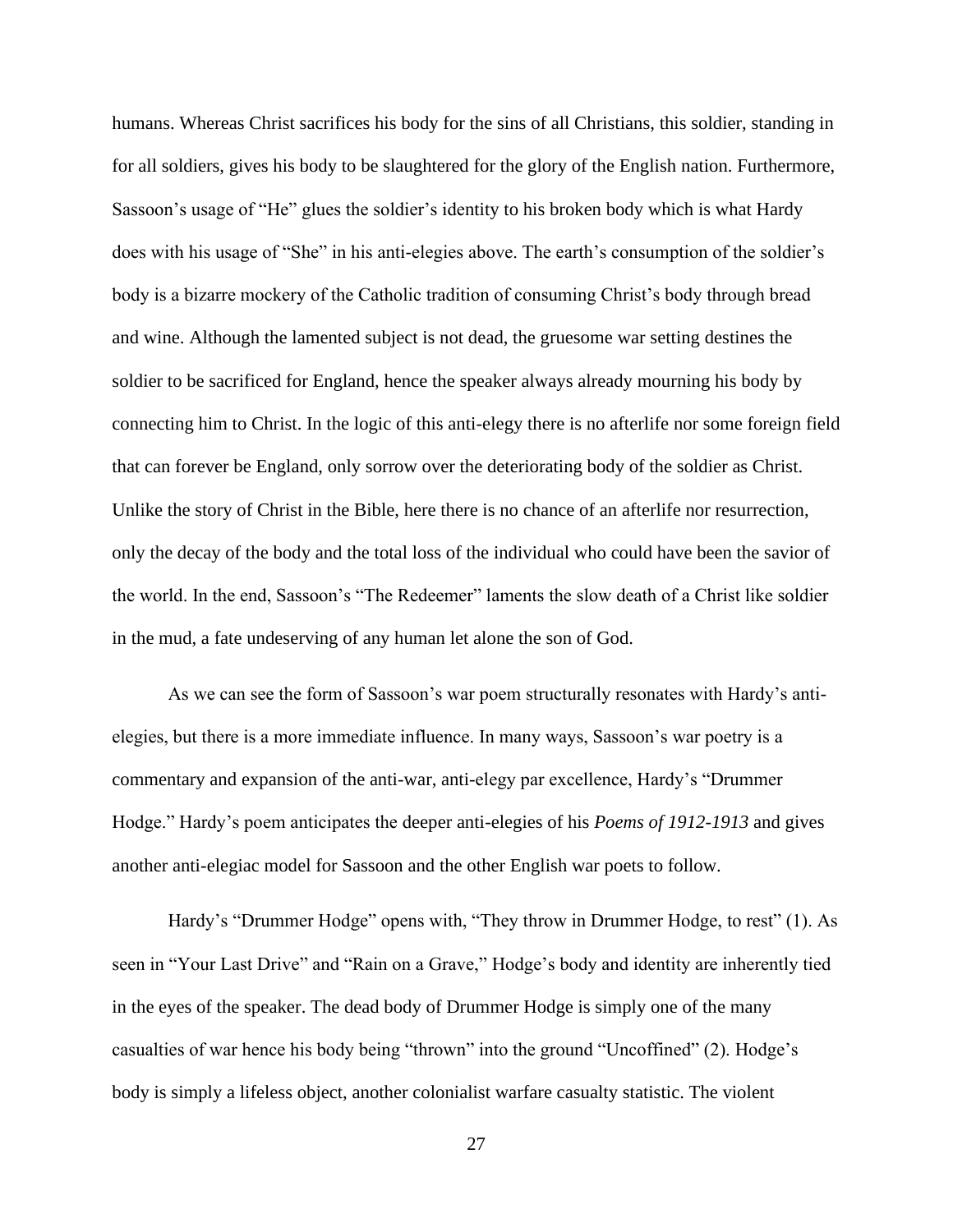humans. Whereas Christ sacrifices his body for the sins of all Christians, this soldier, standing in for all soldiers, gives his body to be slaughtered for the glory of the English nation. Furthermore, Sassoon's usage of "He" glues the soldier's identity to his broken body which is what Hardy does with his usage of "She" in his anti-elegies above. The earth's consumption of the soldier's body is a bizarre mockery of the Catholic tradition of consuming Christ's body through bread and wine. Although the lamented subject is not dead, the gruesome war setting destines the soldier to be sacrificed for England, hence the speaker always already mourning his body by connecting him to Christ. In the logic of this anti-elegy there is no afterlife nor some foreign field that can forever be England, only sorrow over the deteriorating body of the soldier as Christ. Unlike the story of Christ in the Bible, here there is no chance of an afterlife nor resurrection, only the decay of the body and the total loss of the individual who could have been the savior of the world. In the end, Sassoon's "The Redeemer" laments the slow death of a Christ like soldier in the mud, a fate undeserving of any human let alone the son of God.

As we can see the form of Sassoon's war poem structurally resonates with Hardy's anti-elegies, but there is a more immediate influence. In many ways, Sassoon's war poetry is a commentary and expansion of the anti-war, anti-elegy par excellence, Hardy's "Drummer Hodge." Hardy's poem anticipates the deeper anti-elegies of his *Poems of 1912-1913* and gives another anti-elegiac model for Sassoon and the other English war poets to follow.

Hardy's "Drummer Hodge" opens with, "They throw in Drummer Hodge, to rest" (1). As seen in "Your Last Drive" and "Rain on a Grave," Hodge's body and identity are inherently tied in the eyes of the speaker. The dead body of Drummer Hodge is simply one of the many casualties of war hence his body being "thrown" into the ground "Uncoffined" (2). Hodge's body is simply a lifeless object, another colonialist warfare casualty statistic. The violent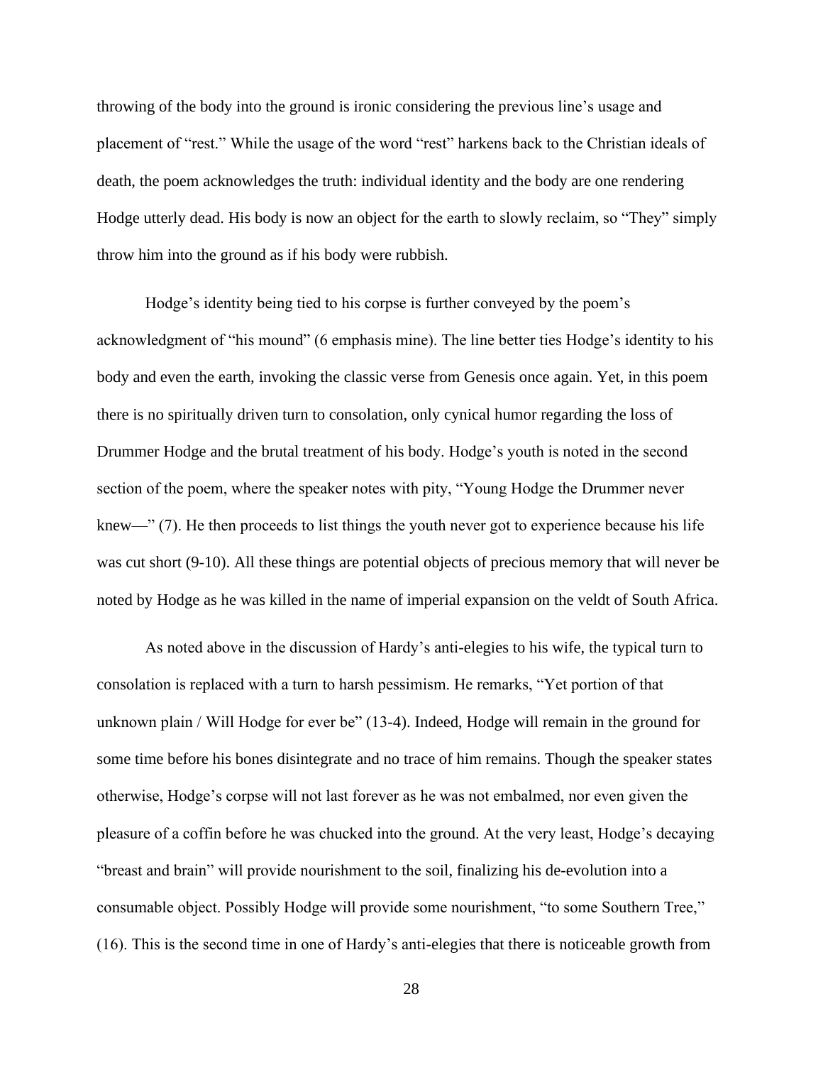throwing of the body into the ground is ironic considering the previous line's usage and placement of "rest." While the usage of the word "rest" harkens back to the Christian ideals of death, the poem acknowledges the truth: individual identity and the body are one rendering Hodge utterly dead. His body is now an object for the earth to slowly reclaim, so "They" simply throw him into the ground as if his body were rubbish.

Hodge's identity being tied to his corpse is further conveyed by the poem's acknowledgment of "his mound" (6 emphasis mine). The line better ties Hodge's identity to his body and even the earth, invoking the classic verse from Genesis once again. Yet, in this poem there is no spiritually driven turn to consolation, only cynical humor regarding the loss of Drummer Hodge and the brutal treatment of his body. Hodge's youth is noted in the second section of the poem, where the speaker notes with pity, "Young Hodge the Drummer never knew—" (7). He then proceeds to list things the youth never got to experience because his life was cut short (9-10). All these things are potential objects of precious memory that will never be noted by Hodge as he was killed in the name of imperial expansion on the veldt of South Africa.

As noted above in the discussion of Hardy's anti-elegies to his wife, the typical turn to consolation is replaced with a turn to harsh pessimism. He remarks, "Yet portion of that unknown plain / Will Hodge for ever be" (13-4). Indeed, Hodge will remain in the ground for some time before his bones disintegrate and no trace of him remains. Though the speaker states otherwise, Hodge's corpse will not last forever as he was not embalmed, nor even given the pleasure of a coffin before he was chucked into the ground. At the very least, Hodge's decaying "breast and brain" will provide nourishment to the soil, finalizing his de-evolution into a consumable object. Possibly Hodge will provide some nourishment, "to some Southern Tree," (16). This is the second time in one of Hardy's anti-elegies that there is noticeable growth from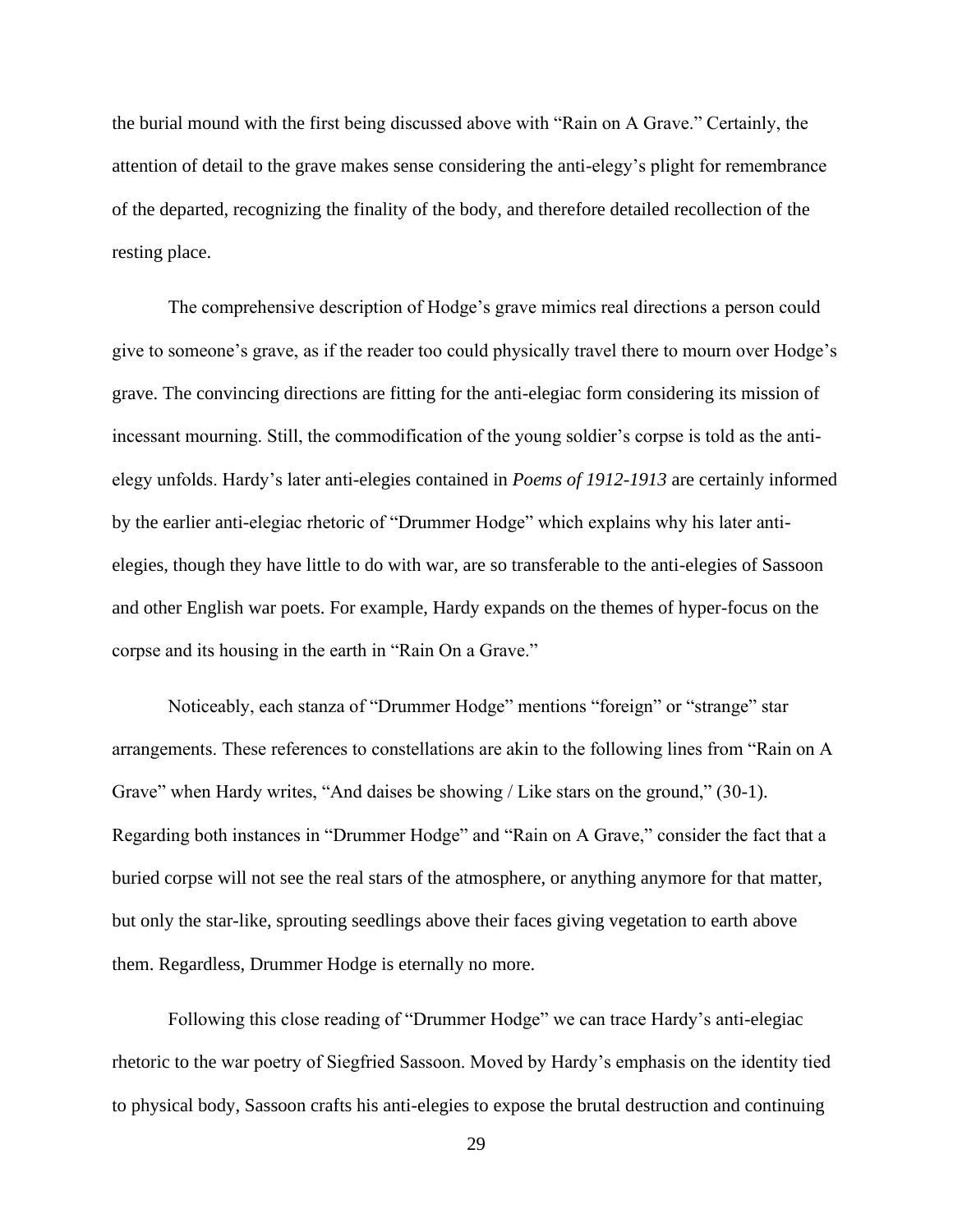the burial mound with the first being discussed above with "Rain on A Grave." Certainly, the attention of detail to the grave makes sense considering the anti-elegy's plight for remembrance of the departed, recognizing the finality of the body, and therefore detailed recollection of the resting place.

The comprehensive description of Hodge's grave mimics real directions a person could give to someone's grave, as if the reader too could physically travel there to mourn over Hodge's grave. The convincing directions are fitting for the anti-elegiac form considering its mission of incessant mourning. Still, the commodification of the young soldier's corpse is told as the anti-elegy unfolds. Hardy's later anti-elegies contained in *Poems of 1912-1913* are certainly informed by the earlier anti-elegiac rhetoric of "Drummer Hodge" which explains why his later anti-elegies, though they have little to do with war, are so transferable to the anti-elegies of Sassoon and other English war poets. For example, Hardy expands on the themes of hyper-focus on the corpse and its housing in the earth in "Rain On a Grave."

Noticeably, each stanza of "Drummer Hodge" mentions "foreign" or "strange" star arrangements. These references to constellations are akin to the following lines from "Rain on A Grave" when Hardy writes, "And daises be showing / Like stars on the ground," (30-1). Regarding both instances in "Drummer Hodge" and "Rain on A Grave," consider the fact that a buried corpse will not see the real stars of the atmosphere, or anything anymore for that matter, but only the star-like, sprouting seedlings above their faces giving vegetation to earth above them. Regardless, Drummer Hodge is eternally no more.

Following this close reading of "Drummer Hodge" we can trace Hardy's anti-elegiac rhetoric to the war poetry of Siegfried Sassoon. Moved by Hardy's emphasis on the identity tied to physical body, Sassoon crafts his anti-elegies to expose the brutal destruction and continuing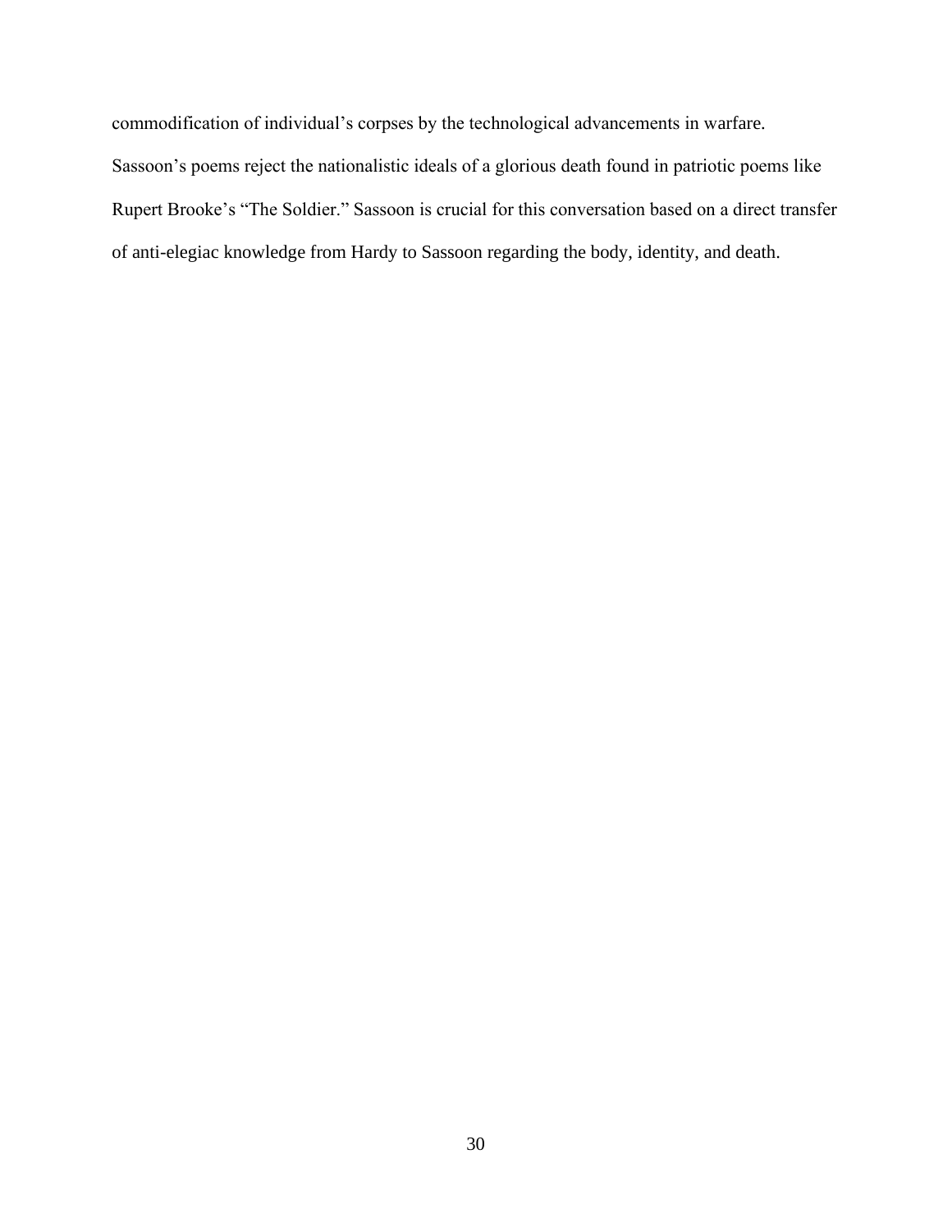commodification of individual's corpses by the technological advancements in warfare. Sassoon's poems reject the nationalistic ideals of a glorious death found in patriotic poems like Rupert Brooke's "The Soldier." Sassoon is crucial for this conversation based on a direct transfer of anti-elegiac knowledge from Hardy to Sassoon regarding the body, identity, and death.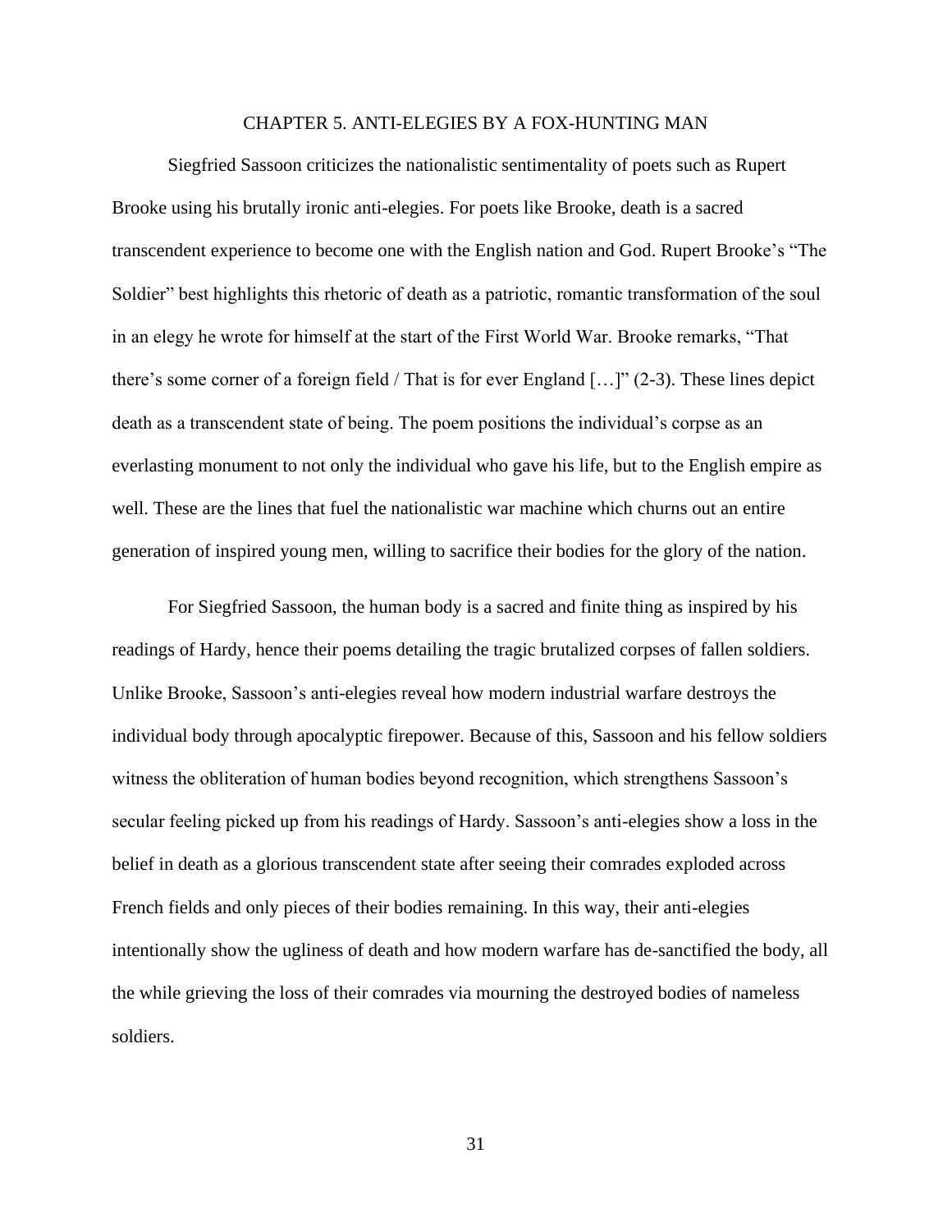# CHAPTER 5. ANTI-ELEGIES BY A FOX-HUNTING MAN

Siegfried Sassoon criticizes the nationalistic sentimentality of poets such as Rupert Brooke using his brutally ironic anti-elegies. For poets like Brooke, death is a sacred transcendent experience to become one with the English nation and God. Rupert Brooke's "The Soldier" best highlights this rhetoric of death as a patriotic, romantic transformation of the soul in an elegy he wrote for himself at the start of the First World War. Brooke remarks, "That there's some corner of a foreign field / That is for ever England […]" (2-3). These lines depict death as a transcendent state of being. The poem positions the individual's corpse as an everlasting monument to not only the individual who gave his life, but to the English empire as well. These are the lines that fuel the nationalistic war machine which churns out an entire generation of inspired young men, willing to sacrifice their bodies for the glory of the nation.

For Siegfried Sassoon, the human body is a sacred and finite thing as inspired by his readings of Hardy, hence their poems detailing the tragic brutalized corpses of fallen soldiers. Unlike Brooke, Sassoon's anti-elegies reveal how modern industrial warfare destroys the individual body through apocalyptic firepower. Because of this, Sassoon and his fellow soldiers witness the obliteration of human bodies beyond recognition, which strengthens Sassoon's secular feeling picked up from his readings of Hardy. Sassoon's anti-elegies show a loss in the belief in death as a glorious transcendent state after seeing their comrades exploded across French fields and only pieces of their bodies remaining. In this way, their anti-elegies intentionally show the ugliness of death and how modern warfare has de-sanctified the body, all the while grieving the loss of their comrades via mourning the destroyed bodies of nameless soldiers.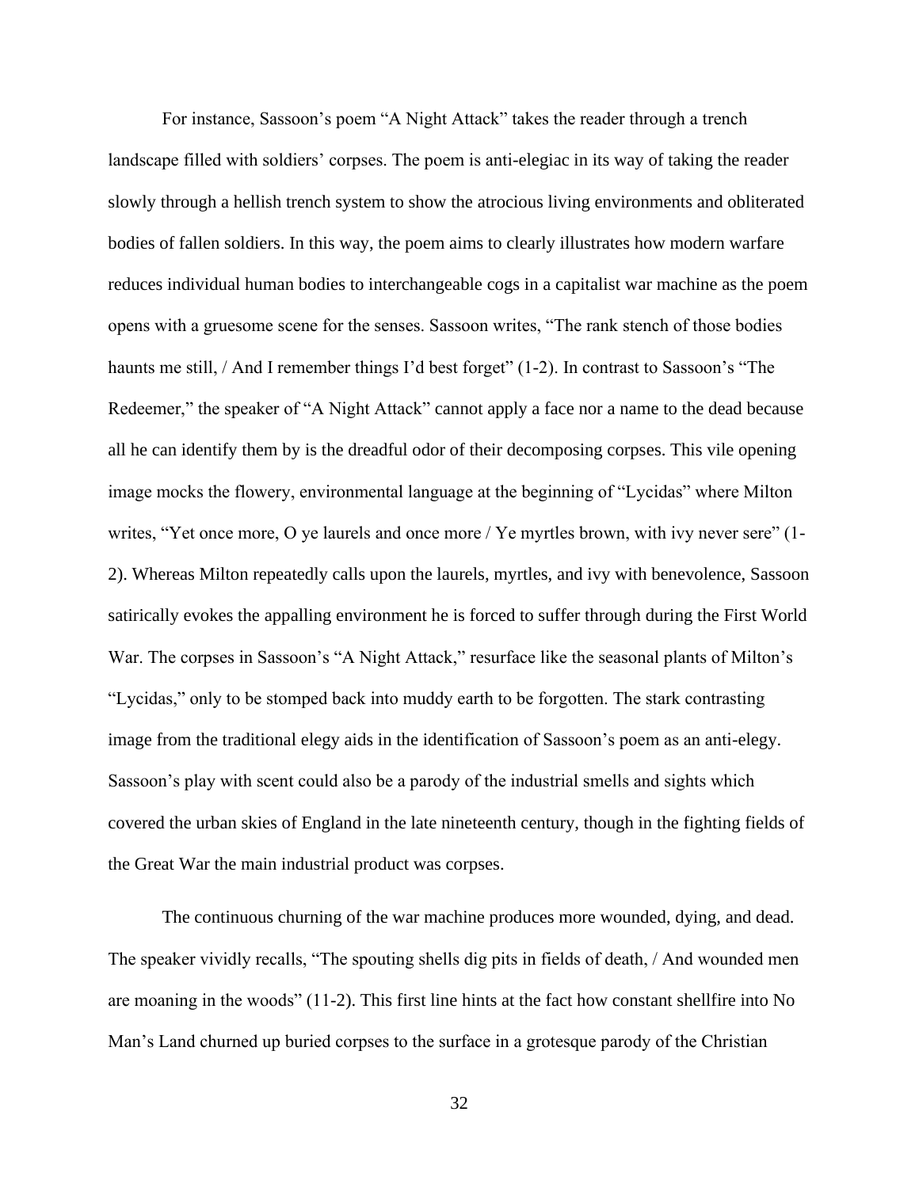For instance, Sassoon's poem "A Night Attack" takes the reader through a trench landscape filled with soldiers' corpses. The poem is anti-elegiac in its way of taking the reader slowly through a hellish trench system to show the atrocious living environments and obliterated bodies of fallen soldiers. In this way, the poem aims to clearly illustrates how modern warfare reduces individual human bodies to interchangeable cogs in a capitalist war machine as the poem opens with a gruesome scene for the senses. Sassoon writes, "The rank stench of those bodies haunts me still, / And I remember things I'd best forget" (1-2). In contrast to Sassoon's "The Redeemer," the speaker of "A Night Attack" cannot apply a face nor a name to the dead because all he can identify them by is the dreadful odor of their decomposing corpses. This vile opening image mocks the flowery, environmental language at the beginning of "Lycidas" where Milton writes, "Yet once more, O ye laurels and once more / Ye myrtles brown, with ivy never sere" (1-2). Whereas Milton repeatedly calls upon the laurels, myrtles, and ivy with benevolence, Sassoon satirically evokes the appalling environment he is forced to suffer through during the First World War. The corpses in Sassoon's "A Night Attack," resurface like the seasonal plants of Milton's "Lycidas," only to be stomped back into muddy earth to be forgotten. The stark contrasting image from the traditional elegy aids in the identification of Sassoon's poem as an anti-elegy. Sassoon's play with scent could also be a parody of the industrial smells and sights which covered the urban skies of England in the late nineteenth century, though in the fighting fields of the Great War the main industrial product was corpses.

The continuous churning of the war machine produces more wounded, dying, and dead. The speaker vividly recalls, "The spouting shells dig pits in fields of death, / And wounded men are moaning in the woods" (11-2). This first line hints at the fact how constant shellfire into No Man's Land churned up buried corpses to the surface in a grotesque parody of the Christian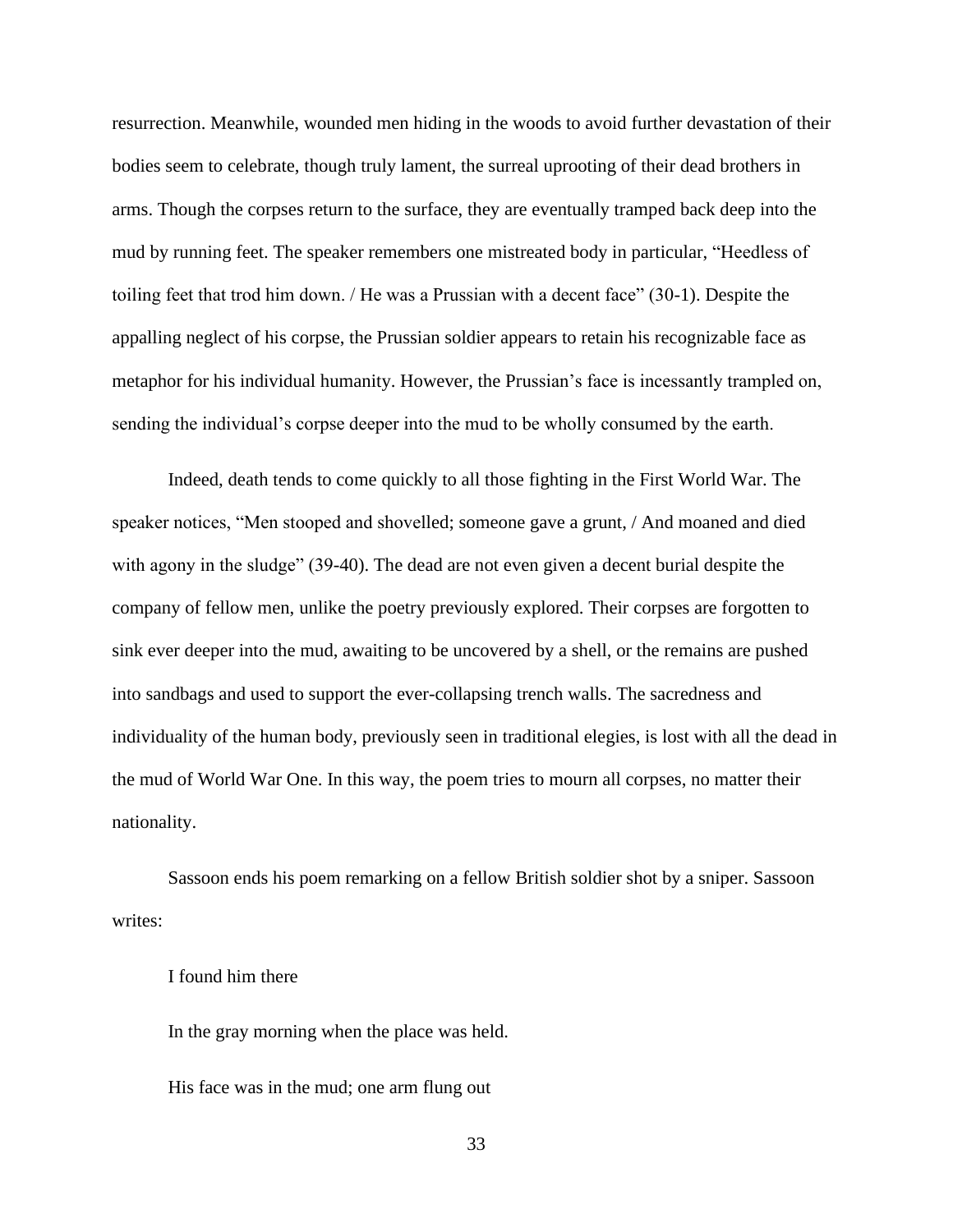resurrection. Meanwhile, wounded men hiding in the woods to avoid further devastation of their bodies seem to celebrate, though truly lament, the surreal uprooting of their dead brothers in arms. Though the corpses return to the surface, they are eventually tramped back deep into the mud by running feet. The speaker remembers one mistreated body in particular, "Heedless of toiling feet that trod him down. / He was a Prussian with a decent face" (30-1). Despite the appalling neglect of his corpse, the Prussian soldier appears to retain his recognizable face as metaphor for his individual humanity. However, the Prussian's face is incessantly trampled on, sending the individual's corpse deeper into the mud to be wholly consumed by the earth.

Indeed, death tends to come quickly to all those fighting in the First World War. The speaker notices, "Men stooped and shovelled; someone gave a grunt, / And moaned and died with agony in the sludge" (39-40). The dead are not even given a decent burial despite the company of fellow men, unlike the poetry previously explored. Their corpses are forgotten to sink ever deeper into the mud, awaiting to be uncovered by a shell, or the remains are pushed into sandbags and used to support the ever-collapsing trench walls. The sacredness and individuality of the human body, previously seen in traditional elegies, is lost with all the dead in the mud of World War One. In this way, the poem tries to mourn all corpses, no matter their nationality.

Sassoon ends his poem remarking on a fellow British soldier shot by a sniper. Sassoon writes:

> I found him there
>
> In the gray morning when the place was held.
>
> His face was in the mud; one arm flung out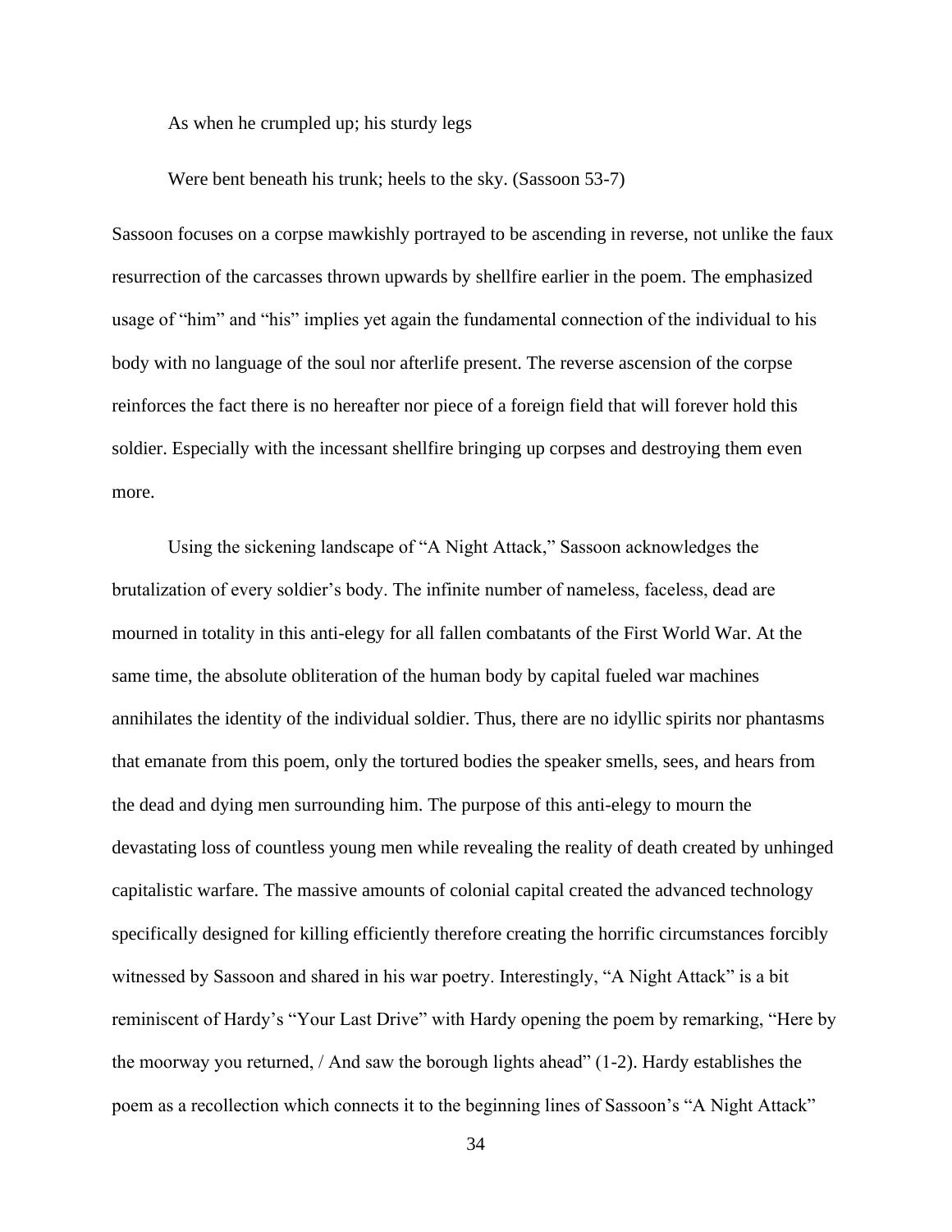As when he crumpled up; his sturdy legs

Were bent beneath his trunk; heels to the sky. (Sassoon 53-7)

Sassoon focuses on a corpse mawkishly portrayed to be ascending in reverse, not unlike the faux resurrection of the carcasses thrown upwards by shellfire earlier in the poem. The emphasized usage of "him" and "his" implies yet again the fundamental connection of the individual to his body with no language of the soul nor afterlife present. The reverse ascension of the corpse reinforces the fact there is no hereafter nor piece of a foreign field that will forever hold this soldier. Especially with the incessant shellfire bringing up corpses and destroying them even more.

Using the sickening landscape of "A Night Attack," Sassoon acknowledges the brutalization of every soldier's body. The infinite number of nameless, faceless, dead are mourned in totality in this anti-elegy for all fallen combatants of the First World War. At the same time, the absolute obliteration of the human body by capital fueled war machines annihilates the identity of the individual soldier. Thus, there are no idyllic spirits nor phantasms that emanate from this poem, only the tortured bodies the speaker smells, sees, and hears from the dead and dying men surrounding him. The purpose of this anti-elegy to mourn the devastating loss of countless young men while revealing the reality of death created by unhinged capitalistic warfare. The massive amounts of colonial capital created the advanced technology specifically designed for killing efficiently therefore creating the horrific circumstances forcibly witnessed by Sassoon and shared in his war poetry. Interestingly, "A Night Attack" is a bit reminiscent of Hardy's "Your Last Drive" with Hardy opening the poem by remarking, "Here by the moorway you returned, / And saw the borough lights ahead" (1-2). Hardy establishes the poem as a recollection which connects it to the beginning lines of Sassoon's "A Night Attack"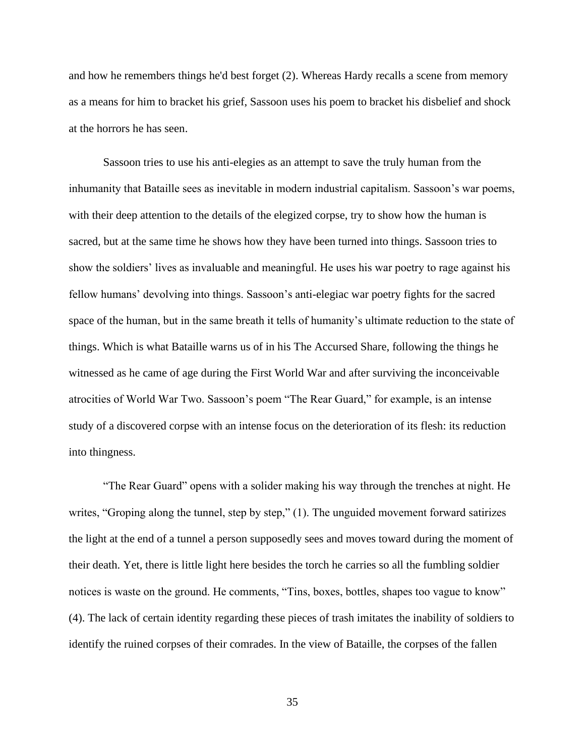and how he remembers things he'd best forget (2). Whereas Hardy recalls a scene from memory as a means for him to bracket his grief, Sassoon uses his poem to bracket his disbelief and shock at the horrors he has seen.

Sassoon tries to use his anti-elegies as an attempt to save the truly human from the inhumanity that Bataille sees as inevitable in modern industrial capitalism. Sassoon's war poems, with their deep attention to the details of the elegized corpse, try to show how the human is sacred, but at the same time he shows how they have been turned into things. Sassoon tries to show the soldiers' lives as invaluable and meaningful. He uses his war poetry to rage against his fellow humans' devolving into things. Sassoon's anti-elegiac war poetry fights for the sacred space of the human, but in the same breath it tells of humanity's ultimate reduction to the state of things. Which is what Bataille warns us of in his The Accursed Share, following the things he witnessed as he came of age during the First World War and after surviving the inconceivable atrocities of World War Two. Sassoon's poem "The Rear Guard," for example, is an intense study of a discovered corpse with an intense focus on the deterioration of its flesh: its reduction into thingness.

"The Rear Guard" opens with a solider making his way through the trenches at night. He writes, "Groping along the tunnel, step by step," (1). The unguided movement forward satirizes the light at the end of a tunnel a person supposedly sees and moves toward during the moment of their death. Yet, there is little light here besides the torch he carries so all the fumbling soldier notices is waste on the ground. He comments, "Tins, boxes, bottles, shapes too vague to know" (4). The lack of certain identity regarding these pieces of trash imitates the inability of soldiers to identify the ruined corpses of their comrades. In the view of Bataille, the corpses of the fallen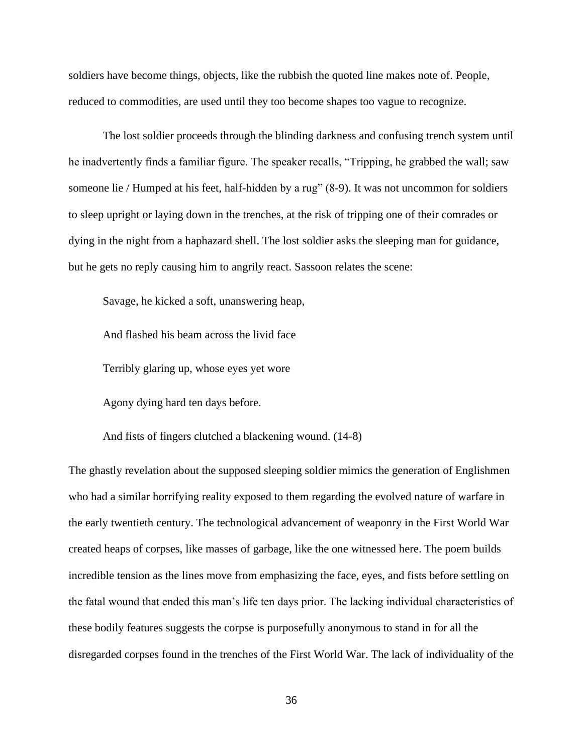soldiers have become things, objects, like the rubbish the quoted line makes note of. People, reduced to commodities, are used until they too become shapes too vague to recognize.

The lost soldier proceeds through the blinding darkness and confusing trench system until he inadvertently finds a familiar figure. The speaker recalls, "Tripping, he grabbed the wall; saw someone lie / Humped at his feet, half-hidden by a rug" (8-9). It was not uncommon for soldiers to sleep upright or laying down in the trenches, at the risk of tripping one of their comrades or dying in the night from a haphazard shell. The lost soldier asks the sleeping man for guidance, but he gets no reply causing him to angrily react. Sassoon relates the scene:

> Savage, he kicked a soft, unanswering heap,
>
> And flashed his beam across the livid face
>
> Terribly glaring up, whose eyes yet wore
>
> Agony dying hard ten days before.
>
> And fists of fingers clutched a blackening wound. (14-8)

The ghastly revelation about the supposed sleeping soldier mimics the generation of Englishmen who had a similar horrifying reality exposed to them regarding the evolved nature of warfare in the early twentieth century. The technological advancement of weaponry in the First World War created heaps of corpses, like masses of garbage, like the one witnessed here. The poem builds incredible tension as the lines move from emphasizing the face, eyes, and fists before settling on the fatal wound that ended this man's life ten days prior. The lacking individual characteristics of these bodily features suggests the corpse is purposefully anonymous to stand in for all the disregarded corpses found in the trenches of the First World War. The lack of individuality of the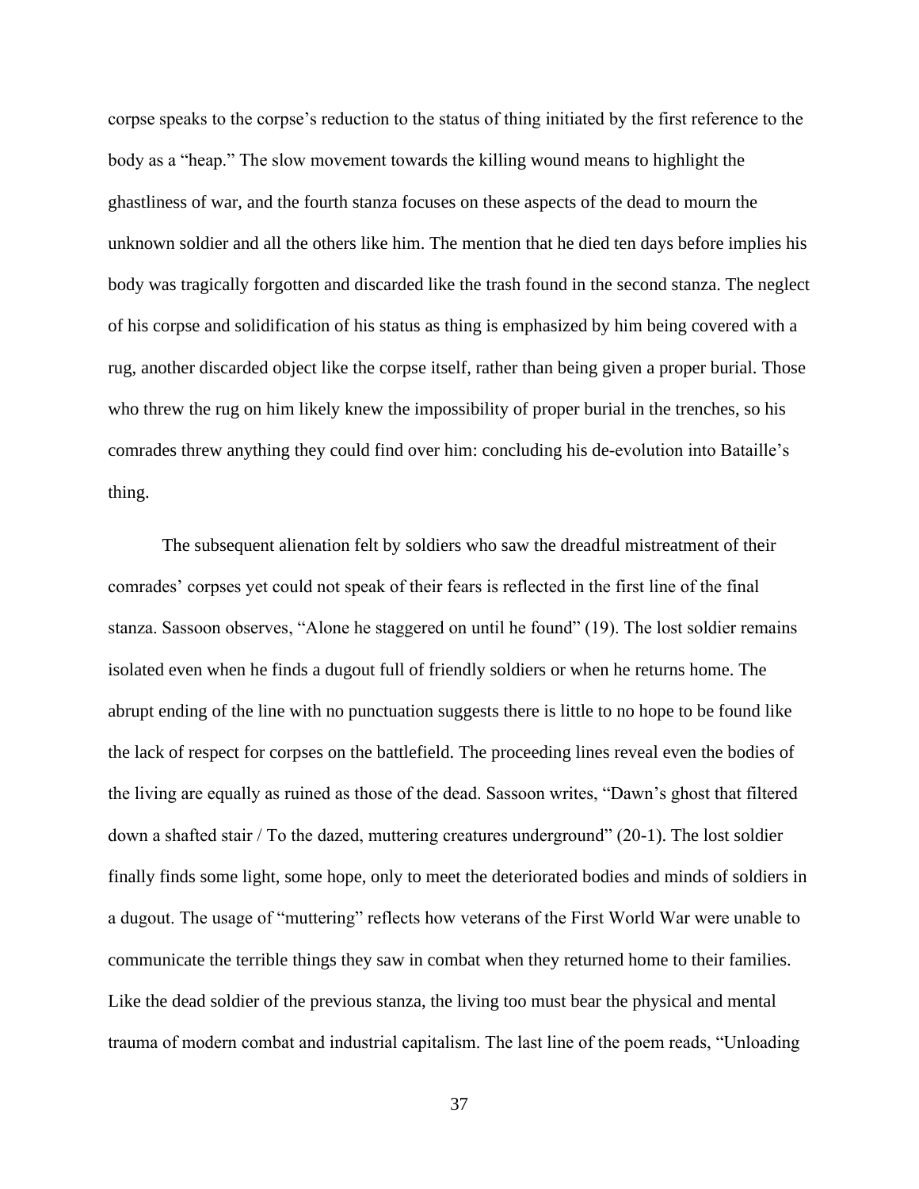corpse speaks to the corpse's reduction to the status of thing initiated by the first reference to the body as a "heap." The slow movement towards the killing wound means to highlight the ghastliness of war, and the fourth stanza focuses on these aspects of the dead to mourn the unknown soldier and all the others like him. The mention that he died ten days before implies his body was tragically forgotten and discarded like the trash found in the second stanza. The neglect of his corpse and solidification of his status as thing is emphasized by him being covered with a rug, another discarded object like the corpse itself, rather than being given a proper burial. Those who threw the rug on him likely knew the impossibility of proper burial in the trenches, so his comrades threw anything they could find over him: concluding his de-evolution into Bataille's thing.

The subsequent alienation felt by soldiers who saw the dreadful mistreatment of their comrades' corpses yet could not speak of their fears is reflected in the first line of the final stanza. Sassoon observes, "Alone he staggered on until he found" (19). The lost soldier remains isolated even when he finds a dugout full of friendly soldiers or when he returns home. The abrupt ending of the line with no punctuation suggests there is little to no hope to be found like the lack of respect for corpses on the battlefield. The proceeding lines reveal even the bodies of the living are equally as ruined as those of the dead. Sassoon writes, "Dawn's ghost that filtered down a shafted stair / To the dazed, muttering creatures underground" (20-1). The lost soldier finally finds some light, some hope, only to meet the deteriorated bodies and minds of soldiers in a dugout. The usage of "muttering" reflects how veterans of the First World War were unable to communicate the terrible things they saw in combat when they returned home to their families. Like the dead soldier of the previous stanza, the living too must bear the physical and mental trauma of modern combat and industrial capitalism. The last line of the poem reads, "Unloading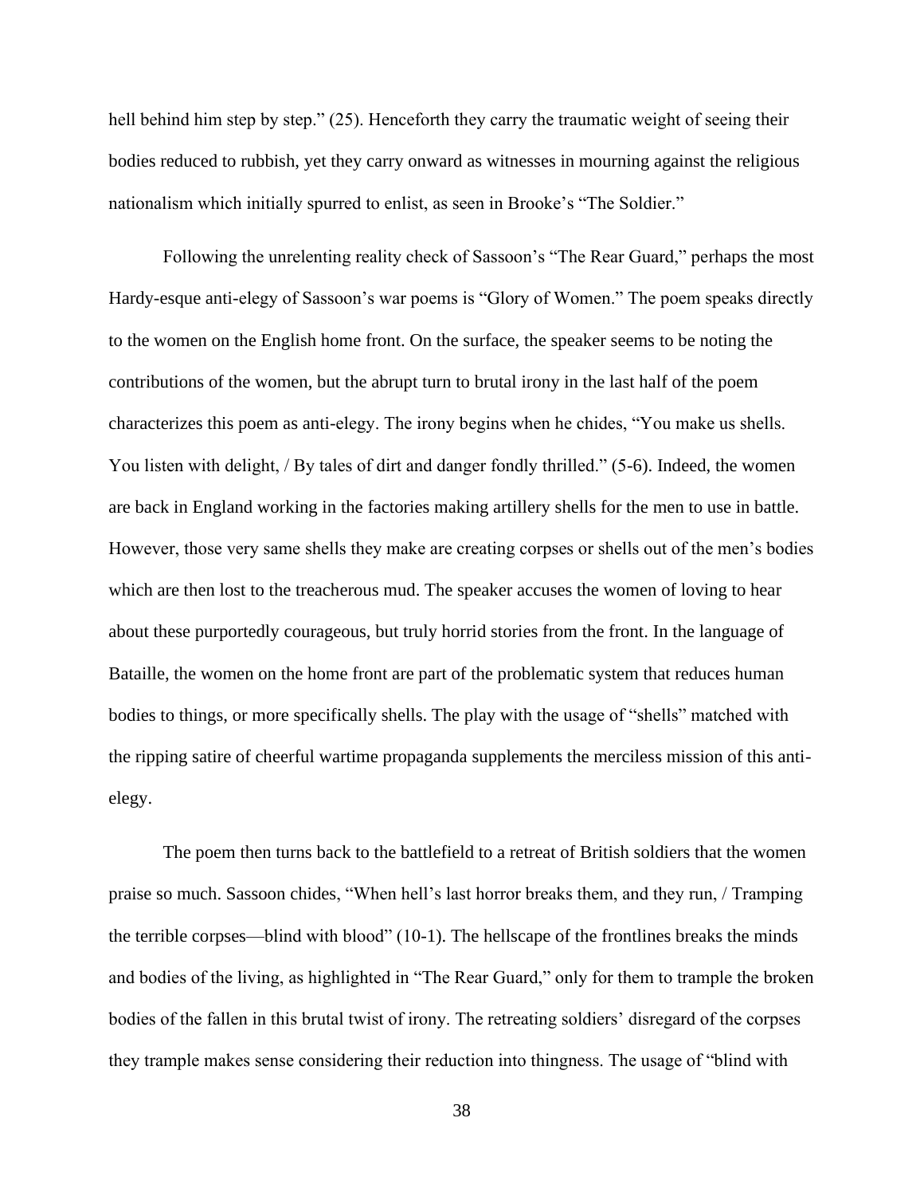hell behind him step by step." (25). Henceforth they carry the traumatic weight of seeing their bodies reduced to rubbish, yet they carry onward as witnesses in mourning against the religious nationalism which initially spurred to enlist, as seen in Brooke's "The Soldier."

Following the unrelenting reality check of Sassoon's "The Rear Guard," perhaps the most Hardy-esque anti-elegy of Sassoon's war poems is "Glory of Women." The poem speaks directly to the women on the English home front. On the surface, the speaker seems to be noting the contributions of the women, but the abrupt turn to brutal irony in the last half of the poem characterizes this poem as anti-elegy. The irony begins when he chides, "You make us shells. You listen with delight, / By tales of dirt and danger fondly thrilled." (5-6). Indeed, the women are back in England working in the factories making artillery shells for the men to use in battle. However, those very same shells they make are creating corpses or shells out of the men's bodies which are then lost to the treacherous mud. The speaker accuses the women of loving to hear about these purportedly courageous, but truly horrid stories from the front. In the language of Bataille, the women on the home front are part of the problematic system that reduces human bodies to things, or more specifically shells. The play with the usage of "shells" matched with the ripping satire of cheerful wartime propaganda supplements the merciless mission of this anti-elegy.

The poem then turns back to the battlefield to a retreat of British soldiers that the women praise so much. Sassoon chides, "When hell's last horror breaks them, and they run, / Tramping the terrible corpses—blind with blood" (10-1). The hellscape of the frontlines breaks the minds and bodies of the living, as highlighted in "The Rear Guard," only for them to trample the broken bodies of the fallen in this brutal twist of irony. The retreating soldiers' disregard of the corpses they trample makes sense considering their reduction into thingness. The usage of "blind with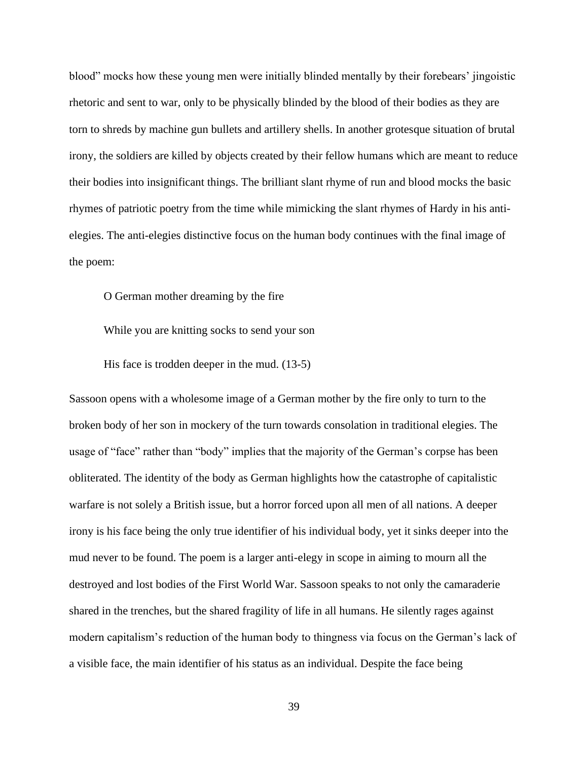blood" mocks how these young men were initially blinded mentally by their forebears' jingoistic rhetoric and sent to war, only to be physically blinded by the blood of their bodies as they are torn to shreds by machine gun bullets and artillery shells. In another grotesque situation of brutal irony, the soldiers are killed by objects created by their fellow humans which are meant to reduce their bodies into insignificant things. The brilliant slant rhyme of run and blood mocks the basic rhymes of patriotic poetry from the time while mimicking the slant rhymes of Hardy in his anti-elegies. The anti-elegies distinctive focus on the human body continues with the final image of the poem:

> O German mother dreaming by the fire
>
> While you are knitting socks to send your son
>
> His face is trodden deeper in the mud. (13-5)

Sassoon opens with a wholesome image of a German mother by the fire only to turn to the broken body of her son in mockery of the turn towards consolation in traditional elegies. The usage of "face" rather than "body" implies that the majority of the German's corpse has been obliterated. The identity of the body as German highlights how the catastrophe of capitalistic warfare is not solely a British issue, but a horror forced upon all men of all nations. A deeper irony is his face being the only true identifier of his individual body, yet it sinks deeper into the mud never to be found. The poem is a larger anti-elegy in scope in aiming to mourn all the destroyed and lost bodies of the First World War. Sassoon speaks to not only the camaraderie shared in the trenches, but the shared fragility of life in all humans. He silently rages against modern capitalism's reduction of the human body to thingness via focus on the German's lack of a visible face, the main identifier of his status as an individual. Despite the face being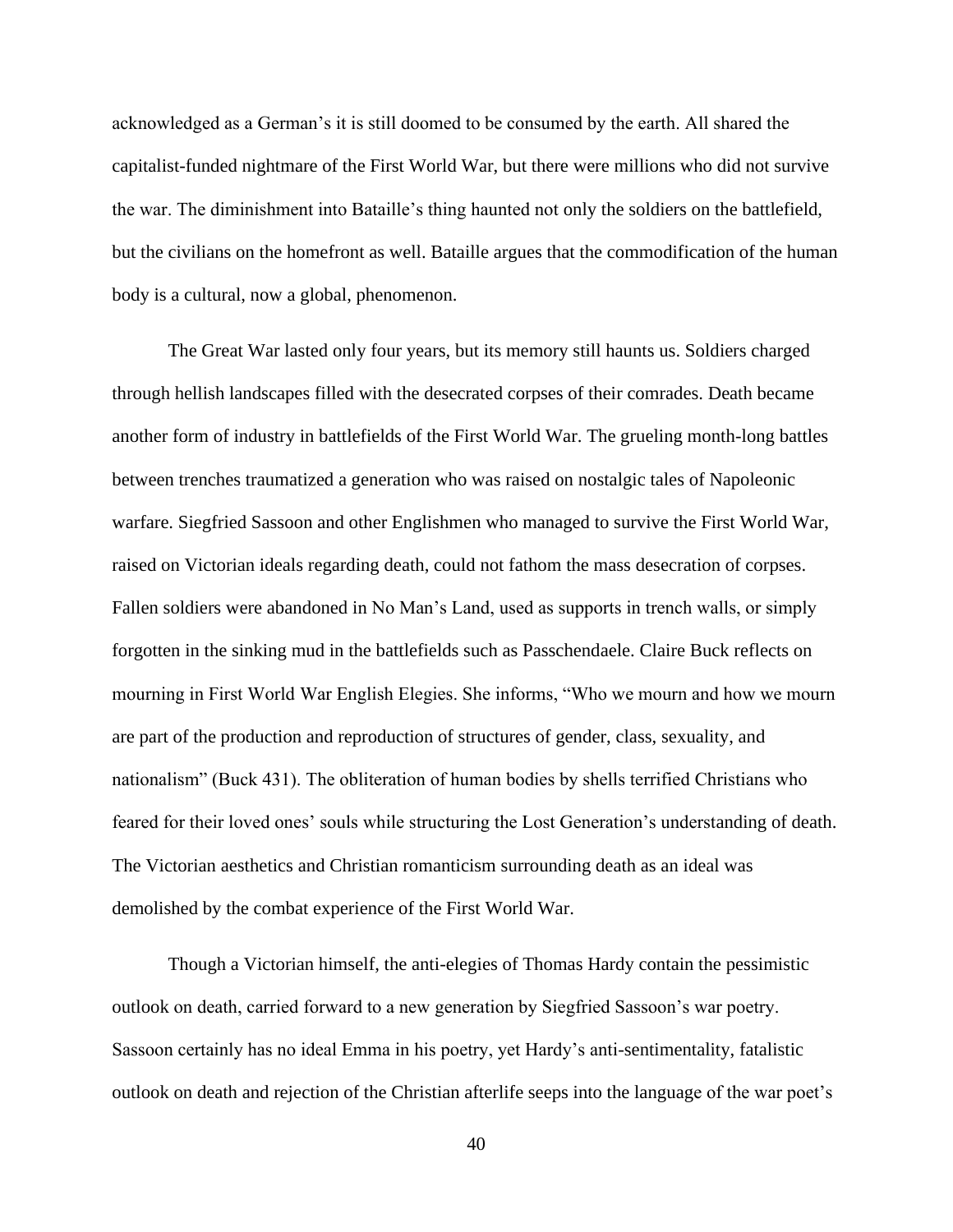acknowledged as a German's it is still doomed to be consumed by the earth. All shared the capitalist-funded nightmare of the First World War, but there were millions who did not survive the war. The diminishment into Bataille's thing haunted not only the soldiers on the battlefield, but the civilians on the homefront as well. Bataille argues that the commodification of the human body is a cultural, now a global, phenomenon.

The Great War lasted only four years, but its memory still haunts us. Soldiers charged through hellish landscapes filled with the desecrated corpses of their comrades. Death became another form of industry in battlefields of the First World War. The grueling month-long battles between trenches traumatized a generation who was raised on nostalgic tales of Napoleonic warfare. Siegfried Sassoon and other Englishmen who managed to survive the First World War, raised on Victorian ideals regarding death, could not fathom the mass desecration of corpses. Fallen soldiers were abandoned in No Man's Land, used as supports in trench walls, or simply forgotten in the sinking mud in the battlefields such as Passchendaele. Claire Buck reflects on mourning in First World War English Elegies. She informs, "Who we mourn and how we mourn are part of the production and reproduction of structures of gender, class, sexuality, and nationalism" (Buck 431). The obliteration of human bodies by shells terrified Christians who feared for their loved ones' souls while structuring the Lost Generation's understanding of death. The Victorian aesthetics and Christian romanticism surrounding death as an ideal was demolished by the combat experience of the First World War.

Though a Victorian himself, the anti-elegies of Thomas Hardy contain the pessimistic outlook on death, carried forward to a new generation by Siegfried Sassoon's war poetry. Sassoon certainly has no ideal Emma in his poetry, yet Hardy's anti-sentimentality, fatalistic outlook on death and rejection of the Christian afterlife seeps into the language of the war poet's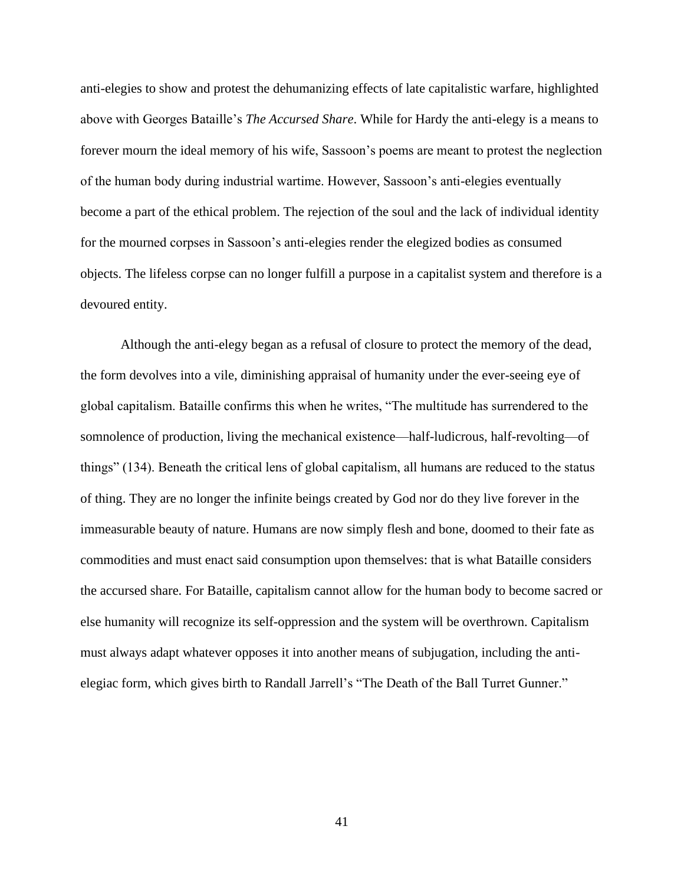anti-elegies to show and protest the dehumanizing effects of late capitalistic warfare, highlighted above with Georges Bataille's *The Accursed Share*. While for Hardy the anti-elegy is a means to forever mourn the ideal memory of his wife, Sassoon's poems are meant to protest the neglection of the human body during industrial wartime. However, Sassoon's anti-elegies eventually become a part of the ethical problem. The rejection of the soul and the lack of individual identity for the mourned corpses in Sassoon's anti-elegies render the elegized bodies as consumed objects. The lifeless corpse can no longer fulfill a purpose in a capitalist system and therefore is a devoured entity.

Although the anti-elegy began as a refusal of closure to protect the memory of the dead, the form devolves into a vile, diminishing appraisal of humanity under the ever-seeing eye of global capitalism. Bataille confirms this when he writes, "The multitude has surrendered to the somnolence of production, living the mechanical existence—half-ludicrous, half-revolting—of things" (134). Beneath the critical lens of global capitalism, all humans are reduced to the status of thing. They are no longer the infinite beings created by God nor do they live forever in the immeasurable beauty of nature. Humans are now simply flesh and bone, doomed to their fate as commodities and must enact said consumption upon themselves: that is what Bataille considers the accursed share. For Bataille, capitalism cannot allow for the human body to become sacred or else humanity will recognize its self-oppression and the system will be overthrown. Capitalism must always adapt whatever opposes it into another means of subjugation, including the anti-elegiac form, which gives birth to Randall Jarrell's "The Death of the Ball Turret Gunner."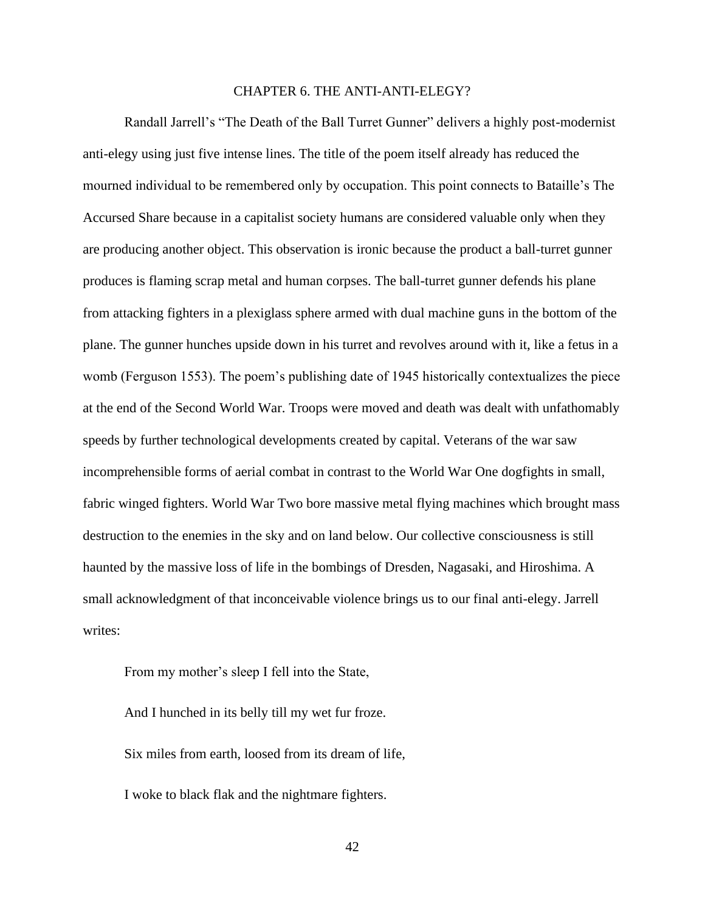# CHAPTER 6. THE ANTI-ANTI-ELEGY?

Randall Jarrell's "The Death of the Ball Turret Gunner" delivers a highly post-modernist anti-elegy using just five intense lines. The title of the poem itself already has reduced the mourned individual to be remembered only by occupation. This point connects to Bataille's The Accursed Share because in a capitalist society humans are considered valuable only when they are producing another object. This observation is ironic because the product a ball-turret gunner produces is flaming scrap metal and human corpses. The ball-turret gunner defends his plane from attacking fighters in a plexiglass sphere armed with dual machine guns in the bottom of the plane. The gunner hunches upside down in his turret and revolves around with it, like a fetus in a womb (Ferguson 1553). The poem's publishing date of 1945 historically contextualizes the piece at the end of the Second World War. Troops were moved and death was dealt with unfathomably speeds by further technological developments created by capital. Veterans of the war saw incomprehensible forms of aerial combat in contrast to the World War One dogfights in small, fabric winged fighters. World War Two bore massive metal flying machines which brought mass destruction to the enemies in the sky and on land below. Our collective consciousness is still haunted by the massive loss of life in the bombings of Dresden, Nagasaki, and Hiroshima. A small acknowledgment of that inconceivable violence brings us to our final anti-elegy. Jarrell writes:

> From my mother's sleep I fell into the State,
>
> And I hunched in its belly till my wet fur froze.
>
> Six miles from earth, loosed from its dream of life,
>
> I woke to black flak and the nightmare fighters.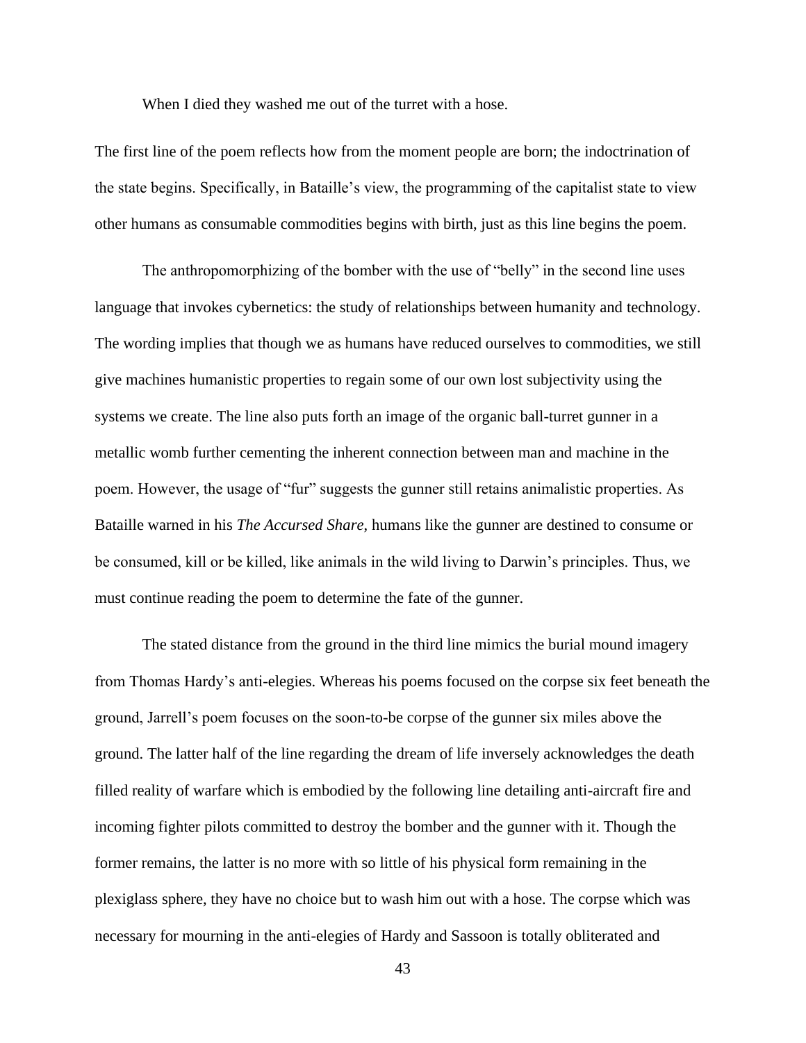When I died they washed me out of the turret with a hose.

The first line of the poem reflects how from the moment people are born; the indoctrination of the state begins. Specifically, in Bataille's view, the programming of the capitalist state to view other humans as consumable commodities begins with birth, just as this line begins the poem.

The anthropomorphizing of the bomber with the use of "belly" in the second line uses language that invokes cybernetics: the study of relationships between humanity and technology. The wording implies that though we as humans have reduced ourselves to commodities, we still give machines humanistic properties to regain some of our own lost subjectivity using the systems we create. The line also puts forth an image of the organic ball-turret gunner in a metallic womb further cementing the inherent connection between man and machine in the poem. However, the usage of "fur" suggests the gunner still retains animalistic properties. As Bataille warned in his *The Accursed Share*, humans like the gunner are destined to consume or be consumed, kill or be killed, like animals in the wild living to Darwin's principles. Thus, we must continue reading the poem to determine the fate of the gunner.

The stated distance from the ground in the third line mimics the burial mound imagery from Thomas Hardy's anti-elegies. Whereas his poems focused on the corpse six feet beneath the ground, Jarrell's poem focuses on the soon-to-be corpse of the gunner six miles above the ground. The latter half of the line regarding the dream of life inversely acknowledges the death filled reality of warfare which is embodied by the following line detailing anti-aircraft fire and incoming fighter pilots committed to destroy the bomber and the gunner with it. Though the former remains, the latter is no more with so little of his physical form remaining in the plexiglass sphere, they have no choice but to wash him out with a hose. The corpse which was necessary for mourning in the anti-elegies of Hardy and Sassoon is totally obliterated and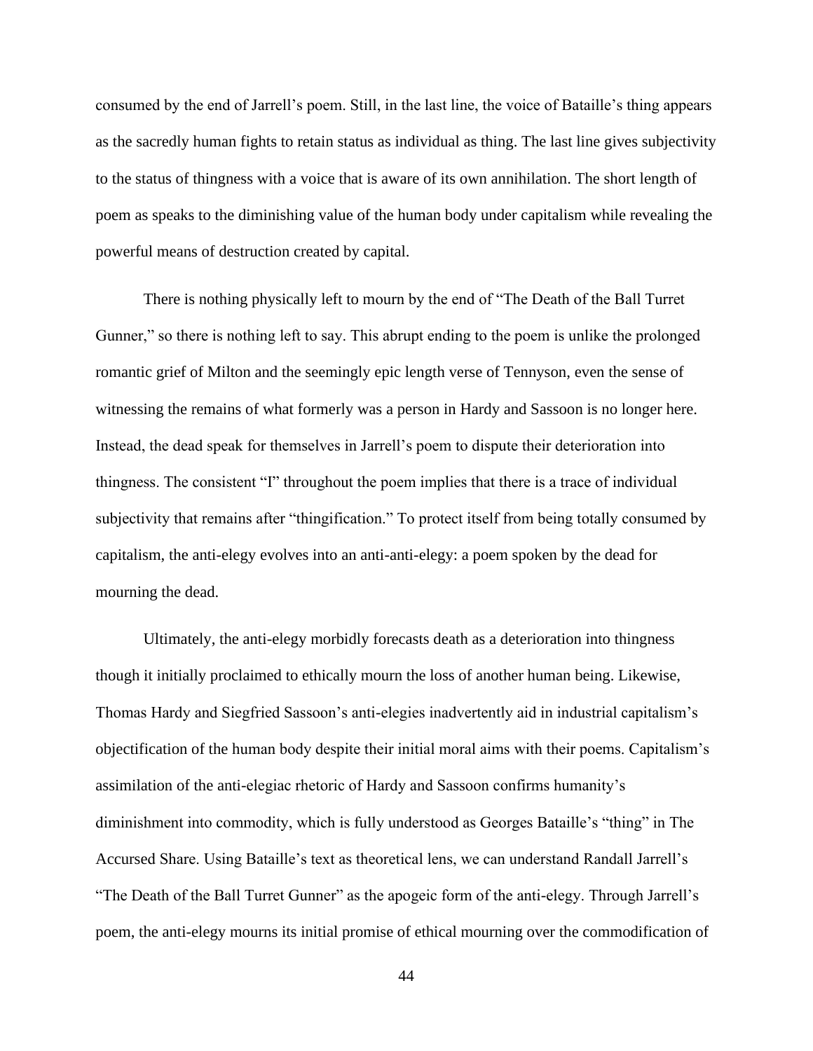consumed by the end of Jarrell's poem. Still, in the last line, the voice of Bataille's thing appears as the sacredly human fights to retain status as individual as thing. The last line gives subjectivity to the status of thingness with a voice that is aware of its own annihilation. The short length of poem as speaks to the diminishing value of the human body under capitalism while revealing the powerful means of destruction created by capital.

There is nothing physically left to mourn by the end of "The Death of the Ball Turret Gunner," so there is nothing left to say. This abrupt ending to the poem is unlike the prolonged romantic grief of Milton and the seemingly epic length verse of Tennyson, even the sense of witnessing the remains of what formerly was a person in Hardy and Sassoon is no longer here. Instead, the dead speak for themselves in Jarrell's poem to dispute their deterioration into thingness. The consistent "I" throughout the poem implies that there is a trace of individual subjectivity that remains after "thingification." To protect itself from being totally consumed by capitalism, the anti-elegy evolves into an anti-anti-elegy: a poem spoken by the dead for mourning the dead.

Ultimately, the anti-elegy morbidly forecasts death as a deterioration into thingness though it initially proclaimed to ethically mourn the loss of another human being. Likewise, Thomas Hardy and Siegfried Sassoon's anti-elegies inadvertently aid in industrial capitalism's objectification of the human body despite their initial moral aims with their poems. Capitalism's assimilation of the anti-elegiac rhetoric of Hardy and Sassoon confirms humanity's diminishment into commodity, which is fully understood as Georges Bataille's "thing" in The Accursed Share. Using Bataille's text as theoretical lens, we can understand Randall Jarrell's "The Death of the Ball Turret Gunner" as the apogeic form of the anti-elegy. Through Jarrell's poem, the anti-elegy mourns its initial promise of ethical mourning over the commodification of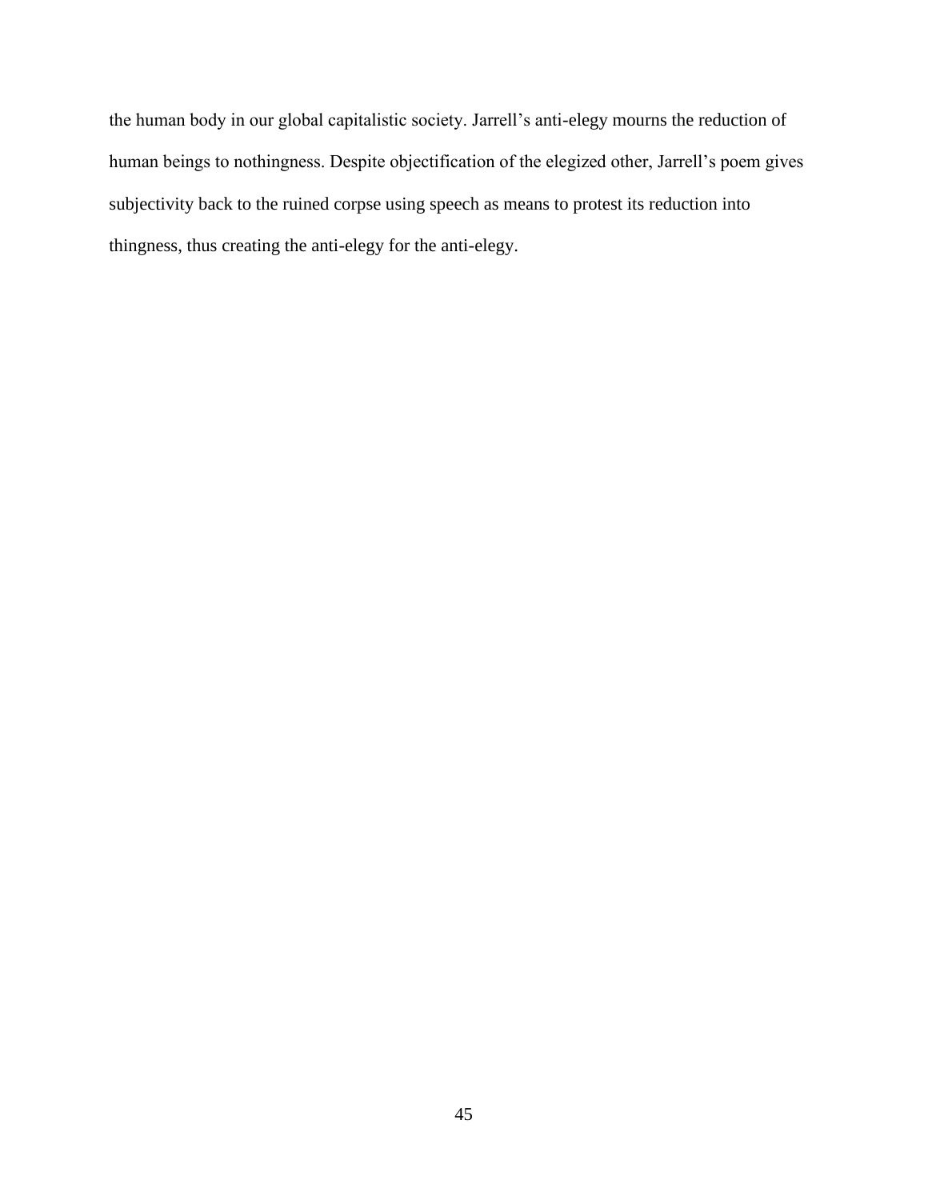the human body in our global capitalistic society. Jarrell's anti-elegy mourns the reduction of human beings to nothingness. Despite objectification of the elegized other, Jarrell's poem gives subjectivity back to the ruined corpse using speech as means to protest its reduction into thingness, thus creating the anti-elegy for the anti-elegy.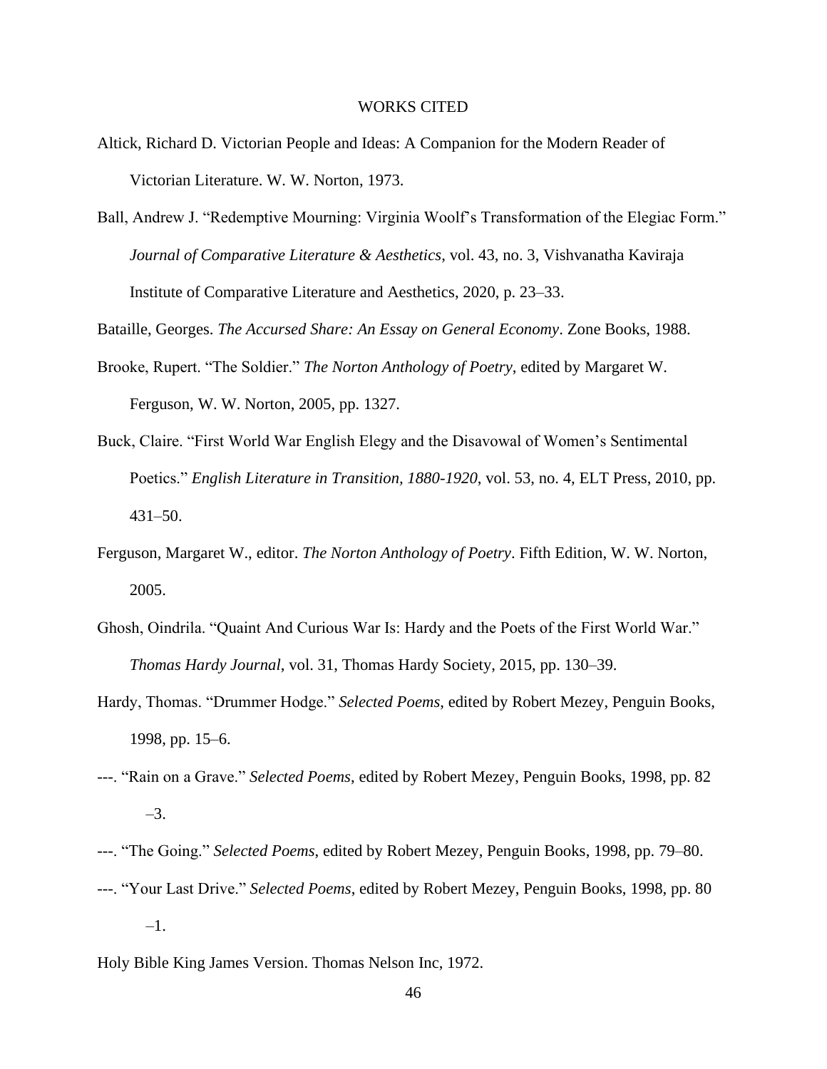# WORKS CITED

Altick, Richard D. Victorian People and Ideas: A Companion for the Modern Reader of Victorian Literature. W. W. Norton, 1973.

Ball, Andrew J. "Redemptive Mourning: Virginia Woolf's Transformation of the Elegiac Form." *Journal of Comparative Literature & Aesthetics*, vol. 43, no. 3, Vishvanatha Kaviraja Institute of Comparative Literature and Aesthetics, 2020, p. 23–33.

Bataille, Georges. *The Accursed Share: An Essay on General Economy*. Zone Books, 1988.

Brooke, Rupert. "The Soldier." *The Norton Anthology of Poetry*, edited by Margaret W. Ferguson, W. W. Norton, 2005, pp. 1327.

Buck, Claire. "First World War English Elegy and the Disavowal of Women's Sentimental Poetics." *English Literature in Transition, 1880-1920*, vol. 53, no. 4, ELT Press, 2010, pp. 431–50.

Ferguson, Margaret W., editor. *The Norton Anthology of Poetry*. Fifth Edition, W. W. Norton, 2005.

Ghosh, Oindrila. "Quaint And Curious War Is: Hardy and the Poets of the First World War." *Thomas Hardy Journal*, vol. 31, Thomas Hardy Society, 2015, pp. 130–39.

Hardy, Thomas. "Drummer Hodge." *Selected Poems*, edited by Robert Mezey, Penguin Books, 1998, pp. 15–6.

---. "Rain on a Grave." *Selected Poems*, edited by Robert Mezey, Penguin Books, 1998, pp. 82 –3.

---. "The Going." *Selected Poems*, edited by Robert Mezey, Penguin Books, 1998, pp. 79–80.

---. "Your Last Drive." *Selected Poems*, edited by Robert Mezey, Penguin Books, 1998, pp. 80 –1.

Holy Bible King James Version. Thomas Nelson Inc, 1972.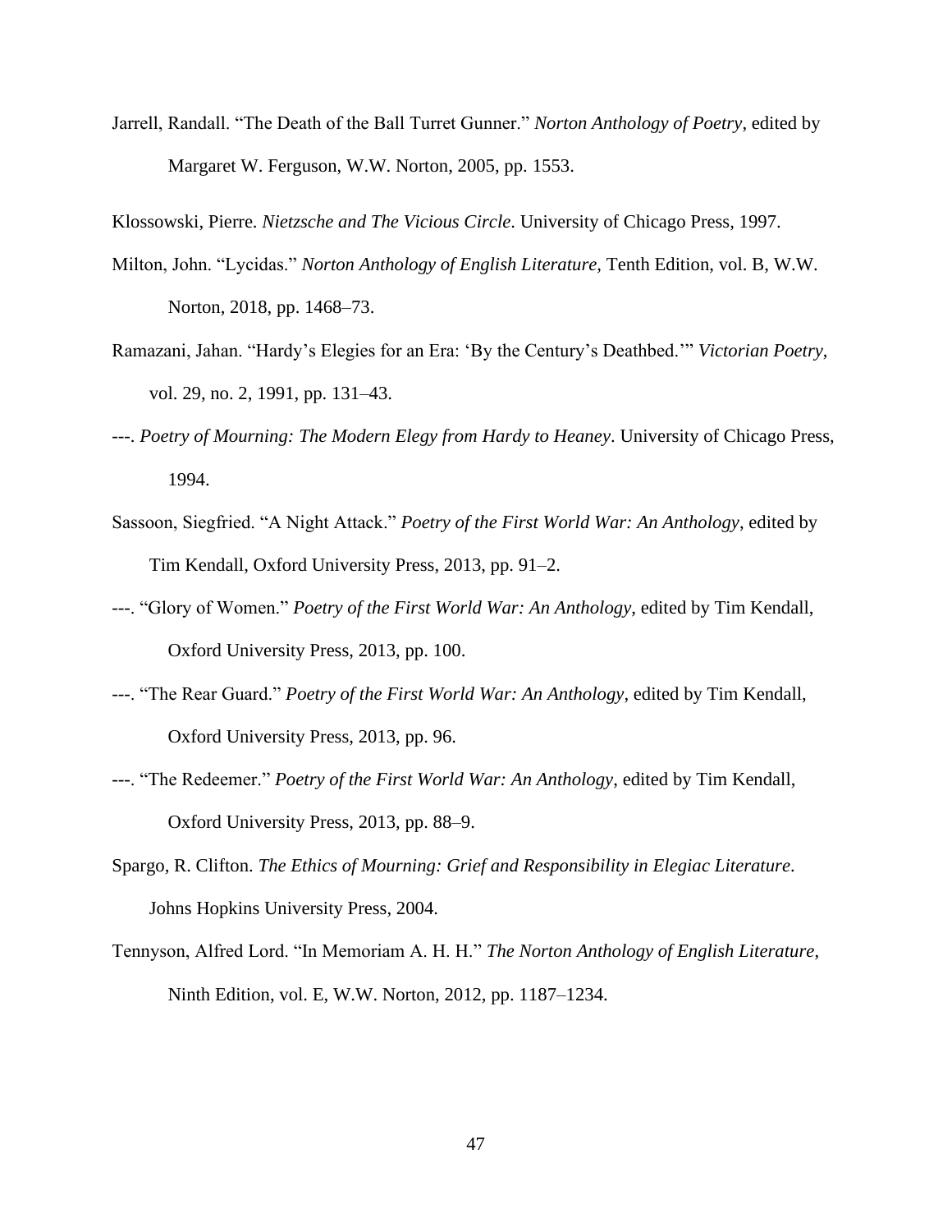Jarrell, Randall. "The Death of the Ball Turret Gunner." *Norton Anthology of Poetry*, edited by Margaret W. Ferguson, W.W. Norton, 2005, pp. 1553.

Klossowski, Pierre. *Nietzsche and The Vicious Circle*. University of Chicago Press, 1997.

Milton, John. "Lycidas." *Norton Anthology of English Literature*, Tenth Edition, vol. B, W.W. Norton, 2018, pp. 1468–73.

Ramazani, Jahan. "Hardy's Elegies for an Era: 'By the Century's Deathbed.'" *Victorian Poetry*, vol. 29, no. 2, 1991, pp. 131–43.

---. *Poetry of Mourning: The Modern Elegy from Hardy to Heaney*. University of Chicago Press, 1994.

Sassoon, Siegfried. "A Night Attack." *Poetry of the First World War: An Anthology*, edited by Tim Kendall, Oxford University Press, 2013, pp. 91–2.

---. "Glory of Women." *Poetry of the First World War: An Anthology*, edited by Tim Kendall, Oxford University Press, 2013, pp. 100.

---. "The Rear Guard." *Poetry of the First World War: An Anthology*, edited by Tim Kendall, Oxford University Press, 2013, pp. 96.

---. "The Redeemer." *Poetry of the First World War: An Anthology*, edited by Tim Kendall, Oxford University Press, 2013, pp. 88–9.

Spargo, R. Clifton. *The Ethics of Mourning: Grief and Responsibility in Elegiac Literature*. Johns Hopkins University Press, 2004.

Tennyson, Alfred Lord. "In Memoriam A. H. H." *The Norton Anthology of English Literature*, Ninth Edition, vol. E, W.W. Norton, 2012, pp. 1187–1234.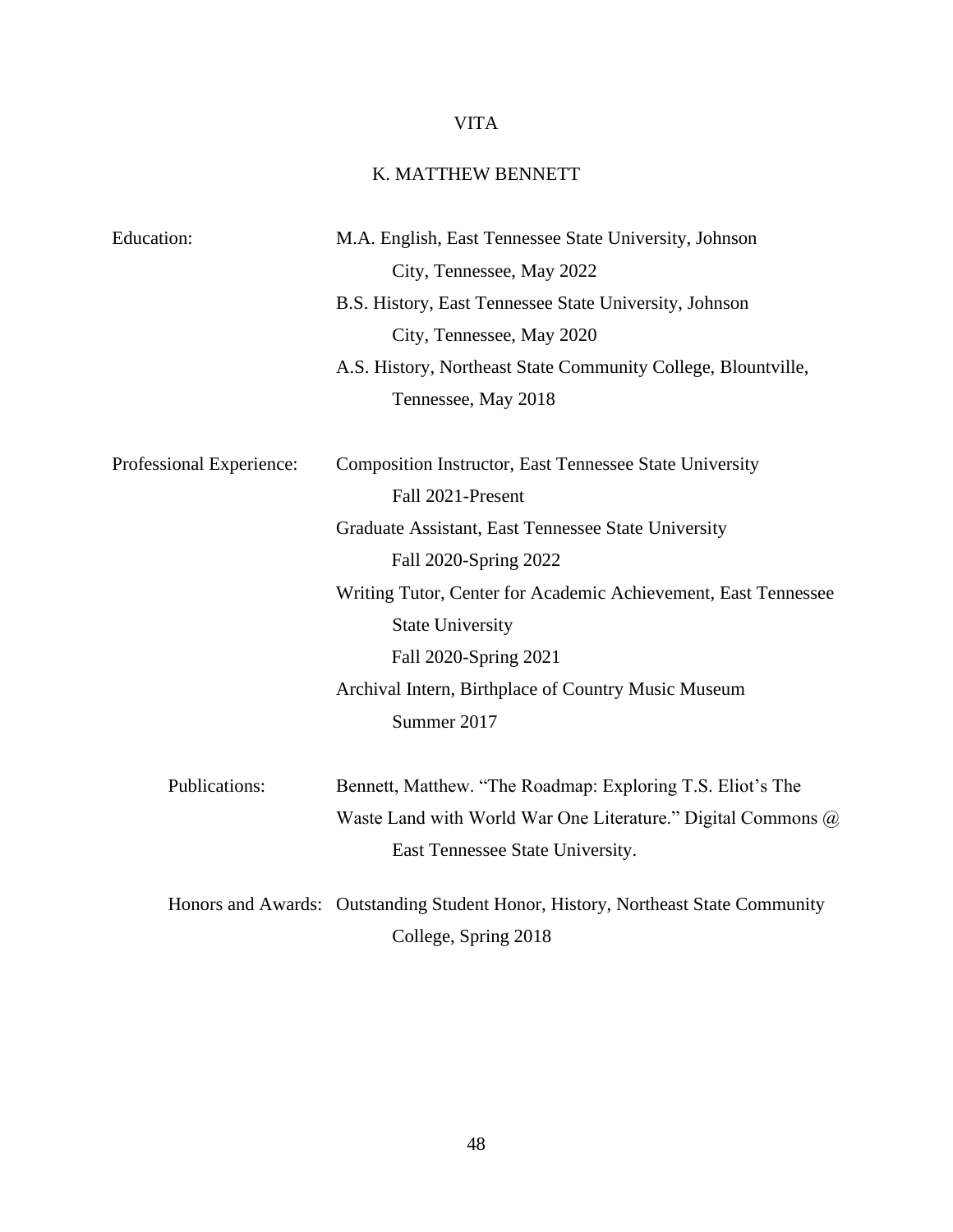# VITA

## K. MATTHEW BENNETT

| | |
|---|---|
| Education: | M.A. English, East Tennessee State University, Johnson City, Tennessee, May 2022 |
| | B.S. History, East Tennessee State University, Johnson City, Tennessee, May 2020 |
| | A.S. History, Northeast State Community College, Blountville, Tennessee, May 2018 |
| Professional Experience: | Composition Instructor, East Tennessee State University Fall 2021-Present |
| | Graduate Assistant, East Tennessee State University Fall 2020-Spring 2022 |
| | Writing Tutor, Center for Academic Achievement, East Tennessee State University Fall 2020-Spring 2021 |
| | Archival Intern, Birthplace of Country Music Museum Summer 2017 |
| Publications: | Bennett, Matthew. "The Roadmap: Exploring T.S. Eliot's The Waste Land with World War One Literature." Digital Commons @ East Tennessee State University. |
| Honors and Awards: | Outstanding Student Honor, History, Northeast State Community College, Spring 2018 |